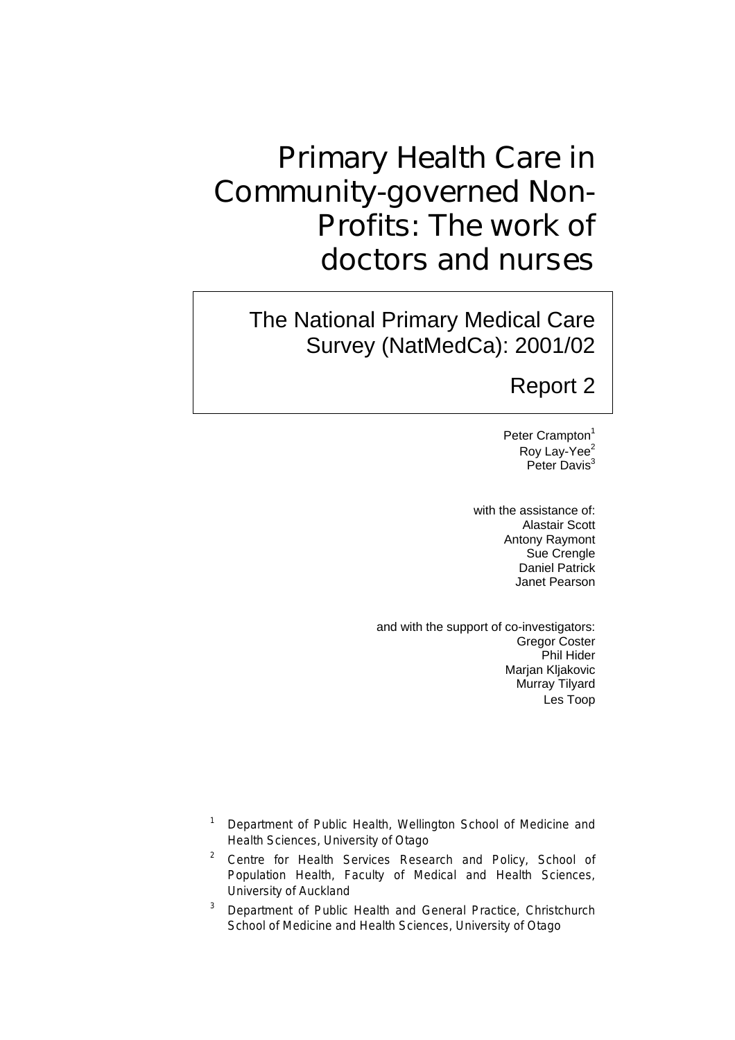# Primary Health Care in Community-governed Non-Profits: The work of doctors and nurses

## The National Primary Medical Care Survey (NatMedCa): 2001/02

## Report 2

Peter Crampton[1]
Roy Lay-Yee[2]
Peter Davis[3]

with the assistance of:
Alastair Scott
Antony Raymont
Sue Crengle
Daniel Patrick
Janet Pearson

and with the support of co-investigators:
Gregor Coster
Phil Hider
Marjan Kljakovic
Murray Tilyard
Les Toop

[1] Department of Public Health, Wellington School of Medicine and Health Sciences, University of Otago

[2] Centre for Health Services Research and Policy, School of Population Health, Faculty of Medical and Health Sciences, University of Auckland

[3] Department of Public Health and General Practice, Christchurch School of Medicine and Health Sciences, University of Otago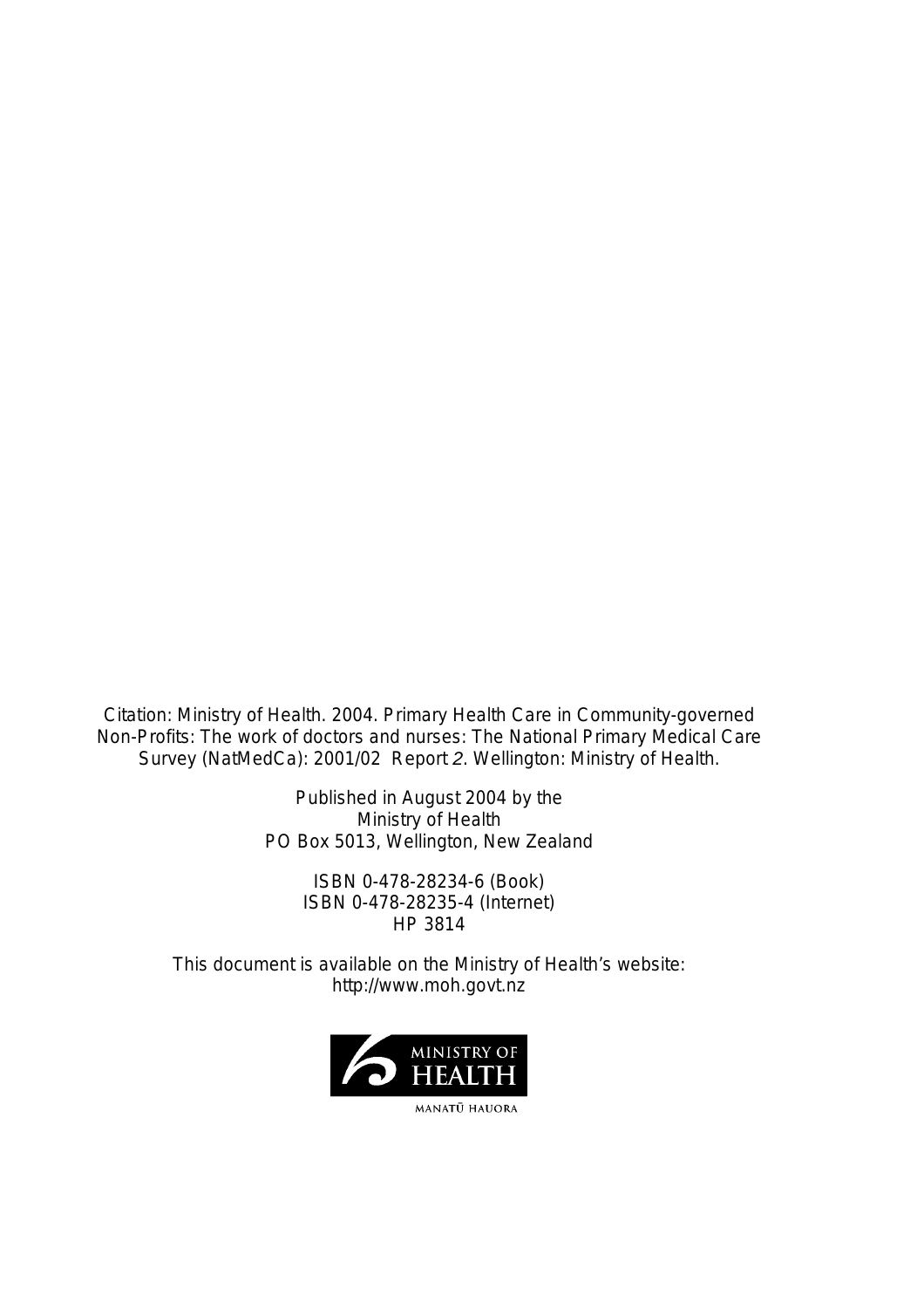Citation: Ministry of Health. 2004. Primary Health Care in Community-governed Non-Profits: The work of doctors and nurses: The National Primary Medical Care Survey (NatMedCa): 2001/02 Report *2*. Wellington: Ministry of Health.

Published in August 2004 by the
Ministry of Health
PO Box 5013, Wellington, New Zealand

ISBN 0-478-28234-6 (Book)
ISBN 0-478-28235-4 (Internet)
HP 3814

This document is available on the Ministry of Health's website:
http://www.moh.govt.nz

MINISTRY OF HEALTH
MANATŪ HAUORA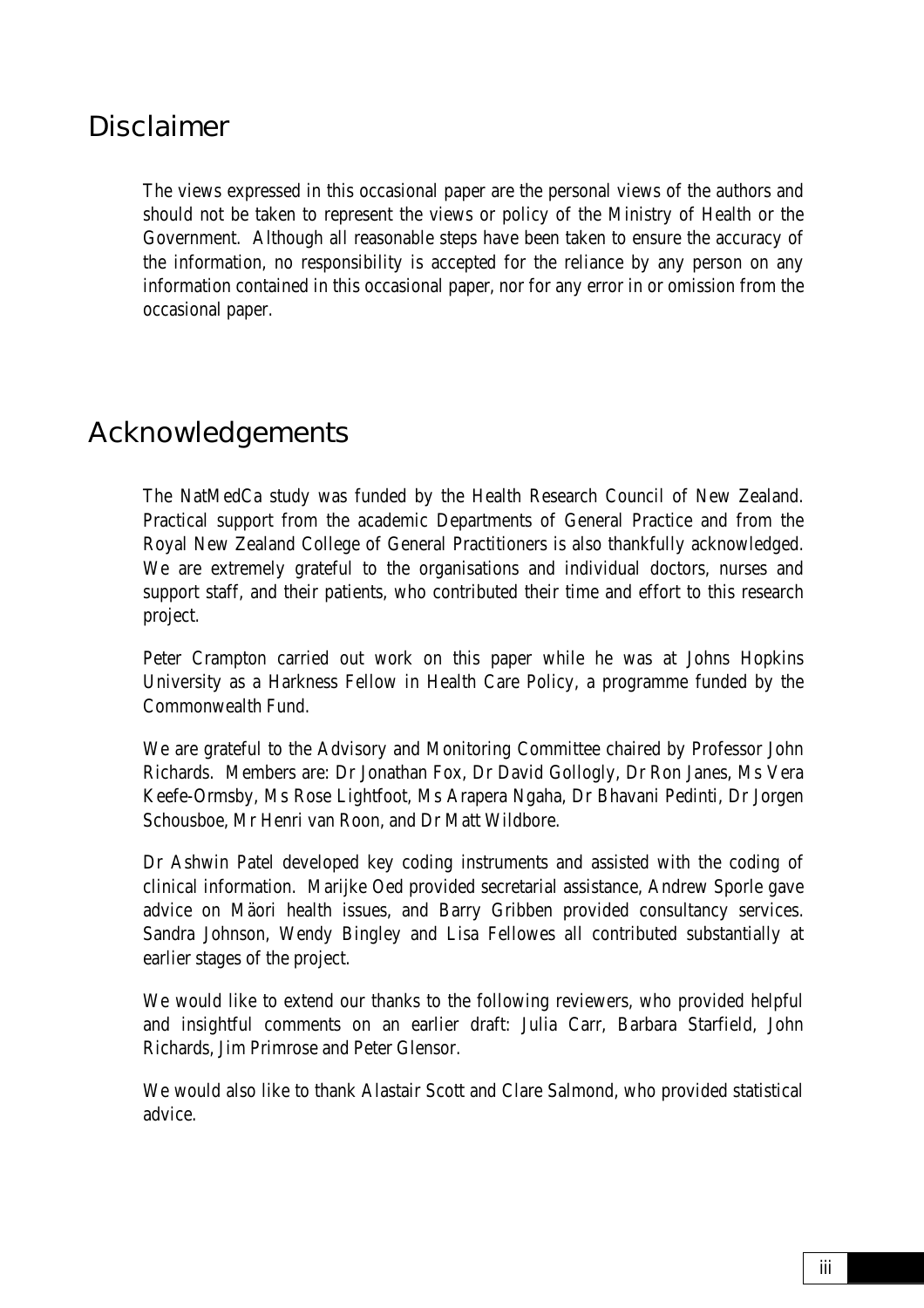# Disclaimer

The views expressed in this occasional paper are the personal views of the authors and should not be taken to represent the views or policy of the Ministry of Health or the Government. Although all reasonable steps have been taken to ensure the accuracy of the information, no responsibility is accepted for the reliance by any person on any information contained in this occasional paper, nor for any error in or omission from the occasional paper.

# Acknowledgements

The NatMedCa study was funded by the Health Research Council of New Zealand. Practical support from the academic Departments of General Practice and from the Royal New Zealand College of General Practitioners is also thankfully acknowledged. We are extremely grateful to the organisations and individual doctors, nurses and support staff, and their patients, who contributed their time and effort to this research project.

Peter Crampton carried out work on this paper while he was at Johns Hopkins University as a Harkness Fellow in Health Care Policy, a programme funded by the Commonwealth Fund.

We are grateful to the Advisory and Monitoring Committee chaired by Professor John Richards. Members are: Dr Jonathan Fox, Dr David Gollogly, Dr Ron Janes, Ms Vera Keefe-Ormsby, Ms Rose Lightfoot, Ms Arapera Ngaha, Dr Bhavani Pedinti, Dr Jorgen Schousboe, Mr Henri van Roon, and Dr Matt Wildbore.

Dr Ashwin Patel developed key coding instruments and assisted with the coding of clinical information. Marijke Oed provided secretarial assistance, Andrew Sporle gave advice on Mäori health issues, and Barry Gribben provided consultancy services. Sandra Johnson, Wendy Bingley and Lisa Fellowes all contributed substantially at earlier stages of the project.

We would like to extend our thanks to the following reviewers, who provided helpful and insightful comments on an earlier draft: Julia Carr, Barbara Starfield, John Richards, Jim Primrose and Peter Glensor.

We would also like to thank Alastair Scott and Clare Salmond, who provided statistical advice.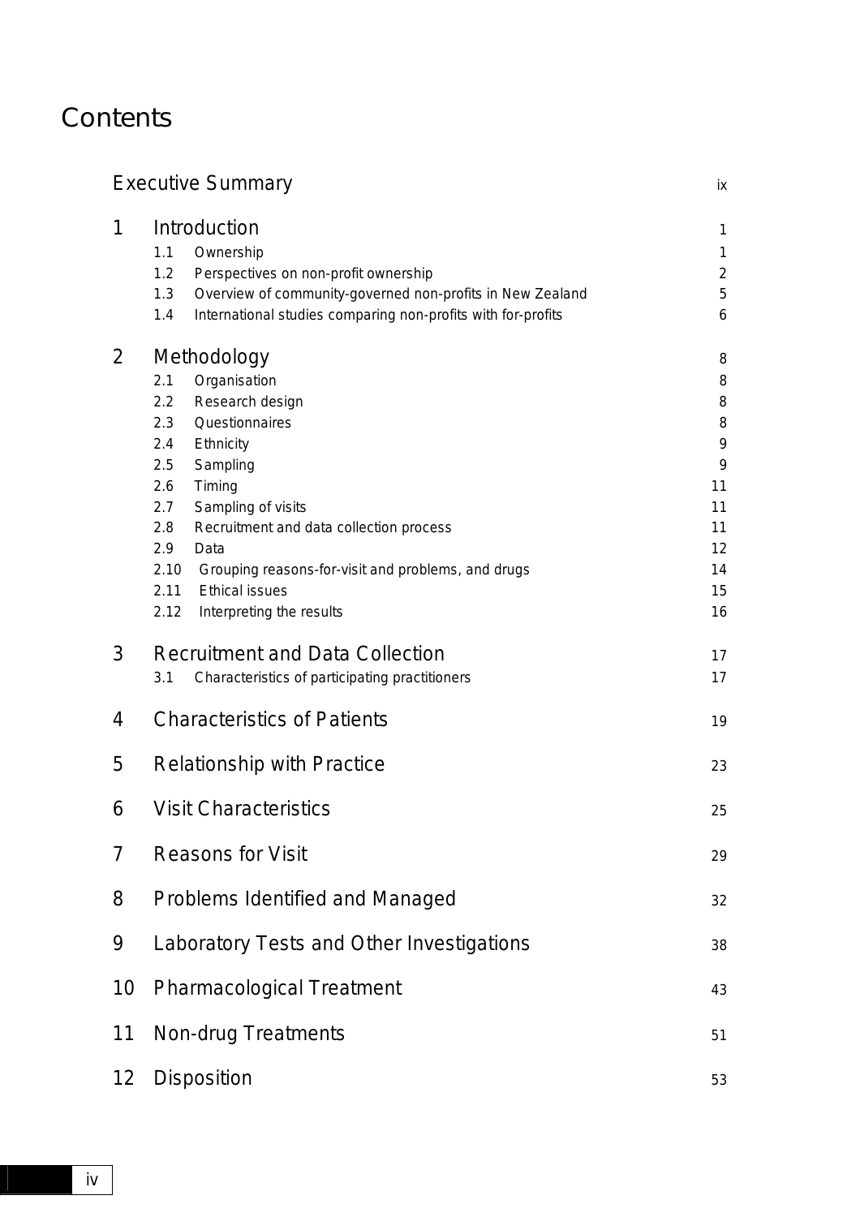# Contents

| | | |
|---|---|---|
| Executive Summary | | ix |
| **1** | **Introduction** | **1** |
| | 1.1 Ownership | 1 |
| | 1.2 Perspectives on non-profit ownership | 2 |
| | 1.3 Overview of community-governed non-profits in New Zealand | 5 |
| | 1.4 International studies comparing non-profits with for-profits | 6 |
| **2** | **Methodology** | **8** |
| | 2.1 Organisation | 8 |
| | 2.2 Research design | 8 |
| | 2.3 Questionnaires | 8 |
| | 2.4 Ethnicity | 9 |
| | 2.5 Sampling | 9 |
| | 2.6 Timing | 11 |
| | 2.7 Sampling of visits | 11 |
| | 2.8 Recruitment and data collection process | 11 |
| | 2.9 Data | 12 |
| | 2.10 Grouping reasons-for-visit and problems, and drugs | 14 |
| | 2.11 Ethical issues | 15 |
| | 2.12 Interpreting the results | 16 |
| **3** | **Recruitment and Data Collection** | **17** |
| | 3.1 Characteristics of participating practitioners | 17 |
| **4** | **Characteristics of Patients** | **19** |
| **5** | **Relationship with Practice** | **23** |
| **6** | **Visit Characteristics** | **25** |
| **7** | **Reasons for Visit** | **29** |
| **8** | **Problems Identified and Managed** | **32** |
| **9** | **Laboratory Tests and Other Investigations** | **38** |
| **10** | **Pharmacological Treatment** | **43** |
| **11** | **Non-drug Treatments** | **51** |
| **12** | **Disposition** | **53** |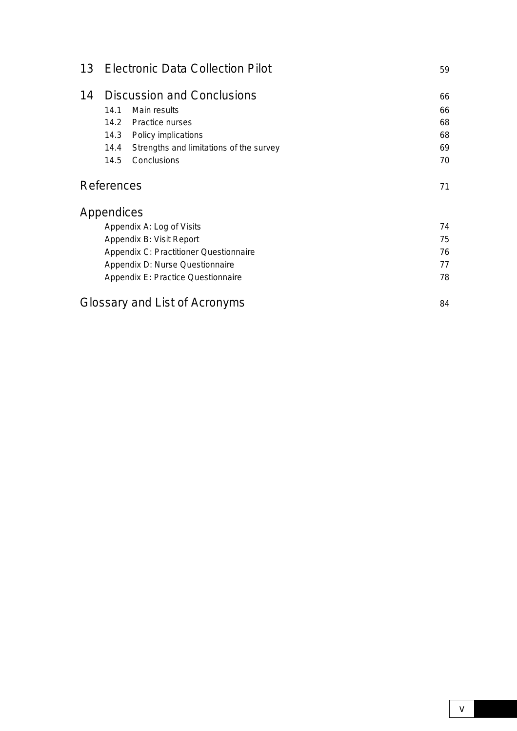| | | |
|---|---|---|
| **13** | **Electronic Data Collection Pilot** | **59** |
| **14** | **Discussion and Conclusions** | **66** |
| 14.1 | Main results | 66 |
| 14.2 | Practice nurses | 68 |
| 14.3 | Policy implications | 68 |
| 14.4 | Strengths and limitations of the survey | 69 |
| 14.5 | Conclusions | 70 |
| | **References** | **71** |
| | **Appendices** | |
| | Appendix A: Log of Visits | 74 |
| | Appendix B: Visit Report | 75 |
| | Appendix C: Practitioner Questionnaire | 76 |
| | Appendix D: Nurse Questionnaire | 77 |
| | Appendix E: Practice Questionnaire | 78 |
| | **Glossary and List of Acronyms** | **84** |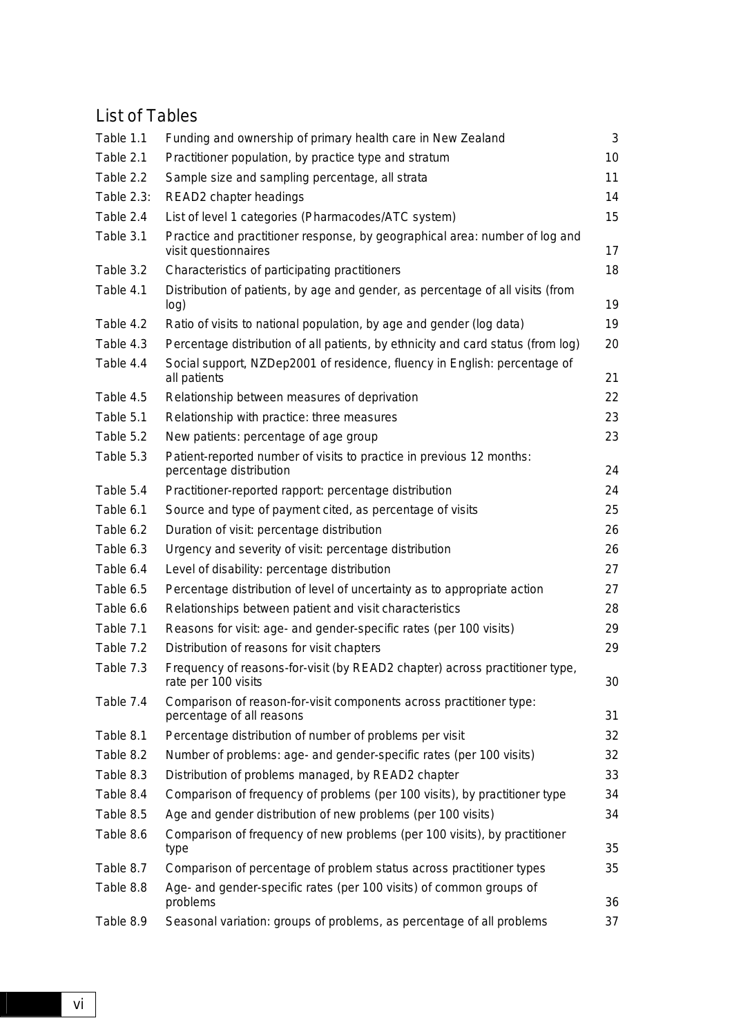## List of Tables

| | | |
|---|---|---|
| Table 1.1 | Funding and ownership of primary health care in New Zealand | 3 |
| Table 2.1 | Practitioner population, by practice type and stratum | 10 |
| Table 2.2 | Sample size and sampling percentage, all strata | 11 |
| Table 2.3: | READ2 chapter headings | 14 |
| Table 2.4 | List of level 1 categories (Pharmacodes/ATC system) | 15 |
| Table 3.1 | Practice and practitioner response, by geographical area: number of log and visit questionnaires | 17 |
| Table 3.2 | Characteristics of participating practitioners | 18 |
| Table 4.1 | Distribution of patients, by age and gender, as percentage of all visits (from log) | 19 |
| Table 4.2 | Ratio of visits to national population, by age and gender (log data) | 19 |
| Table 4.3 | Percentage distribution of all patients, by ethnicity and card status (from log) | 20 |
| Table 4.4 | Social support, NZDep2001 of residence, fluency in English: percentage of all patients | 21 |
| Table 4.5 | Relationship between measures of deprivation | 22 |
| Table 5.1 | Relationship with practice: three measures | 23 |
| Table 5.2 | New patients: percentage of age group | 23 |
| Table 5.3 | Patient-reported number of visits to practice in previous 12 months: percentage distribution | 24 |
| Table 5.4 | Practitioner-reported rapport: percentage distribution | 24 |
| Table 6.1 | Source and type of payment cited, as percentage of visits | 25 |
| Table 6.2 | Duration of visit: percentage distribution | 26 |
| Table 6.3 | Urgency and severity of visit: percentage distribution | 26 |
| Table 6.4 | Level of disability: percentage distribution | 27 |
| Table 6.5 | Percentage distribution of level of uncertainty as to appropriate action | 27 |
| Table 6.6 | Relationships between patient and visit characteristics | 28 |
| Table 7.1 | Reasons for visit: age- and gender-specific rates (per 100 visits) | 29 |
| Table 7.2 | Distribution of reasons for visit chapters | 29 |
| Table 7.3 | Frequency of reasons-for-visit (by READ2 chapter) across practitioner type, rate per 100 visits | 30 |
| Table 7.4 | Comparison of reason-for-visit components across practitioner type: percentage of all reasons | 31 |
| Table 8.1 | Percentage distribution of number of problems per visit | 32 |
| Table 8.2 | Number of problems: age- and gender-specific rates (per 100 visits) | 32 |
| Table 8.3 | Distribution of problems managed, by READ2 chapter | 33 |
| Table 8.4 | Comparison of frequency of problems (per 100 visits), by practitioner type | 34 |
| Table 8.5 | Age and gender distribution of new problems (per 100 visits) | 34 |
| Table 8.6 | Comparison of frequency of new problems (per 100 visits), by practitioner type | 35 |
| Table 8.7 | Comparison of percentage of problem status across practitioner types | 35 |
| Table 8.8 | Age- and gender-specific rates (per 100 visits) of common groups of problems | 36 |
| Table 8.9 | Seasonal variation: groups of problems, as percentage of all problems | 37 |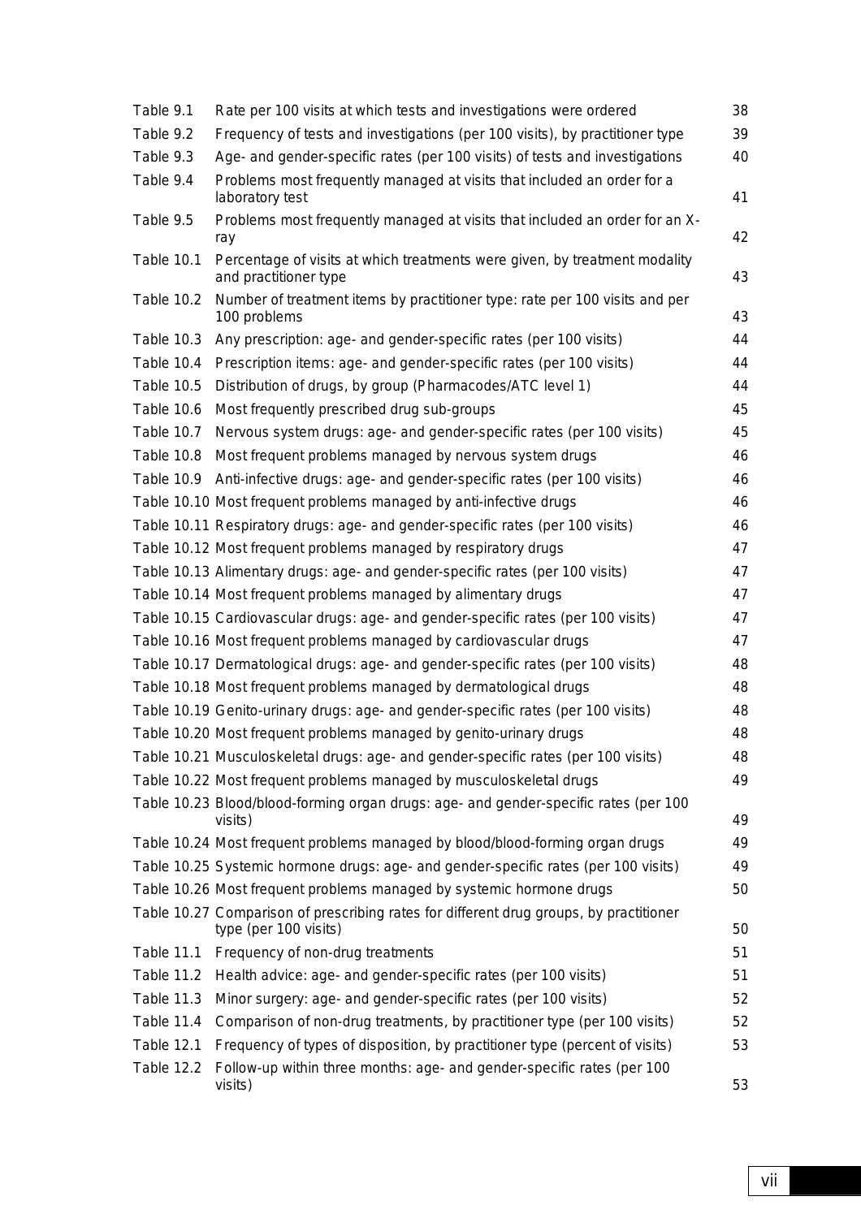| | | |
|---|---|---|
| Table 9.1 | Rate per 100 visits at which tests and investigations were ordered | 38 |
| Table 9.2 | Frequency of tests and investigations (per 100 visits), by practitioner type | 39 |
| Table 9.3 | Age- and gender-specific rates (per 100 visits) of tests and investigations | 40 |
| Table 9.4 | Problems most frequently managed at visits that included an order for a laboratory test | 41 |
| Table 9.5 | Problems most frequently managed at visits that included an order for an X-ray | 42 |
| Table 10.1 | Percentage of visits at which treatments were given, by treatment modality and practitioner type | 43 |
| Table 10.2 | Number of treatment items by practitioner type: rate per 100 visits and per 100 problems | 43 |
| Table 10.3 | Any prescription: age- and gender-specific rates (per 100 visits) | 44 |
| Table 10.4 | Prescription items: age- and gender-specific rates (per 100 visits) | 44 |
| Table 10.5 | Distribution of drugs, by group (Pharmacodes/ATC level 1) | 44 |
| Table 10.6 | Most frequently prescribed drug sub-groups | 45 |
| Table 10.7 | Nervous system drugs: age- and gender-specific rates (per 100 visits) | 45 |
| Table 10.8 | Most frequent problems managed by nervous system drugs | 46 |
| Table 10.9 | Anti-infective drugs: age- and gender-specific rates (per 100 visits) | 46 |
| Table 10.10 | Most frequent problems managed by anti-infective drugs | 46 |
| Table 10.11 | Respiratory drugs: age- and gender-specific rates (per 100 visits) | 46 |
| Table 10.12 | Most frequent problems managed by respiratory drugs | 47 |
| Table 10.13 | Alimentary drugs: age- and gender-specific rates (per 100 visits) | 47 |
| Table 10.14 | Most frequent problems managed by alimentary drugs | 47 |
| Table 10.15 | Cardiovascular drugs: age- and gender-specific rates (per 100 visits) | 47 |
| Table 10.16 | Most frequent problems managed by cardiovascular drugs | 47 |
| Table 10.17 | Dermatological drugs: age- and gender-specific rates (per 100 visits) | 48 |
| Table 10.18 | Most frequent problems managed by dermatological drugs | 48 |
| Table 10.19 | Genito-urinary drugs: age- and gender-specific rates (per 100 visits) | 48 |
| Table 10.20 | Most frequent problems managed by genito-urinary drugs | 48 |
| Table 10.21 | Musculoskeletal drugs: age- and gender-specific rates (per 100 visits) | 48 |
| Table 10.22 | Most frequent problems managed by musculoskeletal drugs | 49 |
| Table 10.23 | Blood/blood-forming organ drugs: age- and gender-specific rates (per 100 visits) | 49 |
| Table 10.24 | Most frequent problems managed by blood/blood-forming organ drugs | 49 |
| Table 10.25 | Systemic hormone drugs: age- and gender-specific rates (per 100 visits) | 49 |
| Table 10.26 | Most frequent problems managed by systemic hormone drugs | 50 |
| Table 10.27 | Comparison of prescribing rates for different drug groups, by practitioner type (per 100 visits) | 50 |
| Table 11.1 | Frequency of non-drug treatments | 51 |
| Table 11.2 | Health advice: age- and gender-specific rates (per 100 visits) | 51 |
| Table 11.3 | Minor surgery: age- and gender-specific rates (per 100 visits) | 52 |
| Table 11.4 | Comparison of non-drug treatments, by practitioner type (per 100 visits) | 52 |
| Table 12.1 | Frequency of types of disposition, by practitioner type (percent of visits) | 53 |
| Table 12.2 | Follow-up within three months: age- and gender-specific rates (per 100 visits) | 53 |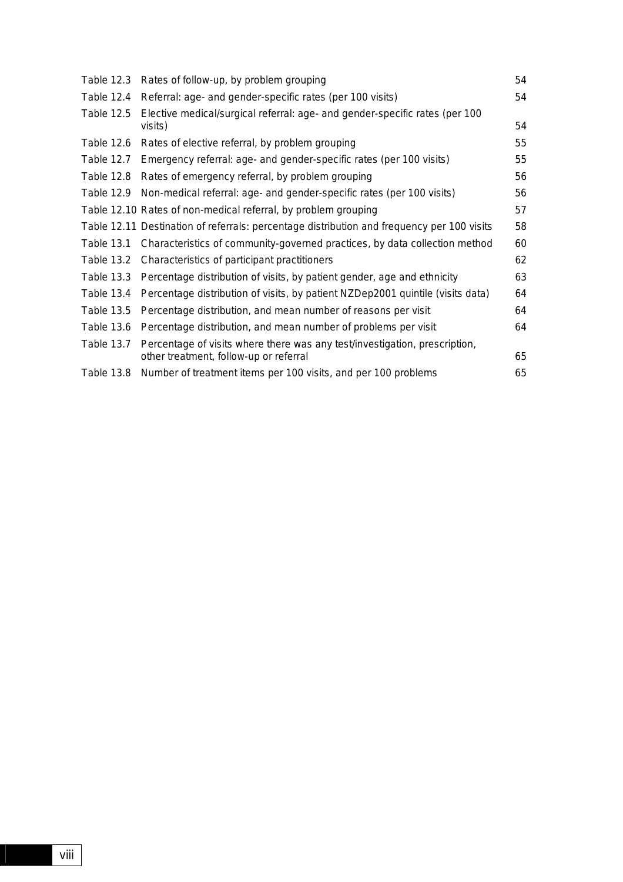| | | |
|---|---|---|
| Table 12.3 | Rates of follow-up, by problem grouping | 54 |
| Table 12.4 | Referral: age- and gender-specific rates (per 100 visits) | 54 |
| Table 12.5 | Elective medical/surgical referral: age- and gender-specific rates (per 100 visits) | 54 |
| Table 12.6 | Rates of elective referral, by problem grouping | 55 |
| Table 12.7 | Emergency referral: age- and gender-specific rates (per 100 visits) | 55 |
| Table 12.8 | Rates of emergency referral, by problem grouping | 56 |
| Table 12.9 | Non-medical referral: age- and gender-specific rates (per 100 visits) | 56 |
| Table 12.10 | Rates of non-medical referral, by problem grouping | 57 |
| Table 12.11 | Destination of referrals: percentage distribution and frequency per 100 visits | 58 |
| Table 13.1 | Characteristics of community-governed practices, by data collection method | 60 |
| Table 13.2 | Characteristics of participant practitioners | 62 |
| Table 13.3 | Percentage distribution of visits, by patient gender, age and ethnicity | 63 |
| Table 13.4 | Percentage distribution of visits, by patient NZDep2001 quintile (visits data) | 64 |
| Table 13.5 | Percentage distribution, and mean number of reasons per visit | 64 |
| Table 13.6 | Percentage distribution, and mean number of problems per visit | 64 |
| Table 13.7 | Percentage of visits where there was any test/investigation, prescription, other treatment, follow-up or referral | 65 |
| Table 13.8 | Number of treatment items per 100 visits, and per 100 problems | 65 |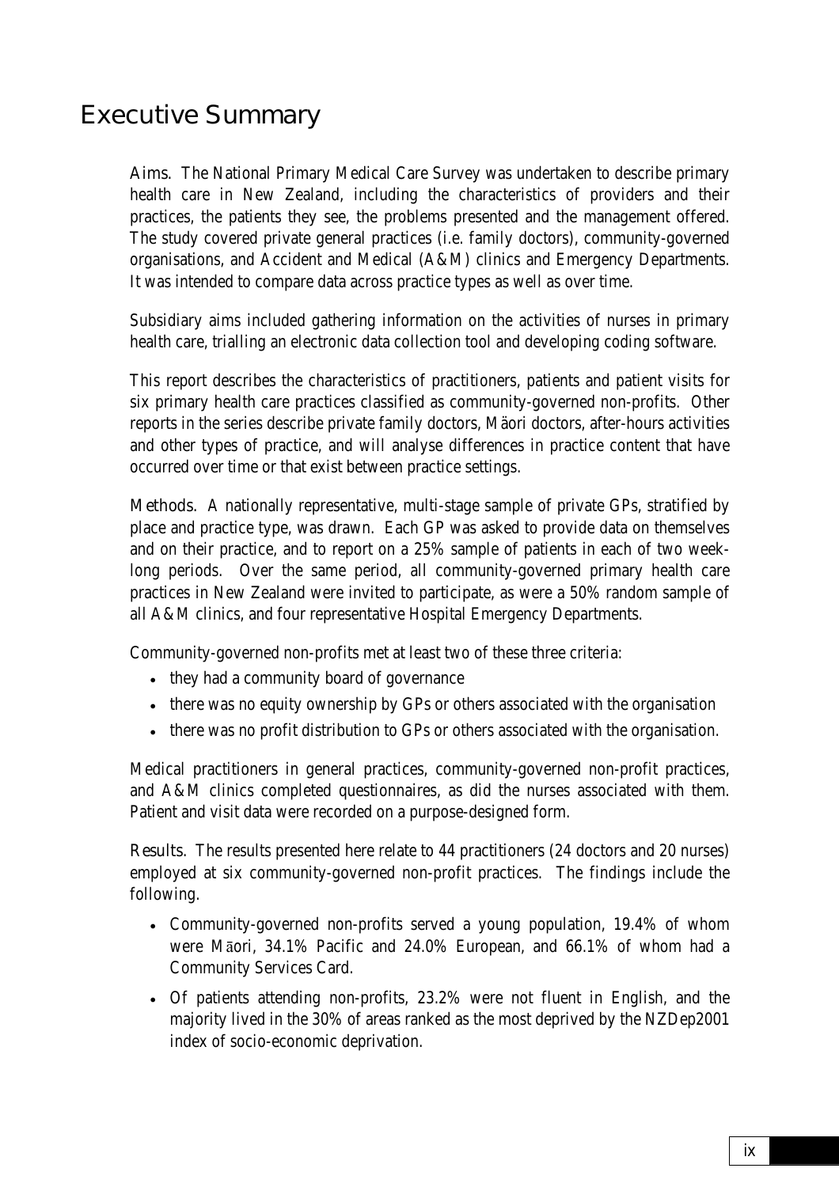# Executive Summary

Aims. The National Primary Medical Care Survey was undertaken to describe primary health care in New Zealand, including the characteristics of providers and their practices, the patients they see, the problems presented and the management offered. The study covered private general practices (i.e. family doctors), community-governed organisations, and Accident and Medical (A&M) clinics and Emergency Departments. It was intended to compare data across practice types as well as over time.

Subsidiary aims included gathering information on the activities of nurses in primary health care, trialling an electronic data collection tool and developing coding software.

This report describes the characteristics of practitioners, patients and patient visits for six primary health care practices classified as community-governed non-profits. Other reports in the series describe private family doctors, Mäori doctors, after-hours activities and other types of practice, and will analyse differences in practice content that have occurred over time or that exist between practice settings.

Methods. A nationally representative, multi-stage sample of private GPs, stratified by place and practice type, was drawn. Each GP was asked to provide data on themselves and on their practice, and to report on a 25% sample of patients in each of two week-long periods. Over the same period, all community-governed primary health care practices in New Zealand were invited to participate, as were a 50% random sample of all A&M clinics, and four representative Hospital Emergency Departments.

Community-governed non-profits met at least two of these three criteria:

- they had a community board of governance
- there was no equity ownership by GPs or others associated with the organisation
- there was no profit distribution to GPs or others associated with the organisation.

Medical practitioners in general practices, community-governed non-profit practices, and A&M clinics completed questionnaires, as did the nurses associated with them. Patient and visit data were recorded on a purpose-designed form.

Results. The results presented here relate to 44 practitioners (24 doctors and 20 nurses) employed at six community-governed non-profit practices. The findings include the following.

- Community-governed non-profits served a young population, 19.4% of whom were Māori, 34.1% Pacific and 24.0% European, and 66.1% of whom had a Community Services Card.
- Of patients attending non-profits, 23.2% were not fluent in English, and the majority lived in the 30% of areas ranked as the most deprived by the NZDep2001 index of socio-economic deprivation.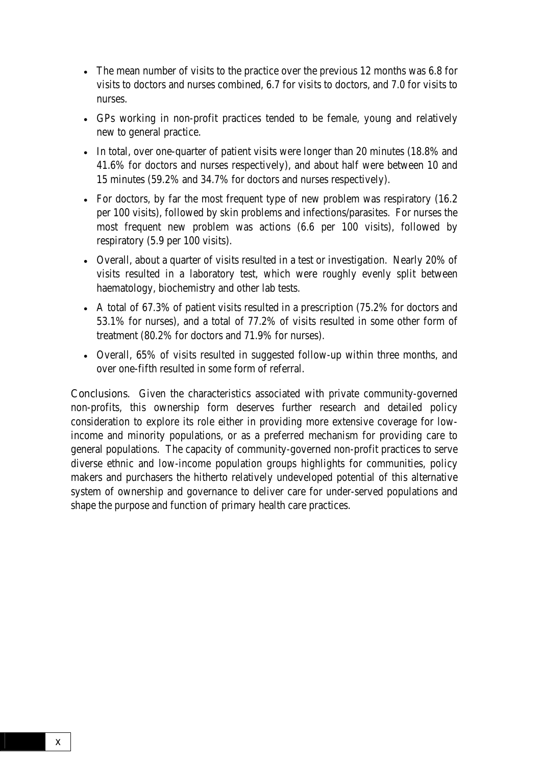- The mean number of visits to the practice over the previous 12 months was 6.8 for visits to doctors and nurses combined, 6.7 for visits to doctors, and 7.0 for visits to nurses.
- GPs working in non-profit practices tended to be female, young and relatively new to general practice.
- In total, over one-quarter of patient visits were longer than 20 minutes (18.8% and 41.6% for doctors and nurses respectively), and about half were between 10 and 15 minutes (59.2% and 34.7% for doctors and nurses respectively).
- For doctors, by far the most frequent type of new problem was respiratory (16.2 per 100 visits), followed by skin problems and infections/parasites. For nurses the most frequent new problem was actions (6.6 per 100 visits), followed by respiratory (5.9 per 100 visits).
- Overall, about a quarter of visits resulted in a test or investigation. Nearly 20% of visits resulted in a laboratory test, which were roughly evenly split between haematology, biochemistry and other lab tests.
- A total of 67.3% of patient visits resulted in a prescription (75.2% for doctors and 53.1% for nurses), and a total of 77.2% of visits resulted in some other form of treatment (80.2% for doctors and 71.9% for nurses).
- Overall, 65% of visits resulted in suggested follow-up within three months, and over one-fifth resulted in some form of referral.

Conclusions. Given the characteristics associated with private community-governed non-profits, this ownership form deserves further research and detailed policy consideration to explore its role either in providing more extensive coverage for low-income and minority populations, or as a preferred mechanism for providing care to general populations. The capacity of community-governed non-profit practices to serve diverse ethnic and low-income population groups highlights for communities, policy makers and purchasers the hitherto relatively undeveloped potential of this alternative system of ownership and governance to deliver care for under-served populations and shape the purpose and function of primary health care practices.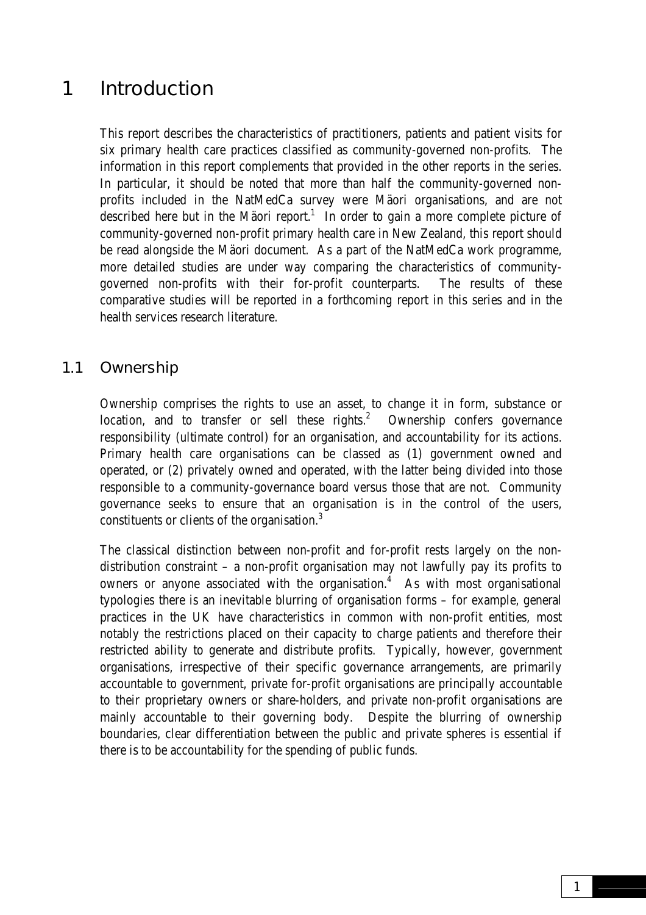# 1 Introduction

This report describes the characteristics of practitioners, patients and patient visits for six primary health care practices classified as community-governed non-profits. The information in this report complements that provided in the other reports in the series. In particular, it should be noted that more than half the community-governed non-profits included in the NatMedCa survey were Mäori organisations, and are not described here but in the Mäori report.[1] In order to gain a more complete picture of community-governed non-profit primary health care in New Zealand, this report should be read alongside the Mäori document. As a part of the NatMedCa work programme, more detailed studies are under way comparing the characteristics of community-governed non-profits with their for-profit counterparts. The results of these comparative studies will be reported in a forthcoming report in this series and in the health services research literature.

## 1.1 Ownership

Ownership comprises the rights to use an asset, to change it in form, substance or location, and to transfer or sell these rights.[2] Ownership confers governance responsibility (ultimate control) for an organisation, and accountability for its actions. Primary health care organisations can be classed as (1) government owned and operated, or (2) privately owned and operated, with the latter being divided into those responsible to a community-governance board versus those that are not. Community governance seeks to ensure that an organisation is in the control of the users, constituents or clients of the organisation.[3]

The classical distinction between non-profit and for-profit rests largely on the non-distribution constraint – a non-profit organisation may not lawfully pay its profits to owners or anyone associated with the organisation.[4] As with most organisational typologies there is an inevitable blurring of organisation forms – for example, general practices in the UK have characteristics in common with non-profit entities, most notably the restrictions placed on their capacity to charge patients and therefore their restricted ability to generate and distribute profits. Typically, however, government organisations, irrespective of their specific governance arrangements, are primarily accountable to government, private for-profit organisations are principally accountable to their proprietary owners or share-holders, and private non-profit organisations are mainly accountable to their governing body. Despite the blurring of ownership boundaries, clear differentiation between the public and private spheres is essential if there is to be accountability for the spending of public funds.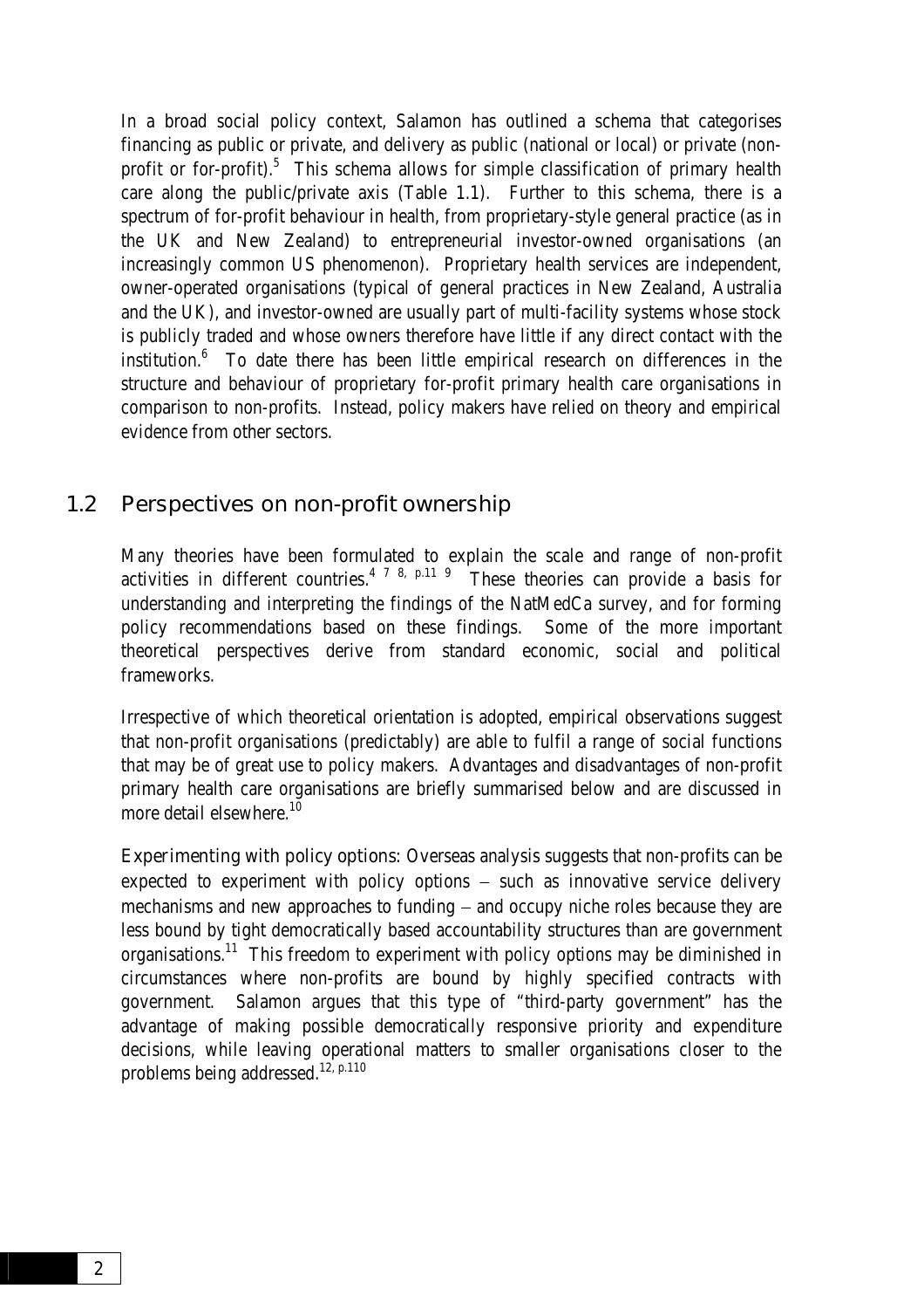In a broad social policy context, Salamon has outlined a schema that categorises financing as public or private, and delivery as public (national or local) or private (non-profit or for-profit).[5] This schema allows for simple classification of primary health care along the public/private axis (Table 1.1). Further to this schema, there is a spectrum of for-profit behaviour in health, from proprietary-style general practice (as in the UK and New Zealand) to entrepreneurial investor-owned organisations (an increasingly common US phenomenon). Proprietary health services are independent, owner-operated organisations (typical of general practices in New Zealand, Australia and the UK), and investor-owned are usually part of multi-facility systems whose stock is publicly traded and whose owners therefore have little if any direct contact with the institution.[6] To date there has been little empirical research on differences in the structure and behaviour of proprietary for-profit primary health care organisations in comparison to non-profits. Instead, policy makers have relied on theory and empirical evidence from other sectors.

## 1.2 Perspectives on non-profit ownership

Many theories have been formulated to explain the scale and range of non-profit activities in different countries.[4 7 8, p.11 9] These theories can provide a basis for understanding and interpreting the findings of the NatMedCa survey, and for forming policy recommendations based on these findings. Some of the more important theoretical perspectives derive from standard economic, social and political frameworks.

Irrespective of which theoretical orientation is adopted, empirical observations suggest that non-profit organisations (predictably) are able to fulfil a range of social functions that may be of great use to policy makers. Advantages and disadvantages of non-profit primary health care organisations are briefly summarised below and are discussed in more detail elsewhere.[10]

*Experimenting with policy options:* Overseas analysis suggests that non-profits can be expected to experiment with policy options – such as innovative service delivery mechanisms and new approaches to funding – and occupy niche roles because they are less bound by tight democratically based accountability structures than are government organisations.[11] This freedom to experiment with policy options may be diminished in circumstances where non-profits are bound by highly specified contracts with government. Salamon argues that this type of "third-party government" has the advantage of making possible democratically responsive priority and expenditure decisions, while leaving operational matters to smaller organisations closer to the problems being addressed.[12, p.110]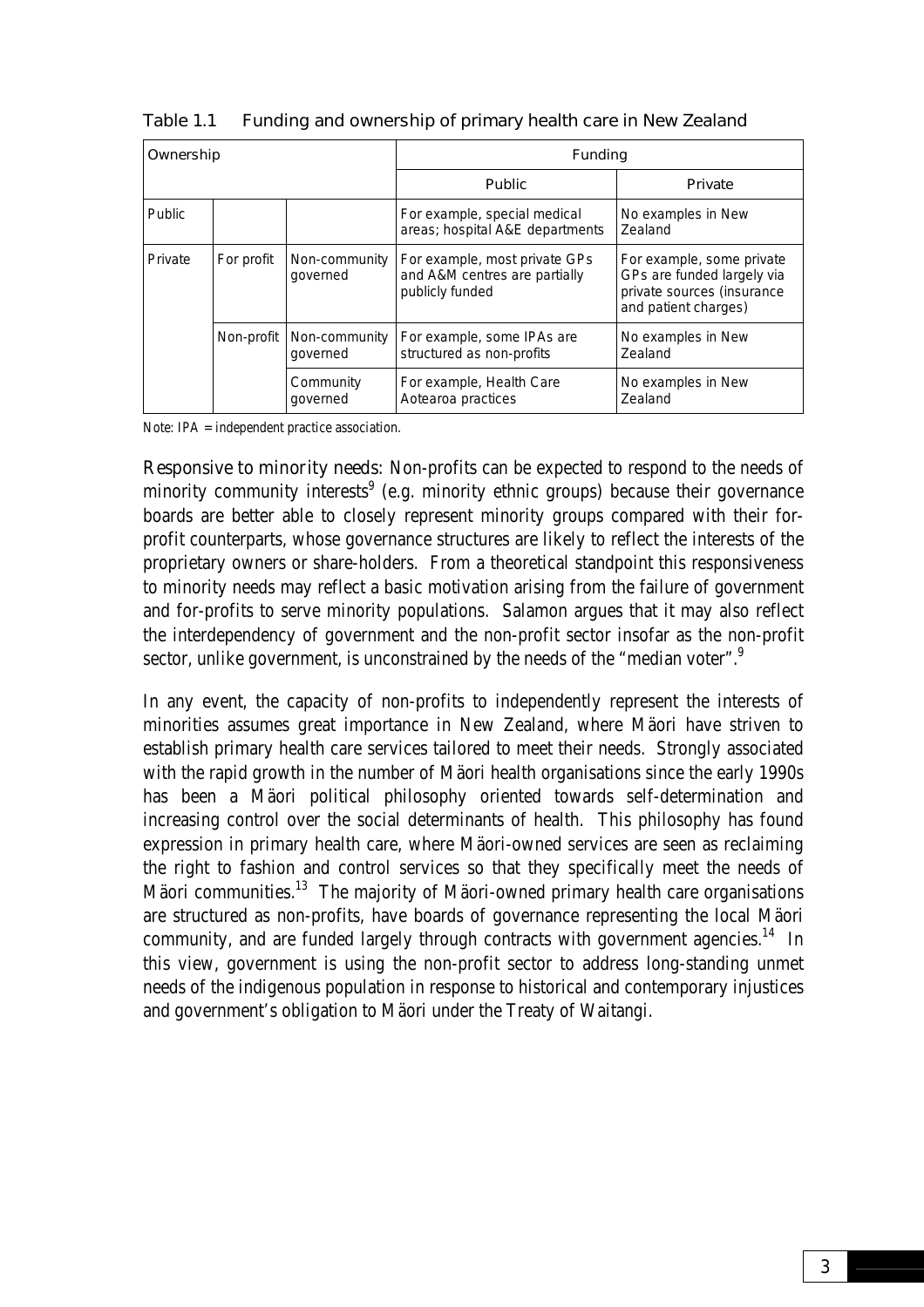Table 1.1 Funding and ownership of primary health care in New Zealand

| Ownership | | | Funding | |
|---|---|---|---|---|
| | | | Public | Private |
| Public | | | For example, special medical areas; hospital A&E departments | No examples in New Zealand |
| Private | For profit | Non-community governed | For example, most private GPs and A&M centres are partially publicly funded | For example, some private GPs are funded largely via private sources (insurance and patient charges) |
| | Non-profit | Non-community governed | For example, some IPAs are structured as non-profits | No examples in New Zealand |
| | | Community governed | For example, Health Care Aotearoa practices | No examples in New Zealand |

Note: IPA = independent practice association.

Responsive to minority needs: Non-profits can be expected to respond to the needs of minority community interests[9] (e.g. minority ethnic groups) because their governance boards are better able to closely represent minority groups compared with their for-profit counterparts, whose governance structures are likely to reflect the interests of the proprietary owners or share-holders. From a theoretical standpoint this responsiveness to minority needs may reflect a basic motivation arising from the failure of government and for-profits to serve minority populations. Salamon argues that it may also reflect the interdependency of government and the non-profit sector insofar as the non-profit sector, unlike government, is unconstrained by the needs of the "median voter".[9]

In any event, the capacity of non-profits to independently represent the interests of minorities assumes great importance in New Zealand, where Mäori have striven to establish primary health care services tailored to meet their needs. Strongly associated with the rapid growth in the number of Mäori health organisations since the early 1990s has been a Mäori political philosophy oriented towards self-determination and increasing control over the social determinants of health. This philosophy has found expression in primary health care, where Mäori-owned services are seen as reclaiming the right to fashion and control services so that they specifically meet the needs of Mäori communities.[13] The majority of Mäori-owned primary health care organisations are structured as non-profits, have boards of governance representing the local Mäori community, and are funded largely through contracts with government agencies.[14] In this view, government is using the non-profit sector to address long-standing unmet needs of the indigenous population in response to historical and contemporary injustices and government's obligation to Mäori under the Treaty of Waitangi.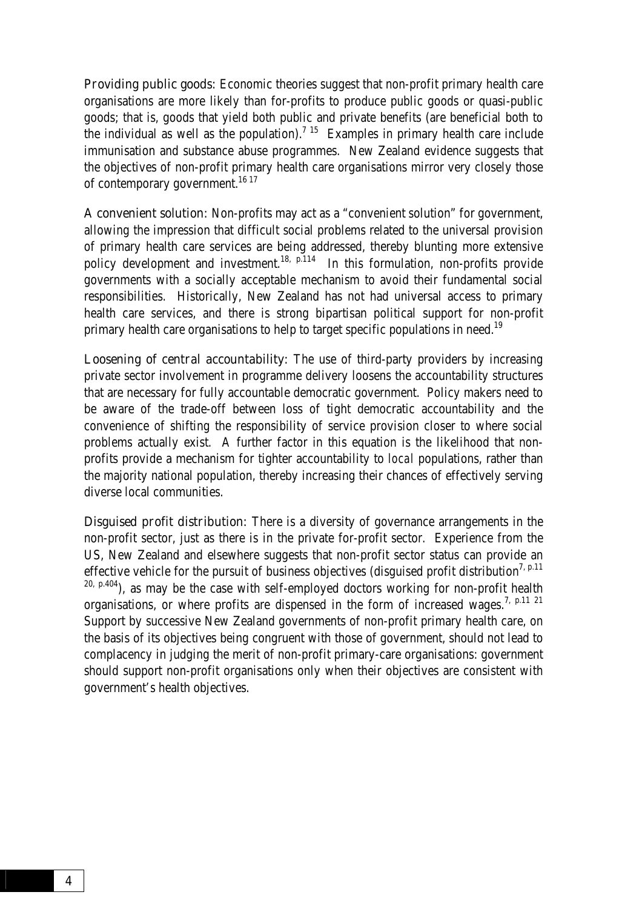Providing public goods: Economic theories suggest that non-profit primary health care organisations are more likely than for-profits to produce public goods or quasi-public goods; that is, goods that yield both public and private benefits (are beneficial both to the individual as well as the population).[7 15] Examples in primary health care include immunisation and substance abuse programmes. New Zealand evidence suggests that the objectives of non-profit primary health care organisations mirror very closely those of contemporary government.[16 17]

A convenient solution: Non-profits may act as a "convenient solution" for government, allowing the impression that difficult social problems related to the universal provision of primary health care services are being addressed, thereby blunting more extensive policy development and investment.[18, p.114] In this formulation, non-profits provide governments with a socially acceptable mechanism to avoid their fundamental social responsibilities. Historically, New Zealand has not had universal access to primary health care services, and there is strong bipartisan political support for non-profit primary health care organisations to help to target specific populations in need.[19]

Loosening of central accountability: The use of third-party providers by increasing private sector involvement in programme delivery loosens the accountability structures that are necessary for fully accountable democratic government. Policy makers need to be aware of the trade-off between loss of tight democratic accountability and the convenience of shifting the responsibility of service provision closer to where social problems actually exist. A further factor in this equation is the likelihood that non-profits provide a mechanism for tighter accountability to *local* populations, rather than the majority national population, thereby increasing their chances of effectively serving diverse local communities.

Disguised profit distribution: There is a diversity of governance arrangements in the non-profit sector, just as there is in the private for-profit sector. Experience from the US, New Zealand and elsewhere suggests that non-profit sector status can provide an effective vehicle for the pursuit of business objectives (disguised profit distribution[7, p.11 20, p.404]), as may be the case with self-employed doctors working for non-profit health organisations, or where profits are dispensed in the form of increased wages.[7, p.11 21] Support by successive New Zealand governments of non-profit primary health care, on the basis of its objectives being congruent with those of government, should not lead to complacency in judging the merit of non-profit primary-care organisations: government should support non-profit organisations only when their objectives are consistent with government's health objectives.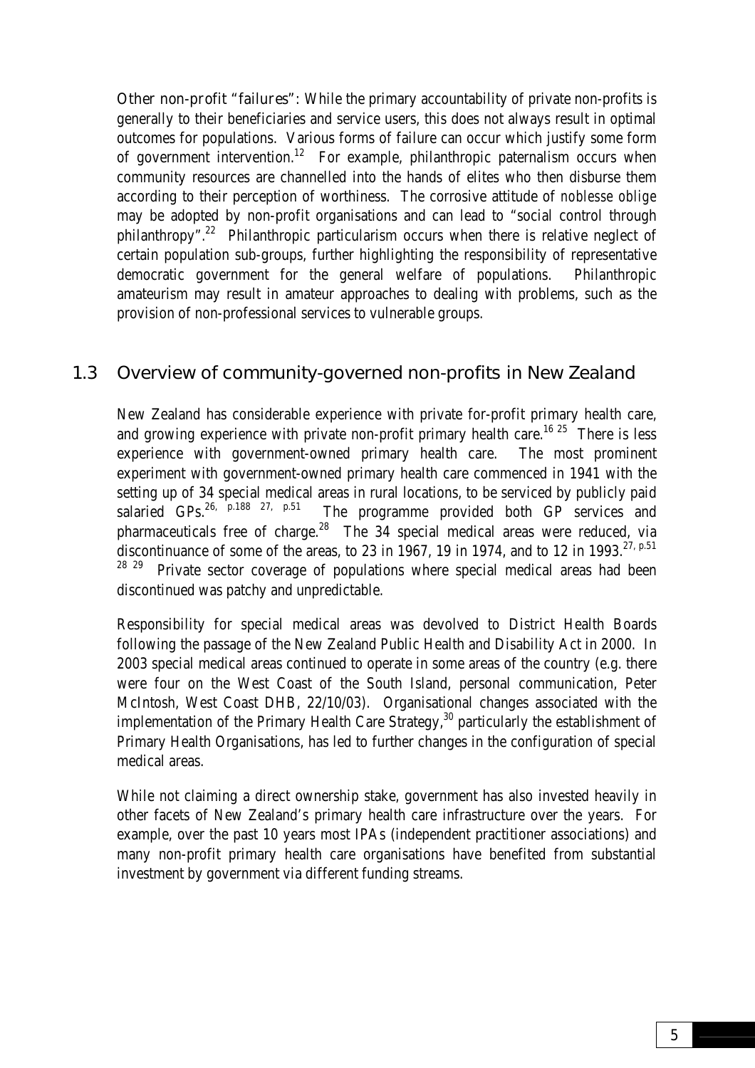Other non-profit "failures": While the primary accountability of private non-profits is generally to their beneficiaries and service users, this does not always result in optimal outcomes for populations. Various forms of failure can occur which justify some form of government intervention.[12] For example, philanthropic paternalism occurs when community resources are channelled into the hands of elites who then disburse them according to their perception of worthiness. The corrosive attitude of *noblesse oblige* may be adopted by non-profit organisations and can lead to "social control through philanthropy".[22] Philanthropic particularism occurs when there is relative neglect of certain population sub-groups, further highlighting the responsibility of representative democratic government for the general welfare of populations. Philanthropic amateurism may result in amateur approaches to dealing with problems, such as the provision of non-professional services to vulnerable groups.

## 1.3 Overview of community-governed non-profits in New Zealand

New Zealand has considerable experience with private for-profit primary health care, and growing experience with private non-profit primary health care.[16 25] There is less experience with government-owned primary health care. The most prominent experiment with government-owned primary health care commenced in 1941 with the setting up of 34 special medical areas in rural locations, to be serviced by publicly paid salaried GPs.[26, p.188 27, p.51] The programme provided both GP services and pharmaceuticals free of charge.[28] The 34 special medical areas were reduced, via discontinuance of some of the areas, to 23 in 1967, 19 in 1974, and to 12 in 1993.[27, p.51 28 29] Private sector coverage of populations where special medical areas had been discontinued was patchy and unpredictable.

Responsibility for special medical areas was devolved to District Health Boards following the passage of the New Zealand Public Health and Disability Act in 2000. In 2003 special medical areas continued to operate in some areas of the country (e.g. there were four on the West Coast of the South Island, personal communication, Peter McIntosh, West Coast DHB, 22/10/03). Organisational changes associated with the implementation of the Primary Health Care Strategy,[30] particularly the establishment of Primary Health Organisations, has led to further changes in the configuration of special medical areas.

While not claiming a direct ownership stake, government has also invested heavily in other facets of New Zealand's primary health care infrastructure over the years. For example, over the past 10 years most IPAs (independent practitioner associations) and many non-profit primary health care organisations have benefited from substantial investment by government via different funding streams.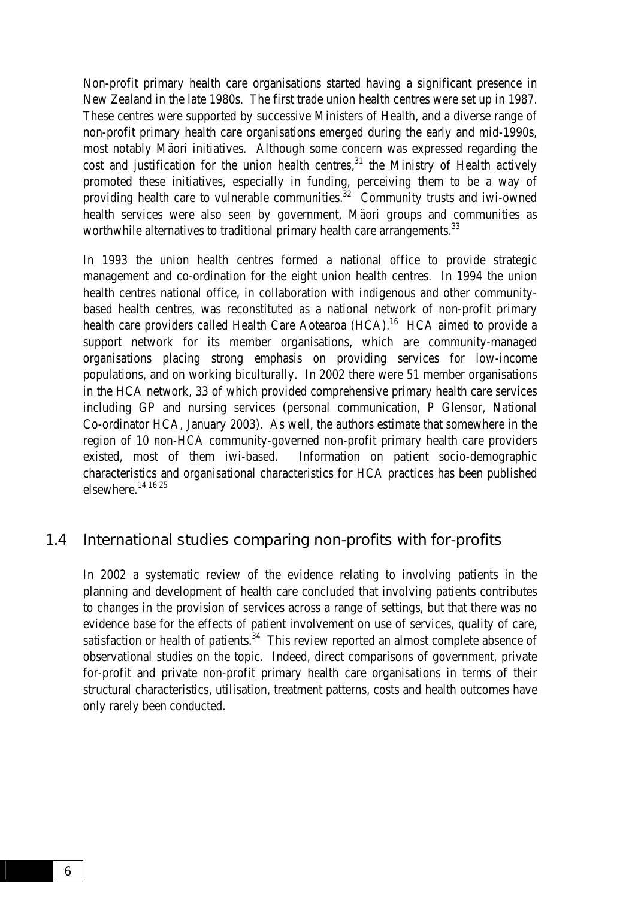Non-profit primary health care organisations started having a significant presence in New Zealand in the late 1980s. The first trade union health centres were set up in 1987. These centres were supported by successive Ministers of Health, and a diverse range of non-profit primary health care organisations emerged during the early and mid-1990s, most notably Mäori initiatives. Although some concern was expressed regarding the cost and justification for the union health centres,[31] the Ministry of Health actively promoted these initiatives, especially in funding, perceiving them to be a way of providing health care to vulnerable communities.[32] Community trusts and iwi-owned health services were also seen by government, Mäori groups and communities as worthwhile alternatives to traditional primary health care arrangements.[33]

In 1993 the union health centres formed a national office to provide strategic management and co-ordination for the eight union health centres. In 1994 the union health centres national office, in collaboration with indigenous and other community-based health centres, was reconstituted as a national network of non-profit primary health care providers called Health Care Aotearoa (HCA).[16] HCA aimed to provide a support network for its member organisations, which are community-managed organisations placing strong emphasis on providing services for low-income populations, and on working biculturally. In 2002 there were 51 member organisations in the HCA network, 33 of which provided comprehensive primary health care services including GP and nursing services (personal communication, P Glensor, National Co-ordinator HCA, January 2003). As well, the authors estimate that somewhere in the region of 10 non-HCA community-governed non-profit primary health care providers existed, most of them iwi-based. Information on patient socio-demographic characteristics and organisational characteristics for HCA practices has been published elsewhere.[14 16 25]

## 1.4 International studies comparing non-profits with for-profits

In 2002 a systematic review of the evidence relating to involving patients in the planning and development of health care concluded that involving patients contributes to changes in the provision of services across a range of settings, but that there was no evidence base for the effects of patient involvement on use of services, quality of care, satisfaction or health of patients.[34] This review reported an almost complete absence of observational studies on the topic. Indeed, direct comparisons of government, private for-profit and private non-profit primary health care organisations in terms of their structural characteristics, utilisation, treatment patterns, costs and health outcomes have only rarely been conducted.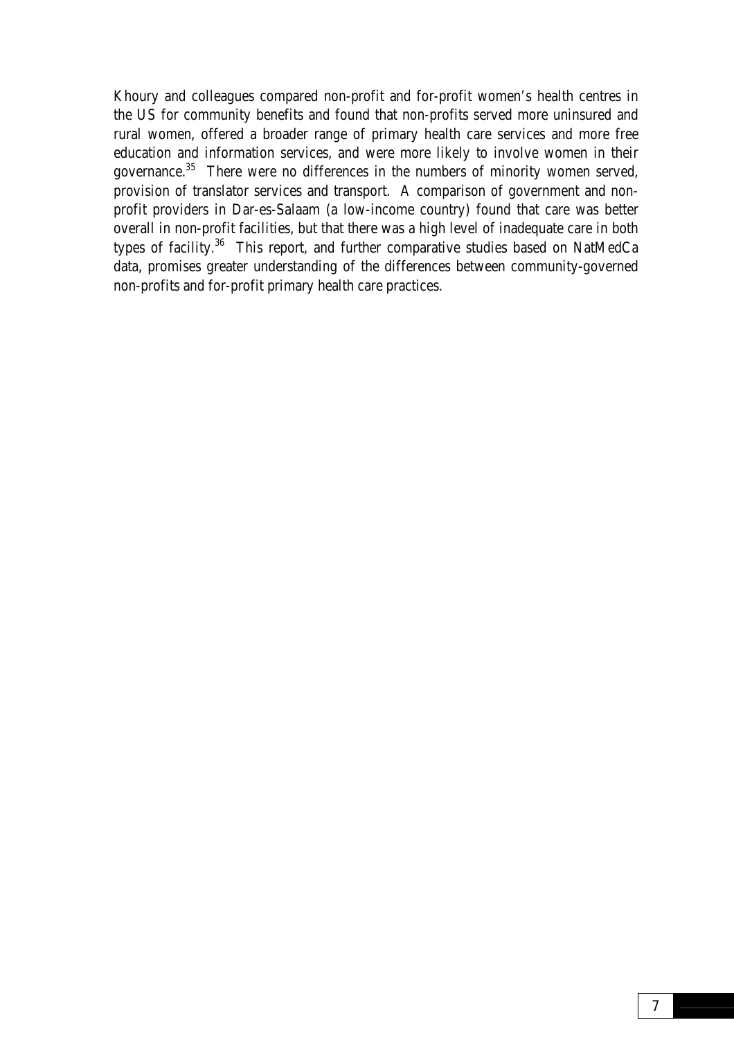Khoury and colleagues compared non-profit and for-profit women's health centres in the US for community benefits and found that non-profits served more uninsured and rural women, offered a broader range of primary health care services and more free education and information services, and were more likely to involve women in their governance.[35] There were no differences in the numbers of minority women served, provision of translator services and transport. A comparison of government and non-profit providers in Dar-es-Salaam (a low-income country) found that care was better overall in non-profit facilities, but that there was a high level of inadequate care in both types of facility.[36] This report, and further comparative studies based on NatMedCa data, promises greater understanding of the differences between community-governed non-profits and for-profit primary health care practices.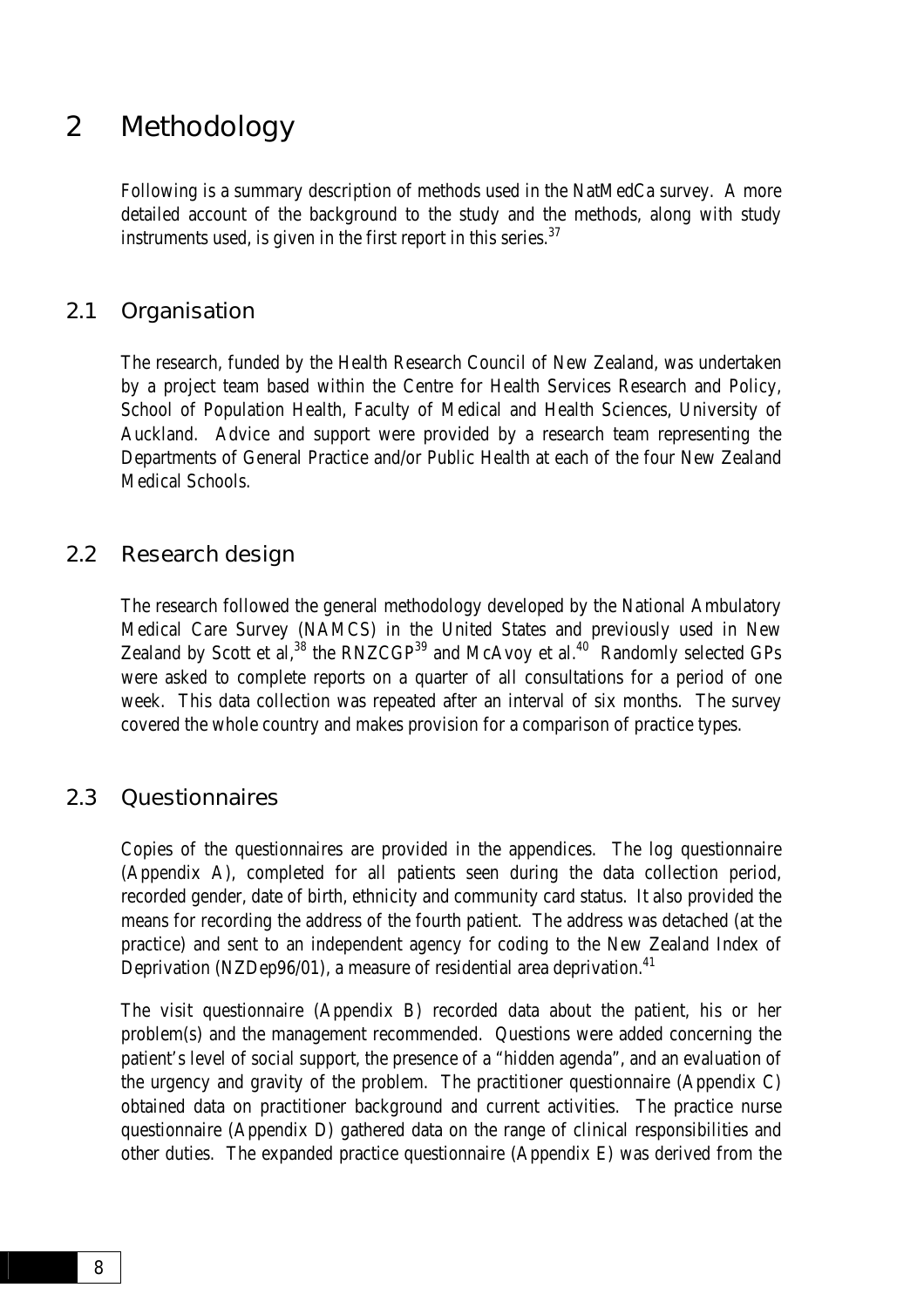# 2 Methodology

Following is a summary description of methods used in the NatMedCa survey. A more detailed account of the background to the study and the methods, along with study instruments used, is given in the first report in this series.[37]

## 2.1 Organisation

The research, funded by the Health Research Council of New Zealand, was undertaken by a project team based within the Centre for Health Services Research and Policy, School of Population Health, Faculty of Medical and Health Sciences, University of Auckland. Advice and support were provided by a research team representing the Departments of General Practice and/or Public Health at each of the four New Zealand Medical Schools.

## 2.2 Research design

The research followed the general methodology developed by the National Ambulatory Medical Care Survey (NAMCS) in the United States and previously used in New Zealand by Scott et al,[38] the RNZCGP[39] and McAvoy et al.[40] Randomly selected GPs were asked to complete reports on a quarter of all consultations for a period of one week. This data collection was repeated after an interval of six months. The survey covered the whole country and makes provision for a comparison of practice types.

## 2.3 Questionnaires

Copies of the questionnaires are provided in the appendices. The log questionnaire (Appendix A), completed for all patients seen during the data collection period, recorded gender, date of birth, ethnicity and community card status. It also provided the means for recording the address of the fourth patient. The address was detached (at the practice) and sent to an independent agency for coding to the New Zealand Index of Deprivation (NZDep96/01), a measure of residential area deprivation.[41]

The visit questionnaire (Appendix B) recorded data about the patient, his or her problem(s) and the management recommended. Questions were added concerning the patient's level of social support, the presence of a "hidden agenda", and an evaluation of the urgency and gravity of the problem. The practitioner questionnaire (Appendix C) obtained data on practitioner background and current activities. The practice nurse questionnaire (Appendix D) gathered data on the range of clinical responsibilities and other duties. The expanded practice questionnaire (Appendix E) was derived from the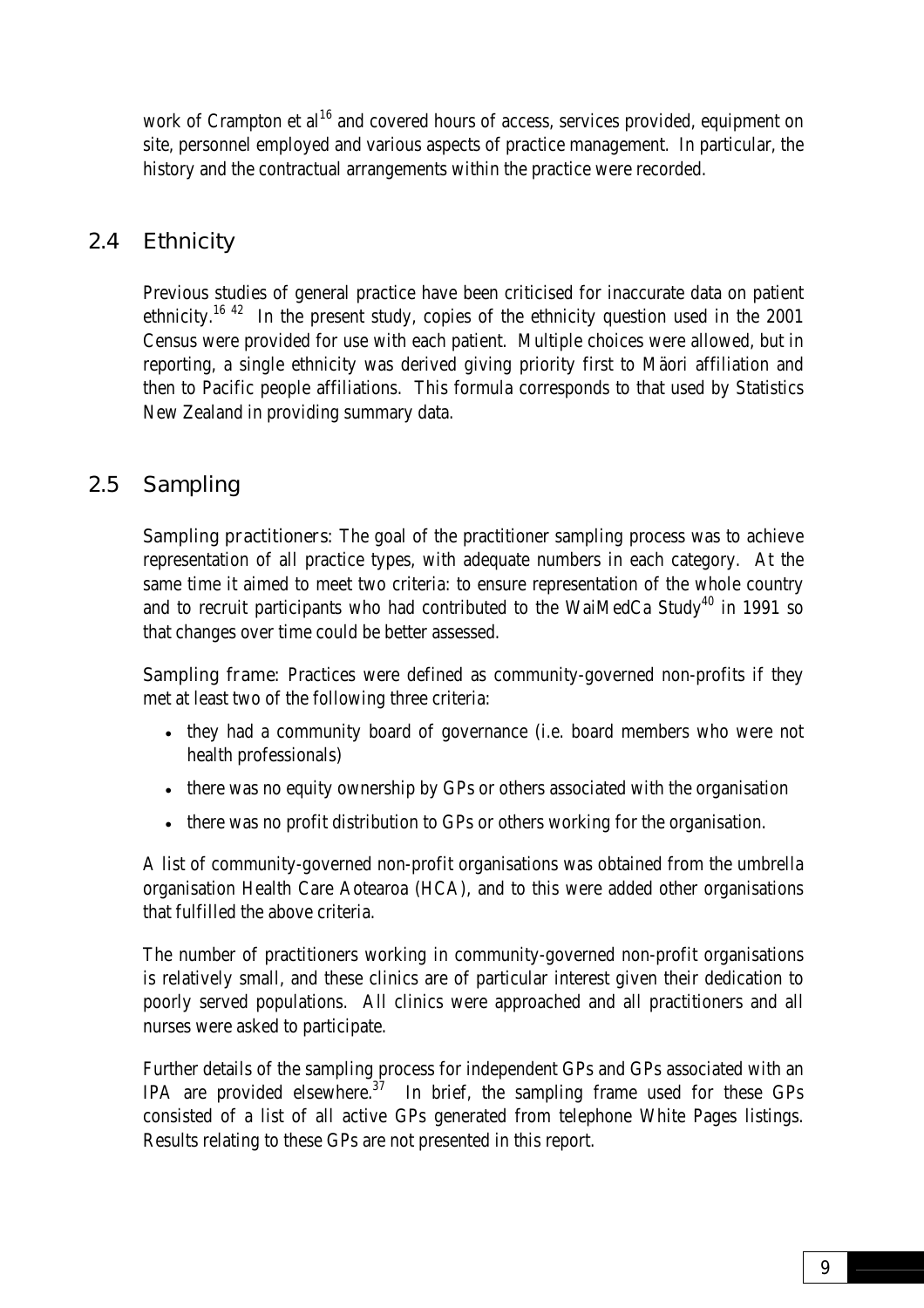work of Crampton et al[16] and covered hours of access, services provided, equipment on site, personnel employed and various aspects of practice management. In particular, the history and the contractual arrangements within the practice were recorded.

## 2.4 Ethnicity

Previous studies of general practice have been criticised for inaccurate data on patient ethnicity.[16 42] In the present study, copies of the ethnicity question used in the 2001 Census were provided for use with each patient. Multiple choices were allowed, but in reporting, a single ethnicity was derived giving priority first to Mäori affiliation and then to Pacific people affiliations. This formula corresponds to that used by Statistics New Zealand in providing summary data.

## 2.5 Sampling

Sampling practitioners: The goal of the practitioner sampling process was to achieve representation of all practice types, with adequate numbers in each category. At the same time it aimed to meet two criteria: to ensure representation of the whole country and to recruit participants who had contributed to the WaiMedCa Study[40] in 1991 so that changes over time could be better assessed.

Sampling frame: Practices were defined as community-governed non-profits if they met at least two of the following three criteria:

- they had a community board of governance (i.e. board members who were not health professionals)
- there was no equity ownership by GPs or others associated with the organisation
- there was no profit distribution to GPs or others working for the organisation.

A list of community-governed non-profit organisations was obtained from the umbrella organisation Health Care Aotearoa (HCA), and to this were added other organisations that fulfilled the above criteria.

The number of practitioners working in community-governed non-profit organisations is relatively small, and these clinics are of particular interest given their dedication to poorly served populations. All clinics were approached and all practitioners and all nurses were asked to participate.

Further details of the sampling process for independent GPs and GPs associated with an IPA are provided elsewhere.[37] In brief, the sampling frame used for these GPs consisted of a list of all active GPs generated from telephone White Pages listings. Results relating to these GPs are not presented in this report.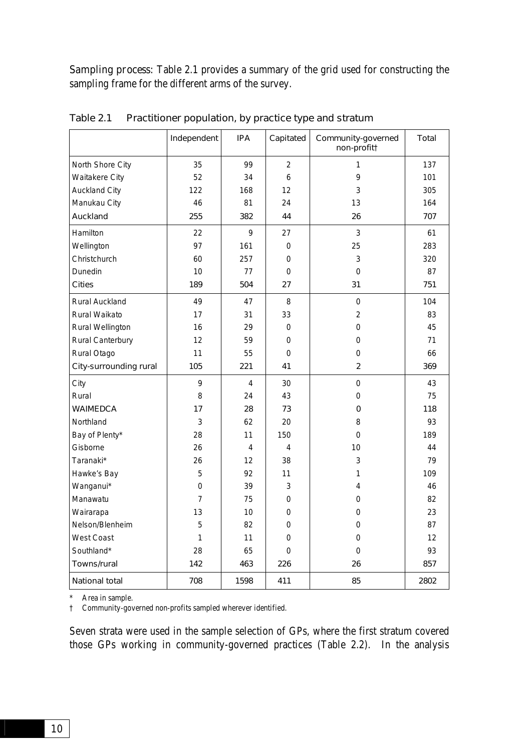Sampling process: Table 2.1 provides a summary of the grid used for constructing the sampling frame for the different arms of the survey.

Table 2.1 Practitioner population, by practice type and stratum

| | Independent | IPA | Capitated | Community-governed non-profit† | Total |
|---|---|---|---|---|---|
| North Shore City | 35 | 99 | 2 | 1 | 137 |
| Waitakere City | 52 | 34 | 6 | 9 | 101 |
| Auckland City | 122 | 168 | 12 | 3 | 305 |
| Manukau City | 46 | 81 | 24 | 13 | 164 |
| Auckland | 255 | 382 | 44 | 26 | 707 |
| Hamilton | 22 | 9 | 27 | 3 | 61 |
| Wellington | 97 | 161 | 0 | 25 | 283 |
| Christchurch | 60 | 257 | 0 | 3 | 320 |
| Dunedin | 10 | 77 | 0 | 0 | 87 |
| Cities | 189 | 504 | 27 | 31 | 751 |
| Rural Auckland | 49 | 47 | 8 | 0 | 104 |
| Rural Waikato | 17 | 31 | 33 | 2 | 83 |
| Rural Wellington | 16 | 29 | 0 | 0 | 45 |
| Rural Canterbury | 12 | 59 | 0 | 0 | 71 |
| Rural Otago | 11 | 55 | 0 | 0 | 66 |
| City-surrounding rural | 105 | 221 | 41 | 2 | 369 |
| City | 9 | 4 | 30 | 0 | 43 |
| Rural | 8 | 24 | 43 | 0 | 75 |
| WAIMEDCA | 17 | 28 | 73 | 0 | 118 |
| Northland | 3 | 62 | 20 | 8 | 93 |
| Bay of Plenty* | 28 | 11 | 150 | 0 | 189 |
| Gisborne | 26 | 4 | 4 | 10 | 44 |
| Taranaki* | 26 | 12 | 38 | 3 | 79 |
| Hawke's Bay | 5 | 92 | 11 | 1 | 109 |
| Wanganui* | 0 | 39 | 3 | 4 | 46 |
| Manawatu | 7 | 75 | 0 | 0 | 82 |
| Wairarapa | 13 | 10 | 0 | 0 | 23 |
| Nelson/Blenheim | 5 | 82 | 0 | 0 | 87 |
| West Coast | 1 | 11 | 0 | 0 | 12 |
| Southland* | 28 | 65 | 0 | 0 | 93 |
| Towns/rural | 142 | 463 | 226 | 26 | 857 |
| National total | 708 | 1598 | 411 | 85 | 2802 |

\* Area in sample.

† Community-governed non-profits sampled wherever identified.

Seven strata were used in the sample selection of GPs, where the first stratum covered those GPs working in community-governed practices (Table 2.2). In the analysis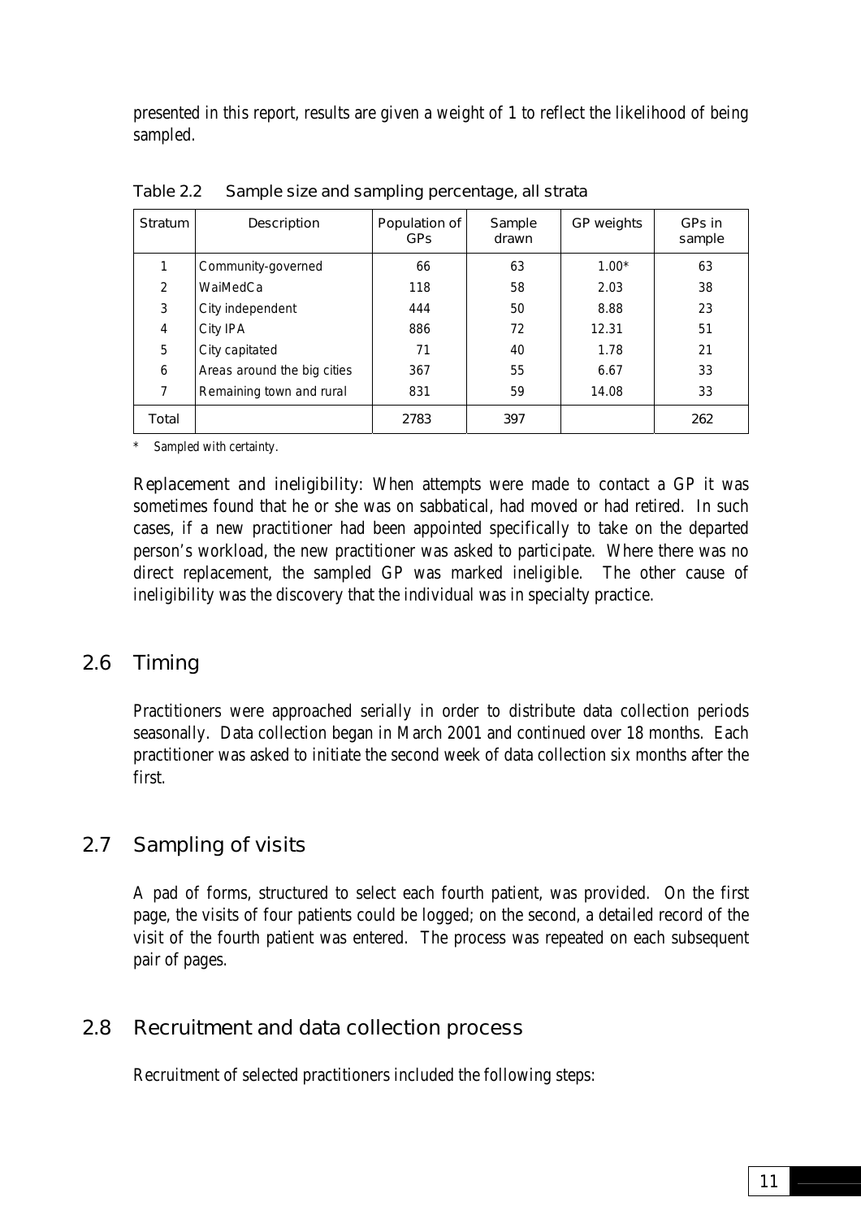presented in this report, results are given a weight of 1 to reflect the likelihood of being sampled.

Table 2.2 Sample size and sampling percentage, all strata

| Stratum | Description | Population of GPs | Sample drawn | GP weights | GPs in sample |
|---|---|---|---|---|---|
| 1 | Community-governed | 66 | 63 | 1.00* | 63 |
| 2 | WaiMedCa | 118 | 58 | 2.03 | 38 |
| 3 | City independent | 444 | 50 | 8.88 | 23 |
| 4 | City IPA | 886 | 72 | 12.31 | 51 |
| 5 | City capitated | 71 | 40 | 1.78 | 21 |
| 6 | Areas around the big cities | 367 | 55 | 6.67 | 33 |
| 7 | Remaining town and rural | 831 | 59 | 14.08 | 33 |
| Total | | 2783 | 397 | | 262 |

\* Sampled with certainty.

Replacement and ineligibility: When attempts were made to contact a GP it was sometimes found that he or she was on sabbatical, had moved or had retired. In such cases, if a new practitioner had been appointed specifically to take on the departed person's workload, the new practitioner was asked to participate. Where there was no direct replacement, the sampled GP was marked ineligible. The other cause of ineligibility was the discovery that the individual was in specialty practice.

## 2.6 Timing

Practitioners were approached serially in order to distribute data collection periods seasonally. Data collection began in March 2001 and continued over 18 months. Each practitioner was asked to initiate the second week of data collection six months after the first.

## 2.7 Sampling of visits

A pad of forms, structured to select each fourth patient, was provided. On the first page, the visits of four patients could be logged; on the second, a detailed record of the visit of the fourth patient was entered. The process was repeated on each subsequent pair of pages.

## 2.8 Recruitment and data collection process

Recruitment of selected practitioners included the following steps: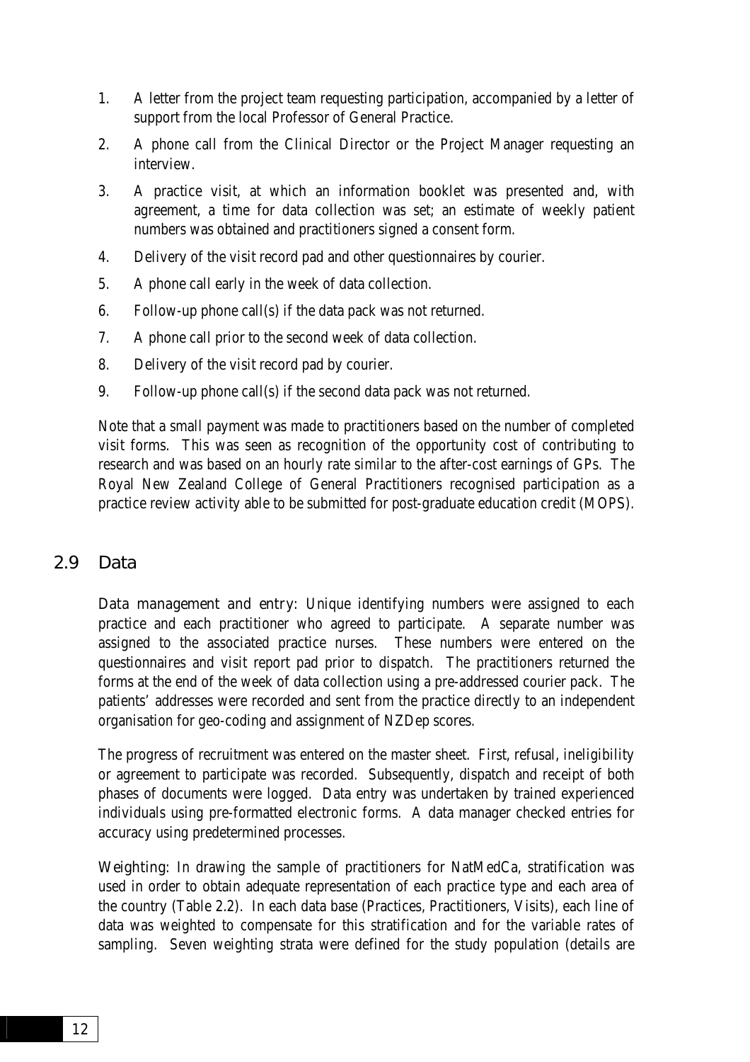1. A letter from the project team requesting participation, accompanied by a letter of support from the local Professor of General Practice.
2. A phone call from the Clinical Director or the Project Manager requesting an interview.
3. A practice visit, at which an information booklet was presented and, with agreement, a time for data collection was set; an estimate of weekly patient numbers was obtained and practitioners signed a consent form.
4. Delivery of the visit record pad and other questionnaires by courier.
5. A phone call early in the week of data collection.
6. Follow-up phone call(s) if the data pack was not returned.
7. A phone call prior to the second week of data collection.
8. Delivery of the visit record pad by courier.
9. Follow-up phone call(s) if the second data pack was not returned.

Note that a small payment was made to practitioners based on the number of completed visit forms. This was seen as recognition of the opportunity cost of contributing to research and was based on an hourly rate similar to the after-cost earnings of GPs. The Royal New Zealand College of General Practitioners recognised participation as a practice review activity able to be submitted for post-graduate education credit (MOPS).

## 2.9 Data

Data management and entry: Unique identifying numbers were assigned to each practice and each practitioner who agreed to participate. A separate number was assigned to the associated practice nurses. These numbers were entered on the questionnaires and visit report pad prior to dispatch. The practitioners returned the forms at the end of the week of data collection using a pre-addressed courier pack. The patients' addresses were recorded and sent from the practice directly to an independent organisation for geo-coding and assignment of NZDep scores.

The progress of recruitment was entered on the master sheet. First, refusal, ineligibility or agreement to participate was recorded. Subsequently, dispatch and receipt of both phases of documents were logged. Data entry was undertaken by trained experienced individuals using pre-formatted electronic forms. A data manager checked entries for accuracy using predetermined processes.

Weighting: In drawing the sample of practitioners for NatMedCa, stratification was used in order to obtain adequate representation of each practice type and each area of the country (Table 2.2). In each data base (Practices, Practitioners, Visits), each line of data was weighted to compensate for this stratification and for the variable rates of sampling. Seven weighting strata were defined for the study population (details are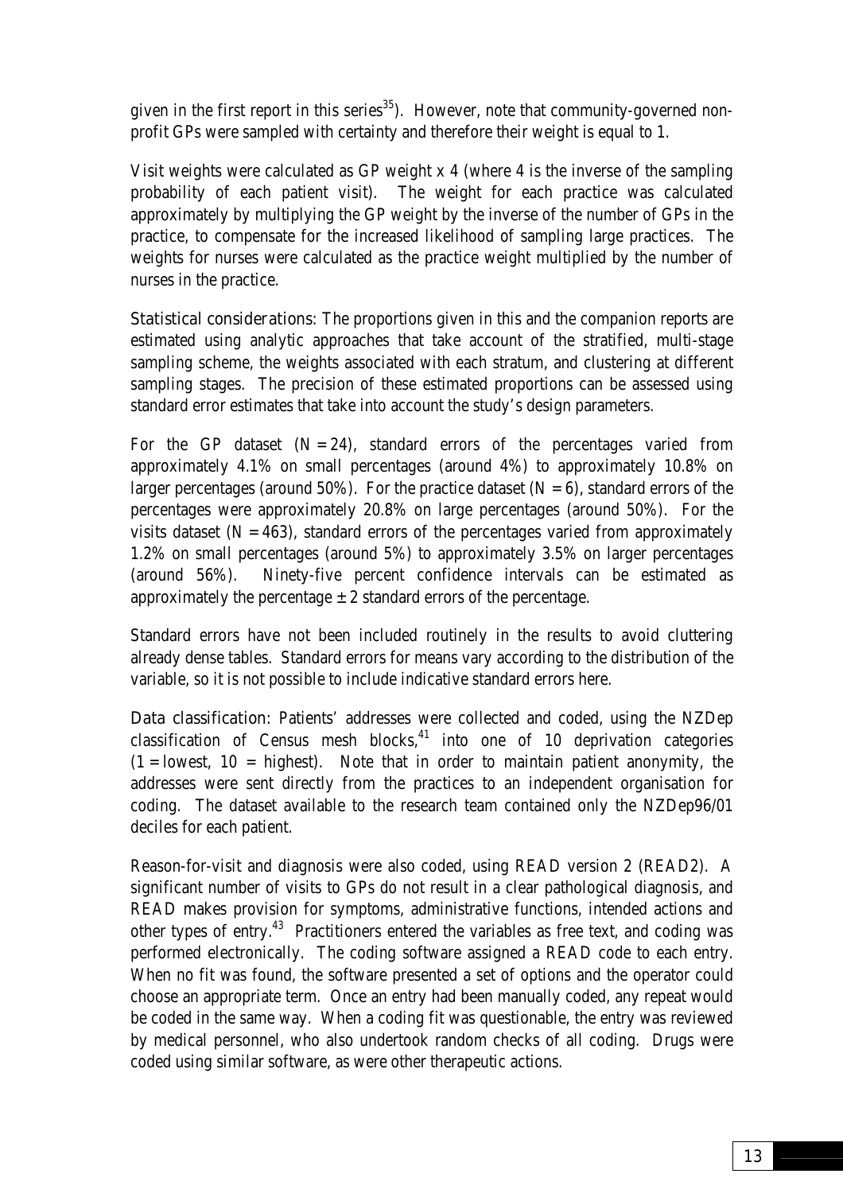given in the first report in this series[35]). However, note that community-governed non-profit GPs were sampled with certainty and therefore their weight is equal to 1.

Visit weights were calculated as GP weight x 4 (where 4 is the inverse of the sampling probability of each patient visit). The weight for each practice was calculated approximately by multiplying the GP weight by the inverse of the number of GPs in the practice, to compensate for the increased likelihood of sampling large practices. The weights for nurses were calculated as the practice weight multiplied by the number of nurses in the practice.

Statistical considerations: The proportions given in this and the companion reports are estimated using analytic approaches that take account of the stratified, multi-stage sampling scheme, the weights associated with each stratum, and clustering at different sampling stages. The precision of these estimated proportions can be assessed using standard error estimates that take into account the study's design parameters.

For the GP dataset (N = 24), standard errors of the percentages varied from approximately 4.1% on small percentages (around 4%) to approximately 10.8% on larger percentages (around 50%). For the practice dataset (N = 6), standard errors of the percentages were approximately 20.8% on large percentages (around 50%). For the visits dataset (N = 463), standard errors of the percentages varied from approximately 1.2% on small percentages (around 5%) to approximately 3.5% on larger percentages (around 56%). Ninety-five percent confidence intervals can be estimated as approximately the percentage ± 2 standard errors of the percentage.

Standard errors have not been included routinely in the results to avoid cluttering already dense tables. Standard errors for means vary according to the distribution of the variable, so it is not possible to include indicative standard errors here.

Data classification: Patients' addresses were collected and coded, using the NZDep classification of Census mesh blocks,[41] into one of 10 deprivation categories (1 = lowest, 10 = highest). Note that in order to maintain patient anonymity, the addresses were sent directly from the practices to an independent organisation for coding. The dataset available to the research team contained only the NZDep96/01 deciles for each patient.

Reason-for-visit and diagnosis were also coded, using READ version 2 (READ2). A significant number of visits to GPs do not result in a clear pathological diagnosis, and READ makes provision for symptoms, administrative functions, intended actions and other types of entry.[43] Practitioners entered the variables as free text, and coding was performed electronically. The coding software assigned a READ code to each entry. When no fit was found, the software presented a set of options and the operator could choose an appropriate term. Once an entry had been manually coded, any repeat would be coded in the same way. When a coding fit was questionable, the entry was reviewed by medical personnel, who also undertook random checks of all coding. Drugs were coded using similar software, as were other therapeutic actions.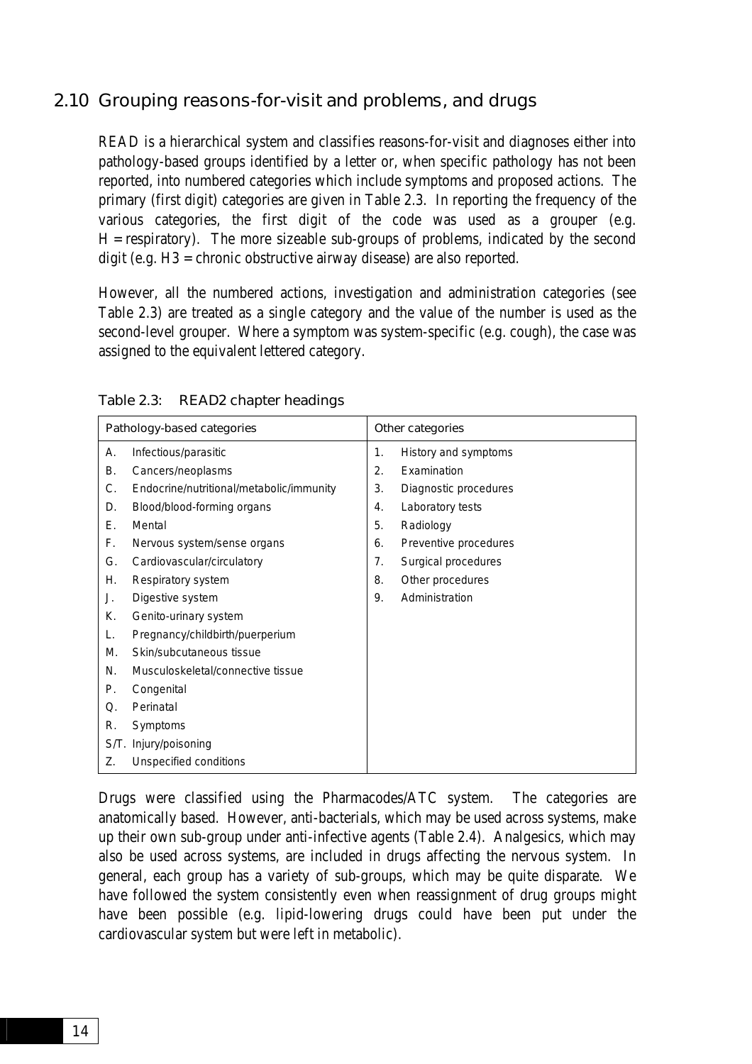## 2.10 Grouping reasons-for-visit and problems, and drugs

READ is a hierarchical system and classifies reasons-for-visit and diagnoses either into pathology-based groups identified by a letter or, when specific pathology has not been reported, into numbered categories which include symptoms and proposed actions. The primary (first digit) categories are given in Table 2.3. In reporting the frequency of the various categories, the first digit of the code was used as a grouper (e.g. H = respiratory). The more sizeable sub-groups of problems, indicated by the second digit (e.g. H3 = chronic obstructive airway disease) are also reported.

However, all the numbered actions, investigation and administration categories (see Table 2.3) are treated as a single category and the value of the number is used as the second-level grouper. Where a symptom was system-specific (e.g. cough), the case was assigned to the equivalent lettered category.

Table 2.3: READ2 chapter headings

| Pathology-based categories | Other categories |
|---|---|
| A. Infectious/parasitic | 1. History and symptoms |
| B. Cancers/neoplasms | 2. Examination |
| C. Endocrine/nutritional/metabolic/immunity | 3. Diagnostic procedures |
| D. Blood/blood-forming organs | 4. Laboratory tests |
| E. Mental | 5. Radiology |
| F. Nervous system/sense organs | 6. Preventive procedures |
| G. Cardiovascular/circulatory | 7. Surgical procedures |
| H. Respiratory system | 8. Other procedures |
| J. Digestive system | 9. Administration |
| K. Genito-urinary system | |
| L. Pregnancy/childbirth/puerperium | |
| M. Skin/subcutaneous tissue | |
| N. Musculoskeletal/connective tissue | |
| P. Congenital | |
| Q. Perinatal | |
| R. Symptoms | |
| S/T. Injury/poisoning | |
| Z. Unspecified conditions | |

Drugs were classified using the Pharmacodes/ATC system. The categories are anatomically based. However, anti-bacterials, which may be used across systems, make up their own sub-group under anti-infective agents (Table 2.4). Analgesics, which may also be used across systems, are included in drugs affecting the nervous system. In general, each group has a variety of sub-groups, which may be quite disparate. We have followed the system consistently even when reassignment of drug groups might have been possible (e.g. lipid-lowering drugs could have been put under the cardiovascular system but were left in metabolic).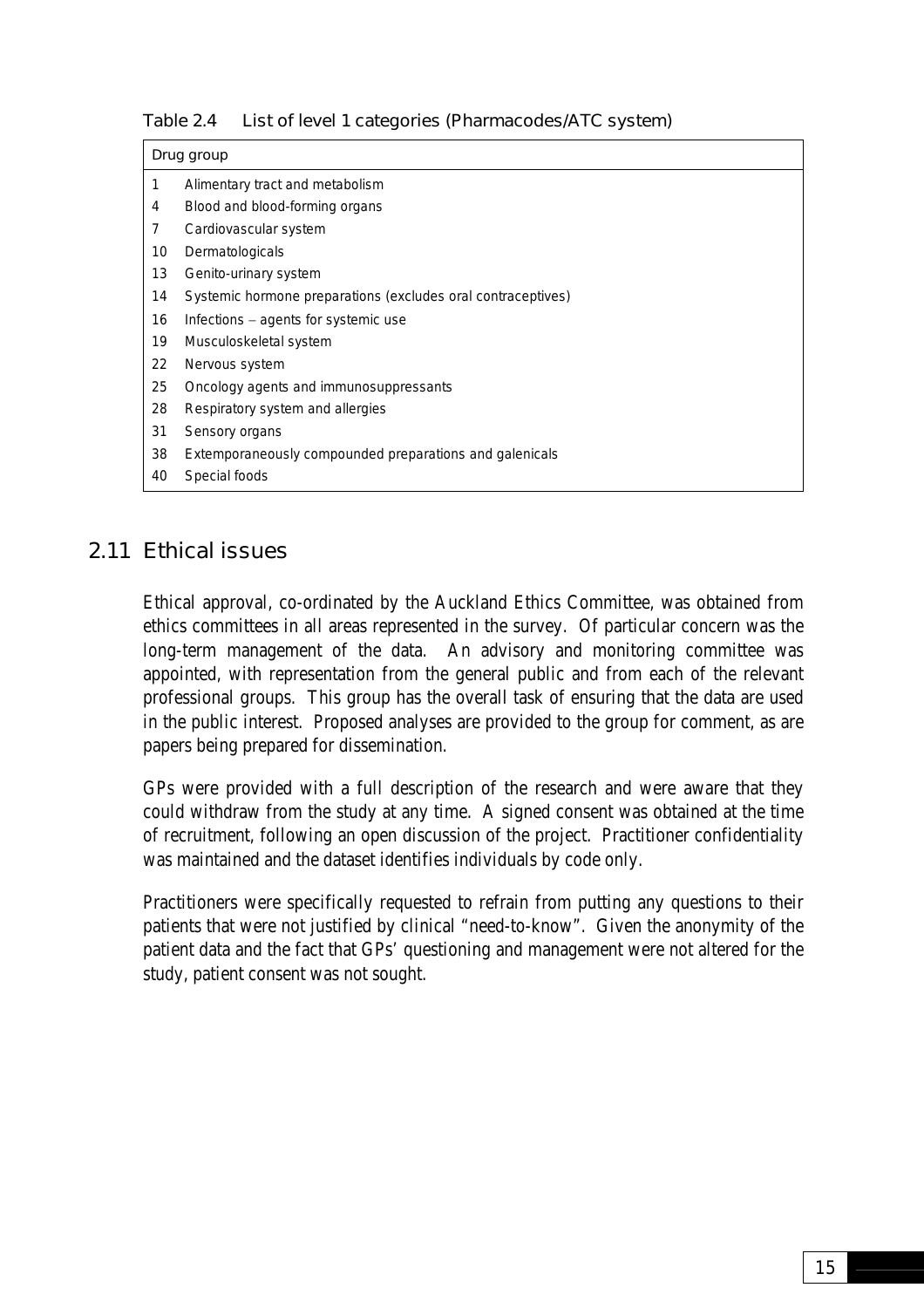Table 2.4 List of level 1 categories (Pharmacodes/ATC system)

| Drug group | |
|---|---|
| 1 | Alimentary tract and metabolism |
| 4 | Blood and blood-forming organs |
| 7 | Cardiovascular system |
| 10 | Dermatologicals |
| 13 | Genito-urinary system |
| 14 | Systemic hormone preparations (excludes oral contraceptives) |
| 16 | Infections – agents for systemic use |
| 19 | Musculoskeletal system |
| 22 | Nervous system |
| 25 | Oncology agents and immunosuppressants |
| 28 | Respiratory system and allergies |
| 31 | Sensory organs |
| 38 | Extemporaneously compounded preparations and galenicals |
| 40 | Special foods |

## 2.11 Ethical issues

Ethical approval, co-ordinated by the Auckland Ethics Committee, was obtained from ethics committees in all areas represented in the survey. Of particular concern was the long-term management of the data. An advisory and monitoring committee was appointed, with representation from the general public and from each of the relevant professional groups. This group has the overall task of ensuring that the data are used in the public interest. Proposed analyses are provided to the group for comment, as are papers being prepared for dissemination.

GPs were provided with a full description of the research and were aware that they could withdraw from the study at any time. A signed consent was obtained at the time of recruitment, following an open discussion of the project. Practitioner confidentiality was maintained and the dataset identifies individuals by code only.

Practitioners were specifically requested to refrain from putting any questions to their patients that were not justified by clinical "need-to-know". Given the anonymity of the patient data and the fact that GPs' questioning and management were not altered for the study, patient consent was not sought.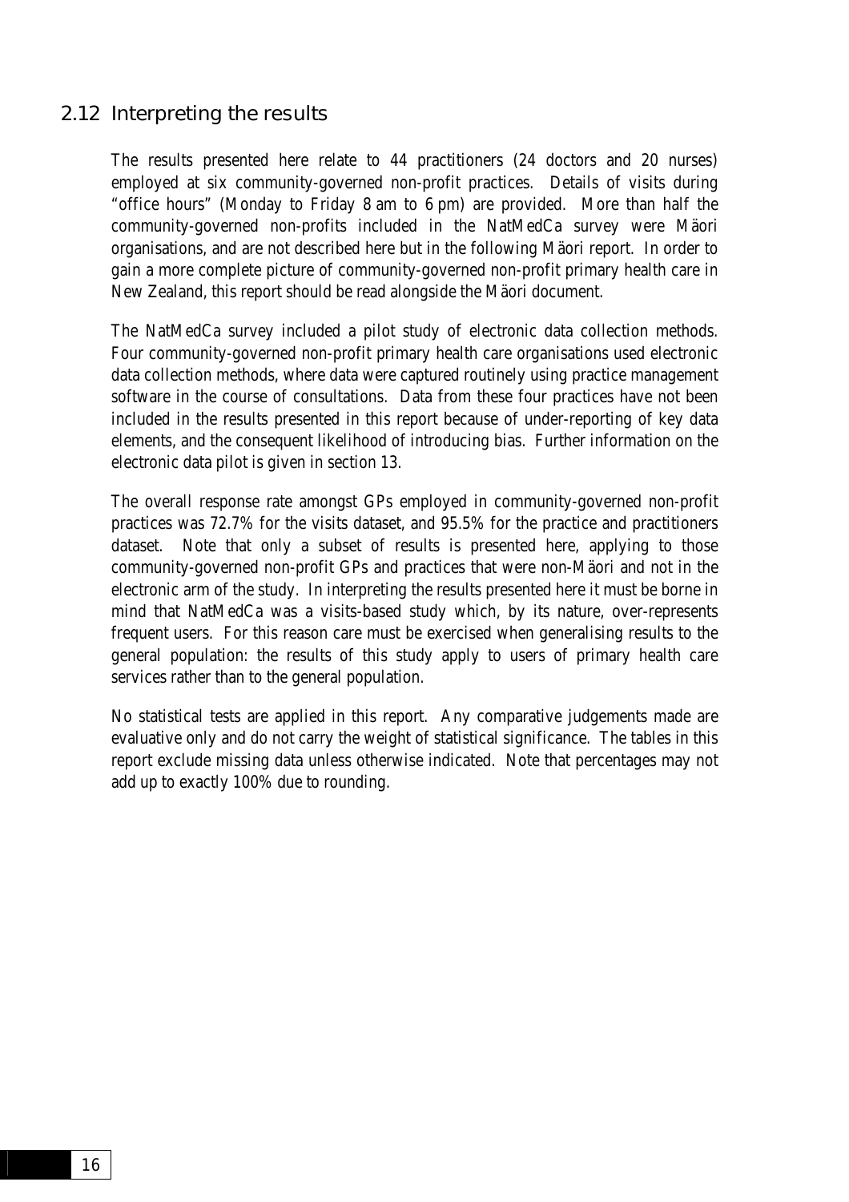## 2.12 Interpreting the results

The results presented here relate to 44 practitioners (24 doctors and 20 nurses) employed at six community-governed non-profit practices. Details of visits during "office hours" (Monday to Friday 8 am to 6 pm) are provided. More than half the community-governed non-profits included in the NatMedCa survey were Mäori organisations, and are not described here but in the following Mäori report. In order to gain a more complete picture of community-governed non-profit primary health care in New Zealand, this report should be read alongside the Mäori document.

The NatMedCa survey included a pilot study of electronic data collection methods. Four community-governed non-profit primary health care organisations used electronic data collection methods, where data were captured routinely using practice management software in the course of consultations. Data from these four practices have not been included in the results presented in this report because of under-reporting of key data elements, and the consequent likelihood of introducing bias. Further information on the electronic data pilot is given in section 13.

The overall response rate amongst GPs employed in community-governed non-profit practices was 72.7% for the visits dataset, and 95.5% for the practice and practitioners dataset. Note that only a subset of results is presented here, applying to those community-governed non-profit GPs and practices that were non-Mäori and not in the electronic arm of the study. In interpreting the results presented here it must be borne in mind that NatMedCa was a visits-based study which, by its nature, over-represents frequent users. For this reason care must be exercised when generalising results to the general population: the results of this study apply to users of primary health care services rather than to the general population.

No statistical tests are applied in this report. Any comparative judgements made are evaluative only and do not carry the weight of statistical significance. The tables in this report exclude missing data unless otherwise indicated. Note that percentages may not add up to exactly 100% due to rounding.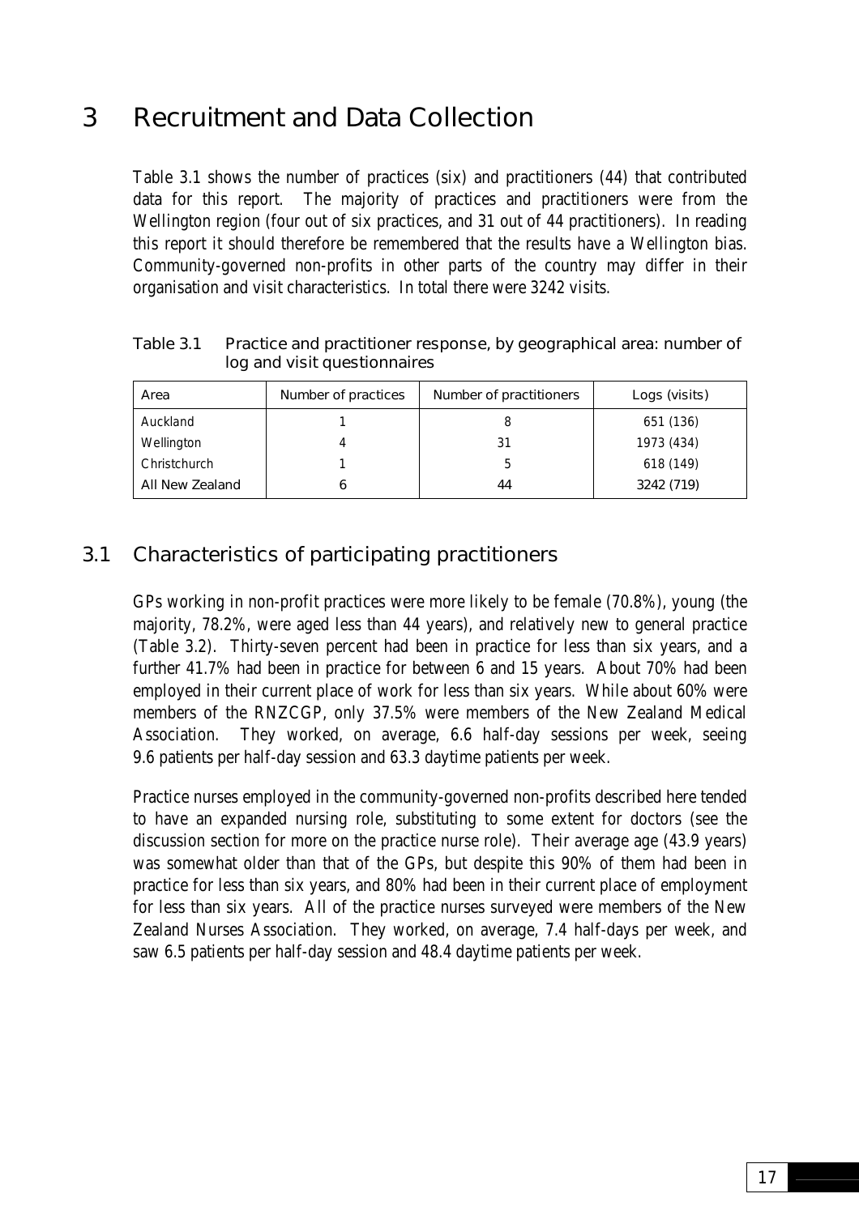# 3 Recruitment and Data Collection

Table 3.1 shows the number of practices (six) and practitioners (44) that contributed data for this report. The majority of practices and practitioners were from the Wellington region (four out of six practices, and 31 out of 44 practitioners). In reading this report it should therefore be remembered that the results have a Wellington bias. Community-governed non-profits in other parts of the country may differ in their organisation and visit characteristics. In total there were 3242 visits.

Table 3.1 Practice and practitioner response, by geographical area: number of log and visit questionnaires

| Area | Number of practices | Number of practitioners | Logs (visits) |
|---|---|---|---|
| Auckland | 1 | 8 | 651 (136) |
| Wellington | 4 | 31 | 1973 (434) |
| Christchurch | 1 | 5 | 618 (149) |
| All New Zealand | 6 | 44 | 3242 (719) |

## 3.1 Characteristics of participating practitioners

GPs working in non-profit practices were more likely to be female (70.8%), young (the majority, 78.2%, were aged less than 44 years), and relatively new to general practice (Table 3.2). Thirty-seven percent had been in practice for less than six years, and a further 41.7% had been in practice for between 6 and 15 years. About 70% had been employed in their current place of work for less than six years. While about 60% were members of the RNZCGP, only 37.5% were members of the New Zealand Medical Association. They worked, on average, 6.6 half-day sessions per week, seeing 9.6 patients per half-day session and 63.3 daytime patients per week.

Practice nurses employed in the community-governed non-profits described here tended to have an expanded nursing role, substituting to some extent for doctors (see the discussion section for more on the practice nurse role). Their average age (43.9 years) was somewhat older than that of the GPs, but despite this 90% of them had been in practice for less than six years, and 80% had been in their current place of employment for less than six years. All of the practice nurses surveyed were members of the New Zealand Nurses Association. They worked, on average, 7.4 half-days per week, and saw 6.5 patients per half-day session and 48.4 daytime patients per week.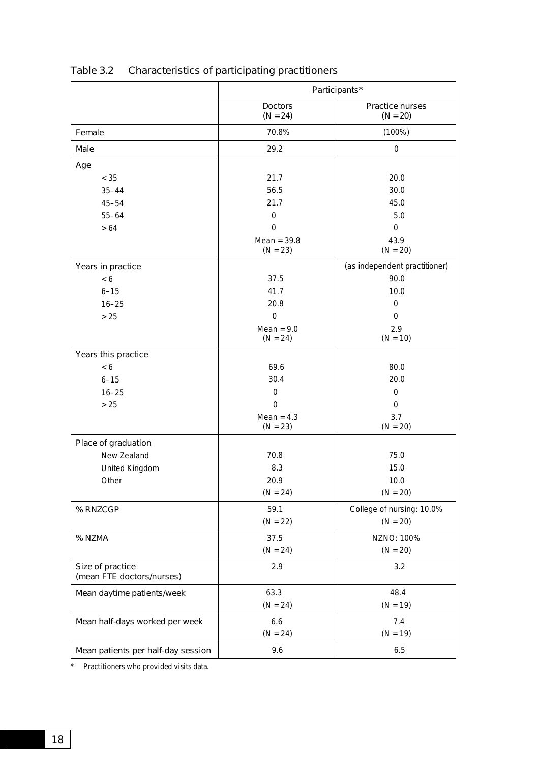Table 3.2 Characteristics of participating practitioners

| | Participants* | |
|---|---|---|
| | Doctors (N = 24) | Practice nurses (N = 20) |
| Female | 70.8% | (100%) |
| Male | 29.2 | 0 |
| Age | | |
| < 35 | 21.7 | 20.0 |
| 35–44 | 56.5 | 30.0 |
| 45–54 | 21.7 | 45.0 |
| 55–64 | 0 | 5.0 |
| > 64 | 0 | 0 |
| | Mean = 39.8 (N = 23) | 43.9 (N = 20) |
| Years in practice | | (as independent practitioner) |
| < 6 | 37.5 | 90.0 |
| 6–15 | 41.7 | 10.0 |
| 16–25 | 20.8 | 0 |
| > 25 | 0 | 0 |
| | Mean = 9.0 (N = 24) | 2.9 (N = 10) |
| Years this practice | | |
| < 6 | 69.6 | 80.0 |
| 6–15 | 30.4 | 20.0 |
| 16–25 | 0 | 0 |
| > 25 | 0 | 0 |
| | Mean = 4.3 (N = 23) | 3.7 (N = 20) |
| Place of graduation | | |
| New Zealand | 70.8 | 75.0 |
| United Kingdom | 8.3 | 15.0 |
| Other | 20.9 | 10.0 |
| | (N = 24) | (N = 20) |
| % RNZCGP | 59.1 (N = 22) | College of nursing: 10.0% (N = 20) |
| % NZMA | 37.5 (N = 24) | NZNO: 100% (N = 20) |
| Size of practice (mean FTE doctors/nurses) | 2.9 | 3.2 |
| Mean daytime patients/week | 63.3 (N = 24) | 48.4 (N = 19) |
| Mean half-days worked per week | 6.6 (N = 24) | 7.4 (N = 19) |
| Mean patients per half-day session | 9.6 | 6.5 |

* Practitioners who provided visits data.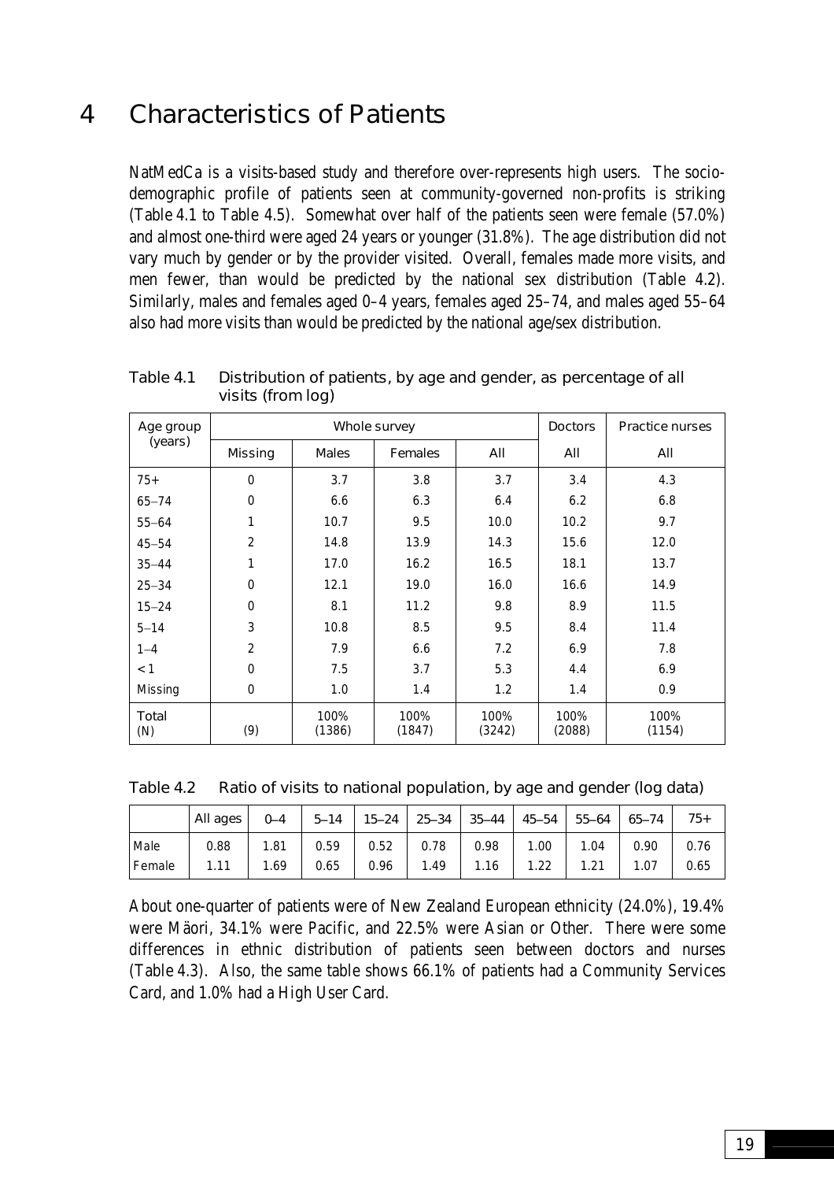# 4 Characteristics of Patients

NatMedCa is a visits-based study and therefore over-represents high users. The socio-demographic profile of patients seen at community-governed non-profits is striking (Table 4.1 to Table 4.5). Somewhat over half of the patients seen were female (57.0%) and almost one-third were aged 24 years or younger (31.8%). The age distribution did not vary much by gender or by the provider visited. Overall, females made more visits, and men fewer, than would be predicted by the national sex distribution (Table 4.2). Similarly, males and females aged 0–4 years, females aged 25–74, and males aged 55–64 also had more visits than would be predicted by the national age/sex distribution.

Table 4.1 Distribution of patients, by age and gender, as percentage of all visits (from log)

| Age group (years) | Whole survey | | | | Doctors | Practice nurses |
|---|---|---|---|---|---|---|
| | Missing | Males | Females | All | All | All |
| 75+ | 0 | 3.7 | 3.8 | 3.7 | 3.4 | 4.3 |
| 65–74 | 0 | 6.6 | 6.3 | 6.4 | 6.2 | 6.8 |
| 55–64 | 1 | 10.7 | 9.5 | 10.0 | 10.2 | 9.7 |
| 45–54 | 2 | 14.8 | 13.9 | 14.3 | 15.6 | 12.0 |
| 35–44 | 1 | 17.0 | 16.2 | 16.5 | 18.1 | 13.7 |
| 25–34 | 0 | 12.1 | 19.0 | 16.0 | 16.6 | 14.9 |
| 15–24 | 0 | 8.1 | 11.2 | 9.8 | 8.9 | 11.5 |
| 5–14 | 3 | 10.8 | 8.5 | 9.5 | 8.4 | 11.4 |
| 1–4 | 2 | 7.9 | 6.6 | 7.2 | 6.9 | 7.8 |
| < 1 | 0 | 7.5 | 3.7 | 5.3 | 4.4 | 6.9 |
| Missing | 0 | 1.0 | 1.4 | 1.2 | 1.4 | 0.9 |
| Total (N) | (9) | 100% (1386) | 100% (1847) | 100% (3242) | 100% (2088) | 100% (1154) |

Table 4.2 Ratio of visits to national population, by age and gender (log data)

| | All ages | 0–4 | 5–14 | 15–24 | 25–34 | 35–44 | 45–54 | 55–64 | 65–74 | 75+ |
|---|---|---|---|---|---|---|---|---|---|---|
| Male | 0.88 | 1.81 | 0.59 | 0.52 | 0.78 | 0.98 | 1.00 | 1.04 | 0.90 | 0.76 |
| Female | 1.11 | 1.69 | 0.65 | 0.96 | 1.49 | 1.16 | 1.22 | 1.21 | 1.07 | 0.65 |

About one-quarter of patients were of New Zealand European ethnicity (24.0%), 19.4% were Mäori, 34.1% were Pacific, and 22.5% were Asian or Other. There were some differences in ethnic distribution of patients seen between doctors and nurses (Table 4.3). Also, the same table shows 66.1% of patients had a Community Services Card, and 1.0% had a High User Card.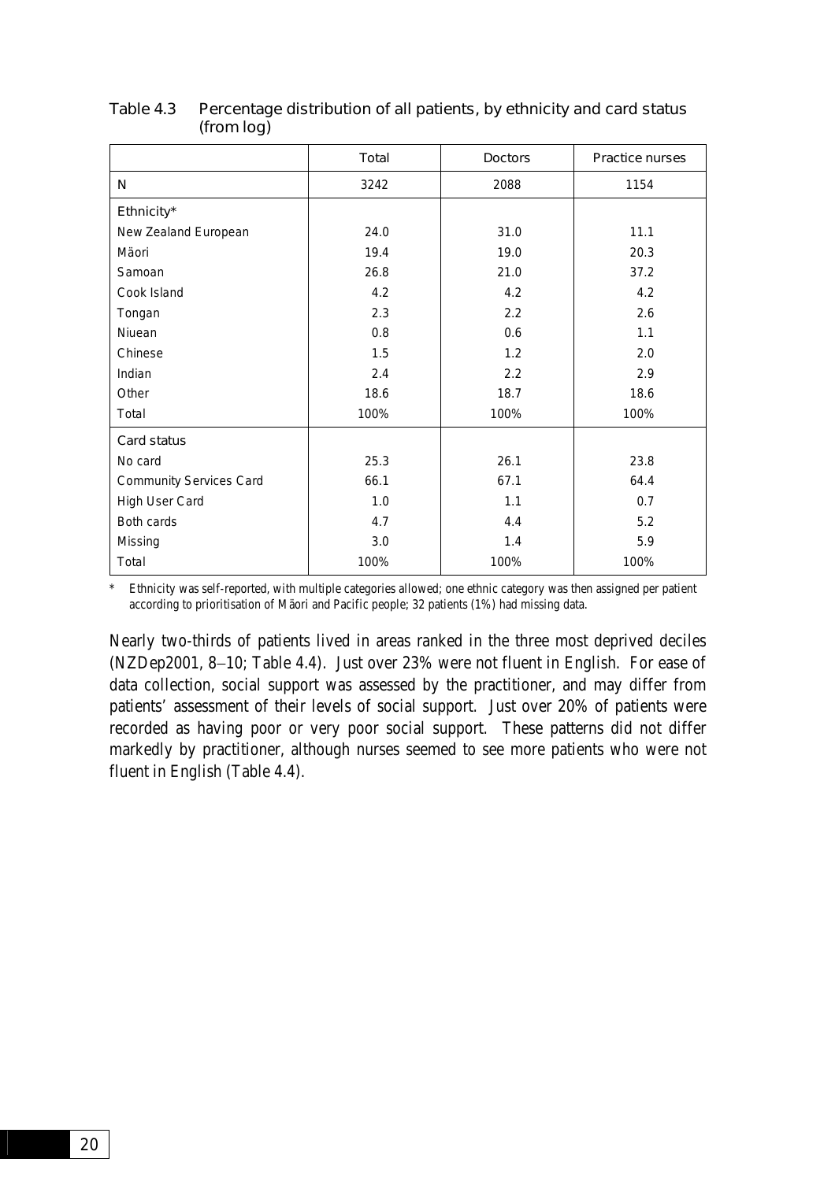Table 4.3 Percentage distribution of all patients, by ethnicity and card status (from log)

| | Total | Doctors | Practice nurses |
|---|---|---|---|
| N | 3242 | 2088 | 1154 |
| Ethnicity* | | | |
| New Zealand European | 24.0 | 31.0 | 11.1 |
| Mäori | 19.4 | 19.0 | 20.3 |
| Samoan | 26.8 | 21.0 | 37.2 |
| Cook Island | 4.2 | 4.2 | 4.2 |
| Tongan | 2.3 | 2.2 | 2.6 |
| Niuean | 0.8 | 0.6 | 1.1 |
| Chinese | 1.5 | 1.2 | 2.0 |
| Indian | 2.4 | 2.2 | 2.9 |
| Other | 18.6 | 18.7 | 18.6 |
| Total | 100% | 100% | 100% |
| Card status | | | |
| No card | 25.3 | 26.1 | 23.8 |
| Community Services Card | 66.1 | 67.1 | 64.4 |
| High User Card | 1.0 | 1.1 | 0.7 |
| Both cards | 4.7 | 4.4 | 5.2 |
| Missing | 3.0 | 1.4 | 5.9 |
| Total | 100% | 100% | 100% |

\* Ethnicity was self-reported, with multiple categories allowed; one ethnic category was then assigned per patient according to prioritisation of Mäori and Pacific people; 32 patients (1%) had missing data.

Nearly two-thirds of patients lived in areas ranked in the three most deprived deciles (NZDep2001, 8–10; Table 4.4). Just over 23% were not fluent in English. For ease of data collection, social support was assessed by the practitioner, and may differ from patients' assessment of their levels of social support. Just over 20% of patients were recorded as having poor or very poor social support. These patterns did not differ markedly by practitioner, although nurses seemed to see more patients who were not fluent in English (Table 4.4).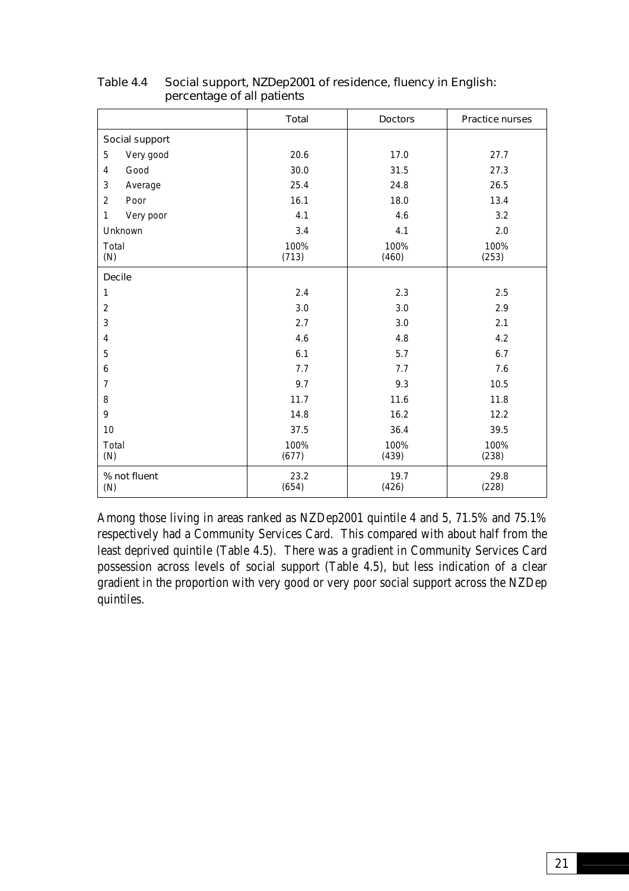Table 4.4 Social support, NZDep2001 of residence, fluency in English: percentage of all patients

| | Total | Doctors | Practice nurses |
|---|---|---|---|
| **Social support** | | | |
| 5 Very good | 20.6 | 17.0 | 27.7 |
| 4 Good | 30.0 | 31.5 | 27.3 |
| 3 Average | 25.4 | 24.8 | 26.5 |
| 2 Poor | 16.1 | 18.0 | 13.4 |
| 1 Very poor | 4.1 | 4.6 | 3.2 |
| Unknown | 3.4 | 4.1 | 2.0 |
| Total (N) | 100% (713) | 100% (460) | 100% (253) |
| **Decile** | | | |
| 1 | 2.4 | 2.3 | 2.5 |
| 2 | 3.0 | 3.0 | 2.9 |
| 3 | 2.7 | 3.0 | 2.1 |
| 4 | 4.6 | 4.8 | 4.2 |
| 5 | 6.1 | 5.7 | 6.7 |
| 6 | 7.7 | 7.7 | 7.6 |
| 7 | 9.7 | 9.3 | 10.5 |
| 8 | 11.7 | 11.6 | 11.8 |
| 9 | 14.8 | 16.2 | 12.2 |
| 10 | 37.5 | 36.4 | 39.5 |
| Total (N) | 100% (677) | 100% (439) | 100% (238) |
| % not fluent (N) | 23.2 (654) | 19.7 (426) | 29.8 (228) |

Among those living in areas ranked as NZDep2001 quintile 4 and 5, 71.5% and 75.1% respectively had a Community Services Card. This compared with about half from the least deprived quintile (Table 4.5). There was a gradient in Community Services Card possession across levels of social support (Table 4.5), but less indication of a clear gradient in the proportion with very good or very poor social support across the NZDep quintiles.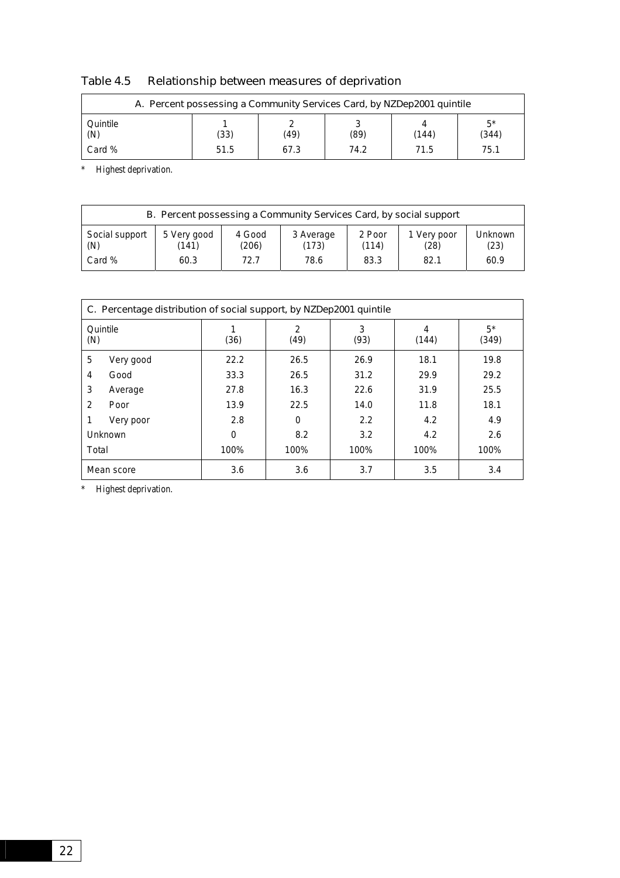## Table 4.5 Relationship between measures of deprivation

| A. Percent possessing a Community Services Card, by NZDep2001 quintile | | | | | |
|---|---|---|---|---|---|
| Quintile (N) | 1 (33) | 2 (49) | 3 (89) | 4 (144) | 5* (344) |
| Card % | 51.5 | 67.3 | 74.2 | 71.5 | 75.1 |

*   Highest deprivation.

| B. Percent possessing a Community Services Card, by social support | | | | | | |
|---|---|---|---|---|---|---|
| Social support (N) | 5 Very good (141) | 4 Good (206) | 3 Average (173) | 2 Poor (114) | 1 Very poor (28) | Unknown (23) |
| Card % | 60.3 | 72.7 | 78.6 | 83.3 | 82.1 | 60.9 |

| C. Percentage distribution of social support, by NZDep2001 quintile | | | | | |
|---|---|---|---|---|---|
| Quintile (N) | 1 (36) | 2 (49) | 3 (93) | 4 (144) | 5* (349) |
| 5 Very good | 22.2 | 26.5 | 26.9 | 18.1 | 19.8 |
| 4 Good | 33.3 | 26.5 | 31.2 | 29.9 | 29.2 |
| 3 Average | 27.8 | 16.3 | 22.6 | 31.9 | 25.5 |
| 2 Poor | 13.9 | 22.5 | 14.0 | 11.8 | 18.1 |
| 1 Very poor | 2.8 | 0 | 2.2 | 4.2 | 4.9 |
| Unknown | 0 | 8.2 | 3.2 | 4.2 | 2.6 |
| Total | 100% | 100% | 100% | 100% | 100% |
| Mean score | 3.6 | 3.6 | 3.7 | 3.5 | 3.4 |

*   Highest deprivation.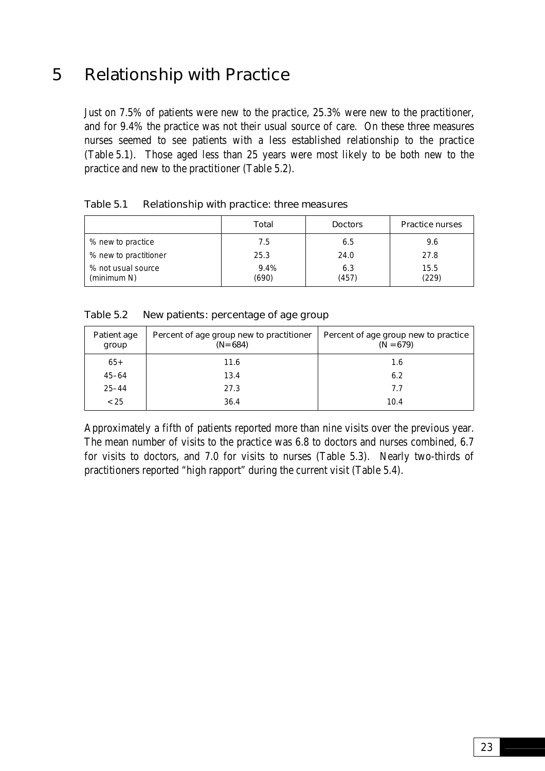# 5 Relationship with Practice

Just on 7.5% of patients were new to the practice, 25.3% were new to the practitioner, and for 9.4% the practice was not their usual source of care. On these three measures nurses seemed to see patients with a less established relationship to the practice (Table 5.1). Those aged less than 25 years were most likely to be both new to the practice and new to the practitioner (Table 5.2).

Table 5.1 Relationship with practice: three measures

| | Total | Doctors | Practice nurses |
|---|---|---|---|
| % new to practice | 7.5 | 6.5 | 9.6 |
| % new to practitioner | 25.3 | 24.0 | 27.8 |
| % not usual source<br>(minimum N) | 9.4%<br>(690) | 6.3<br>(457) | 15.5<br>(229) |

Table 5.2 New patients: percentage of age group

| Patient age group | Percent of age group new to practitioner (N=684) | Percent of age group new to practice (N =679) |
|---|---|---|
| 65+ | 11.6 | 1.6 |
| 45–64 | 13.4 | 6.2 |
| 25–44 | 27.3 | 7.7 |
| < 25 | 36.4 | 10.4 |

Approximately a fifth of patients reported more than nine visits over the previous year. The mean number of visits to the practice was 6.8 to doctors and nurses combined, 6.7 for visits to doctors, and 7.0 for visits to nurses (Table 5.3). Nearly two-thirds of practitioners reported "high rapport" during the current visit (Table 5.4).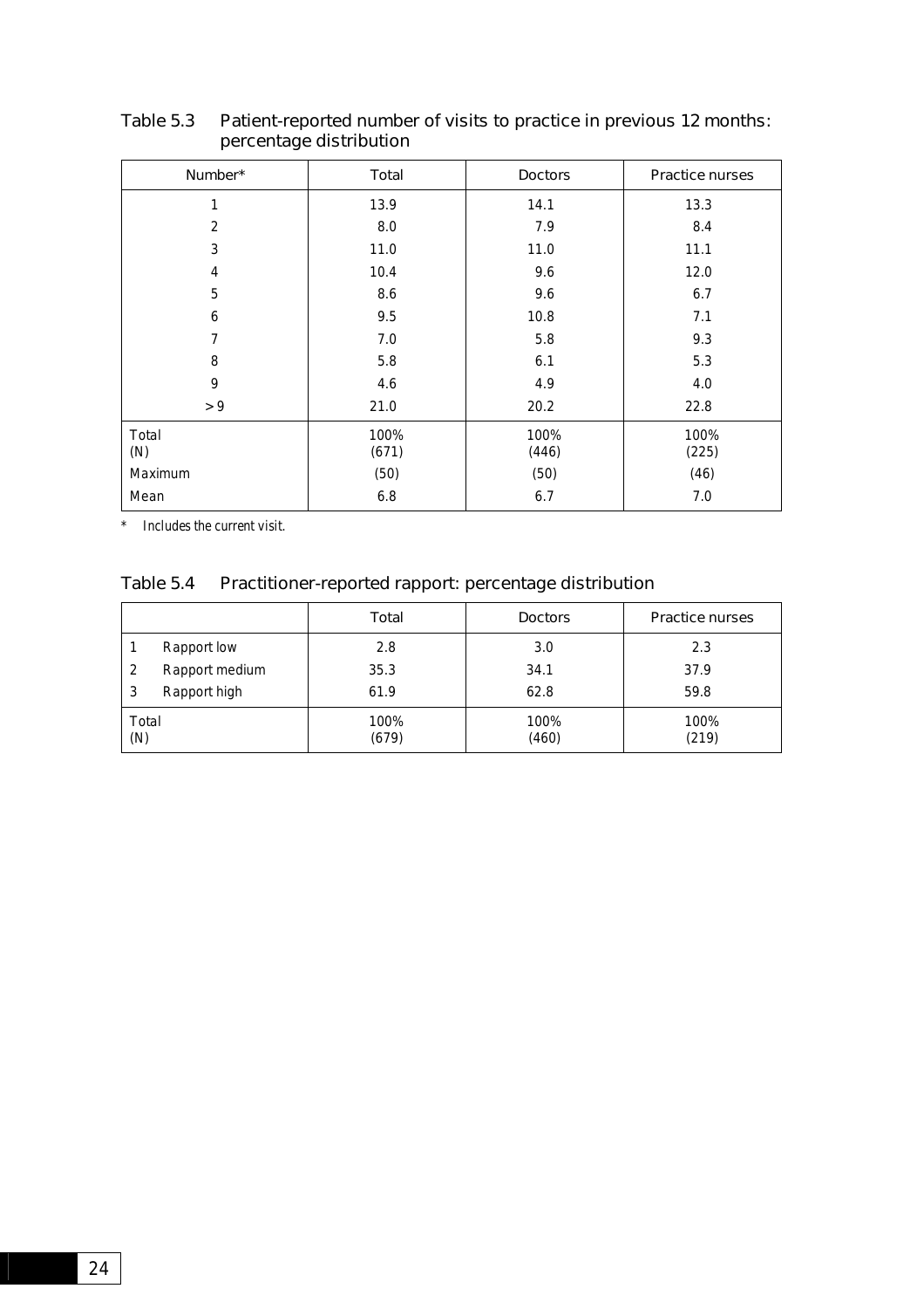Table 5.3 Patient-reported number of visits to practice in previous 12 months: percentage distribution

| Number* | Total | Doctors | Practice nurses |
|---|---|---|---|
| 1 | 13.9 | 14.1 | 13.3 |
| 2 | 8.0 | 7.9 | 8.4 |
| 3 | 11.0 | 11.0 | 11.1 |
| 4 | 10.4 | 9.6 | 12.0 |
| 5 | 8.6 | 9.6 | 6.7 |
| 6 | 9.5 | 10.8 | 7.1 |
| 7 | 7.0 | 5.8 | 9.3 |
| 8 | 5.8 | 6.1 | 5.3 |
| 9 | 4.6 | 4.9 | 4.0 |
| > 9 | 21.0 | 20.2 | 22.8 |
| Total (N) | 100% (671) | 100% (446) | 100% (225) |
| Maximum | (50) | (50) | (46) |
| Mean | 6.8 | 6.7 | 7.0 |

\* *Includes the current visit.*

Table 5.4 Practitioner-reported rapport: percentage distribution

| | Total | Doctors | Practice nurses |
|---|---|---|---|
| 1 Rapport low | 2.8 | 3.0 | 2.3 |
| 2 Rapport medium | 35.3 | 34.1 | 37.9 |
| 3 Rapport high | 61.9 | 62.8 | 59.8 |
| Total (N) | 100% (679) | 100% (460) | 100% (219) |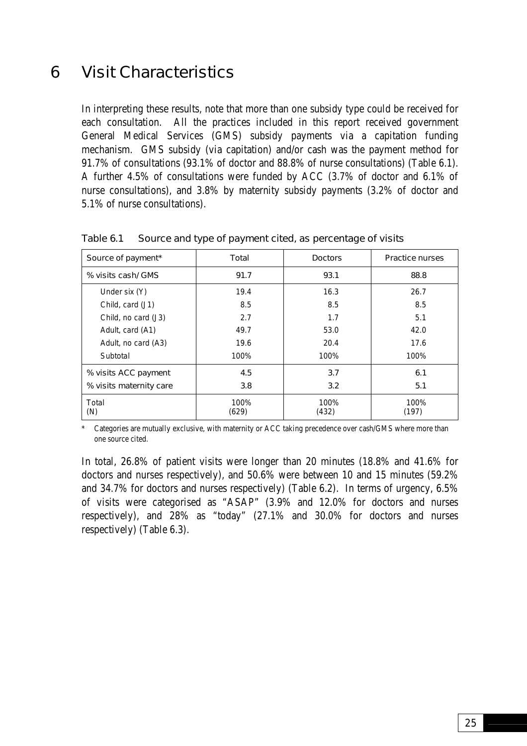# 6 Visit Characteristics

In interpreting these results, note that more than one subsidy type could be received for each consultation. All the practices included in this report received government General Medical Services (GMS) subsidy payments via a capitation funding mechanism. GMS subsidy (via capitation) and/or cash was the payment method for 91.7% of consultations (93.1% of doctor and 88.8% of nurse consultations) (Table 6.1). A further 4.5% of consultations were funded by ACC (3.7% of doctor and 6.1% of nurse consultations), and 3.8% by maternity subsidy payments (3.2% of doctor and 5.1% of nurse consultations).

Table 6.1 Source and type of payment cited, as percentage of visits

| Source of payment* | Total | Doctors | Practice nurses |
|---|---|---|---|
| % visits cash/GMS | 91.7 | 93.1 | 88.8 |
| Under six (Y) | 19.4 | 16.3 | 26.7 |
| Child, card (J1) | 8.5 | 8.5 | 8.5 |
| Child, no card (J3) | 2.7 | 1.7 | 5.1 |
| Adult, card (A1) | 49.7 | 53.0 | 42.0 |
| Adult, no card (A3) | 19.6 | 20.4 | 17.6 |
| Subtotal | 100% | 100% | 100% |
| % visits ACC payment | 4.5 | 3.7 | 6.1 |
| % visits maternity care | 3.8 | 3.2 | 5.1 |
| Total (N) | 100% (629) | 100% (432) | 100% (197) |

\* Categories are mutually exclusive, with maternity or ACC taking precedence over cash/GMS where more than one source cited.

In total, 26.8% of patient visits were longer than 20 minutes (18.8% and 41.6% for doctors and nurses respectively), and 50.6% were between 10 and 15 minutes (59.2% and 34.7% for doctors and nurses respectively) (Table 6.2). In terms of urgency, 6.5% of visits were categorised as "ASAP" (3.9% and 12.0% for doctors and nurses respectively), and 28% as "today" (27.1% and 30.0% for doctors and nurses respectively) (Table 6.3).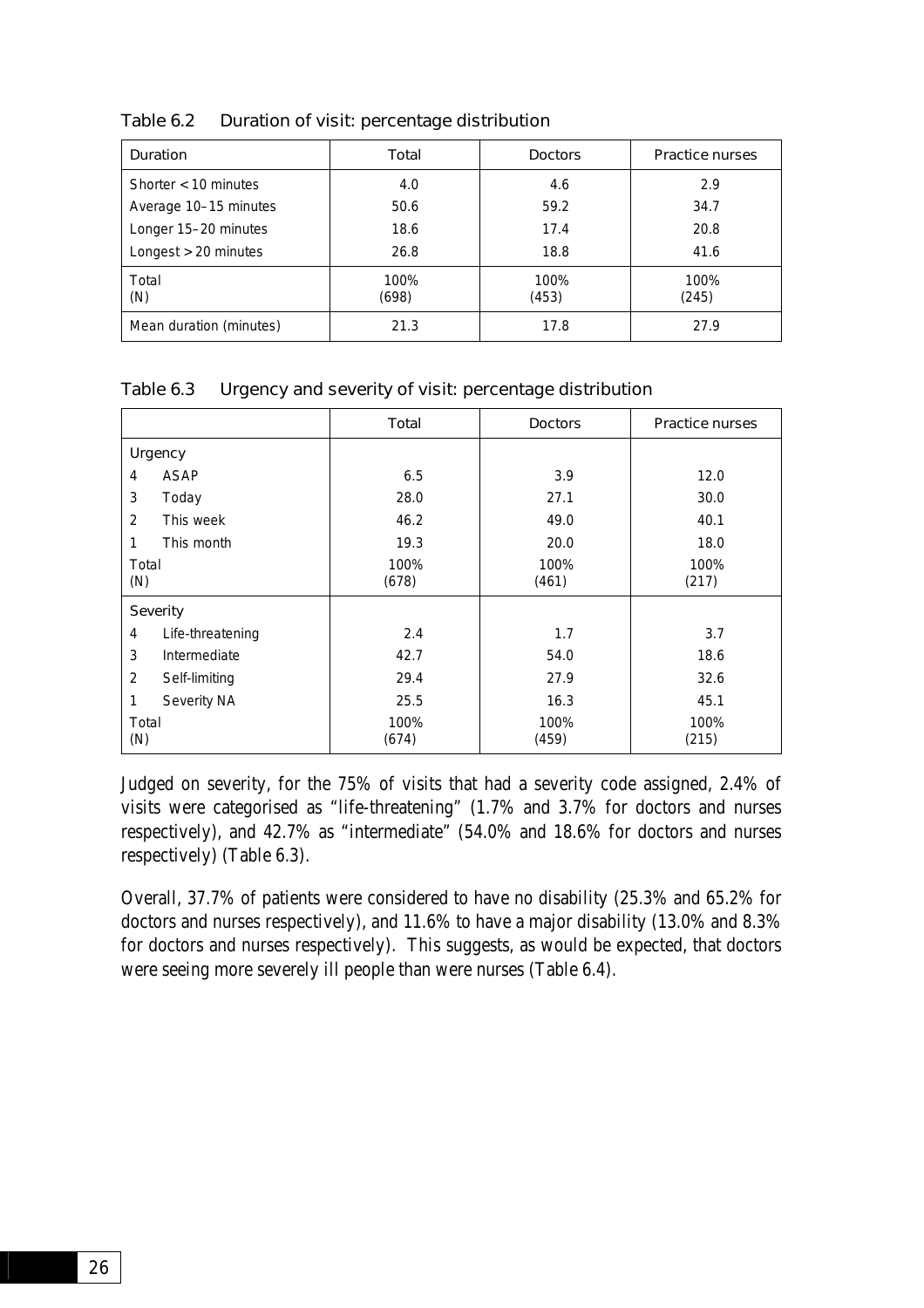Table 6.2 Duration of visit: percentage distribution

| Duration | Total | Doctors | Practice nurses |
|---|---|---|---|
| Shorter < 10 minutes | 4.0 | 4.6 | 2.9 |
| Average 10–15 minutes | 50.6 | 59.2 | 34.7 |
| Longer 15–20 minutes | 18.6 | 17.4 | 20.8 |
| Longest > 20 minutes | 26.8 | 18.8 | 41.6 |
| Total (N) | 100% (698) | 100% (453) | 100% (245) |
| Mean duration (minutes) | 21.3 | 17.8 | 27.9 |

Table 6.3 Urgency and severity of visit: percentage distribution

| | Total | Doctors | Practice nurses |
|---|---|---|---|
| **Urgency** | | | |
| 4 ASAP | 6.5 | 3.9 | 12.0 |
| 3 Today | 28.0 | 27.1 | 30.0 |
| 2 This week | 46.2 | 49.0 | 40.1 |
| 1 This month | 19.3 | 20.0 | 18.0 |
| Total (N) | 100% (678) | 100% (461) | 100% (217) |
| **Severity** | | | |
| 4 Life-threatening | 2.4 | 1.7 | 3.7 |
| 3 Intermediate | 42.7 | 54.0 | 18.6 |
| 2 Self-limiting | 29.4 | 27.9 | 32.6 |
| 1 Severity NA | 25.5 | 16.3 | 45.1 |
| Total (N) | 100% (674) | 100% (459) | 100% (215) |

Judged on severity, for the 75% of visits that had a severity code assigned, 2.4% of visits were categorised as "life-threatening" (1.7% and 3.7% for doctors and nurses respectively), and 42.7% as "intermediate" (54.0% and 18.6% for doctors and nurses respectively) (Table 6.3).

Overall, 37.7% of patients were considered to have no disability (25.3% and 65.2% for doctors and nurses respectively), and 11.6% to have a major disability (13.0% and 8.3% for doctors and nurses respectively). This suggests, as would be expected, that doctors were seeing more severely ill people than were nurses (Table 6.4).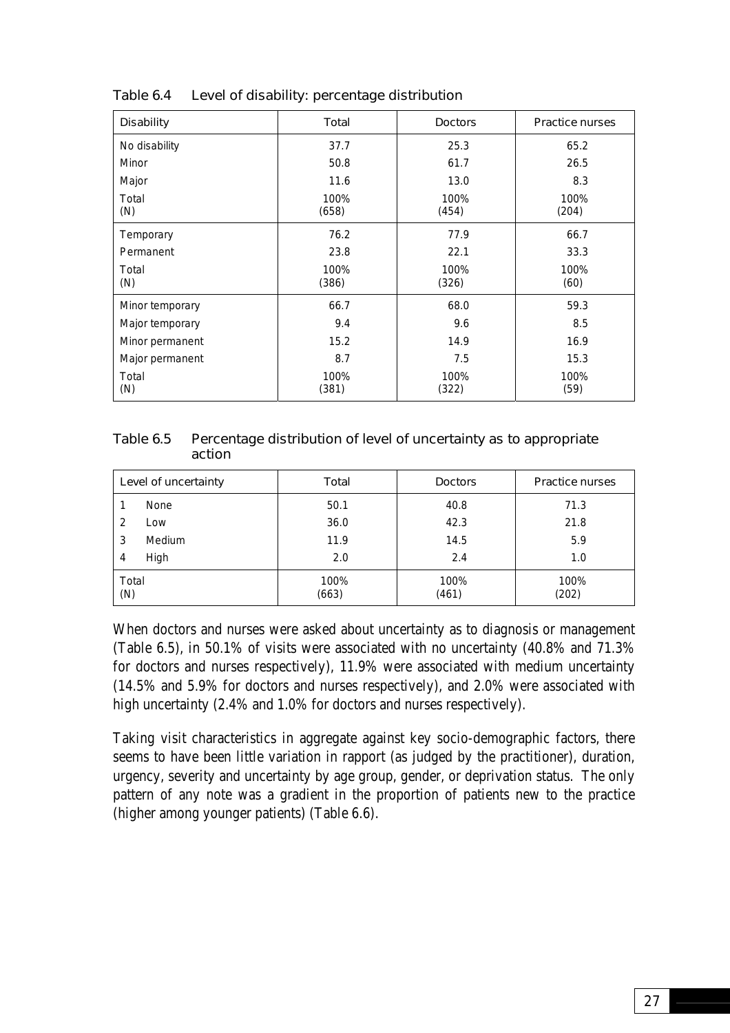Table 6.4 Level of disability: percentage distribution

| Disability | Total | Doctors | Practice nurses |
|---|---|---|---|
| No disability | 37.7 | 25.3 | 65.2 |
| Minor | 50.8 | 61.7 | 26.5 |
| Major | 11.6 | 13.0 | 8.3 |
| Total<br>(N) | 100%<br>(658) | 100%<br>(454) | 100%<br>(204) |
| Temporary | 76.2 | 77.9 | 66.7 |
| Permanent | 23.8 | 22.1 | 33.3 |
| Total<br>(N) | 100%<br>(386) | 100%<br>(326) | 100%<br>(60) |
| Minor temporary | 66.7 | 68.0 | 59.3 |
| Major temporary | 9.4 | 9.6 | 8.5 |
| Minor permanent | 15.2 | 14.9 | 16.9 |
| Major permanent | 8.7 | 7.5 | 15.3 |
| Total<br>(N) | 100%<br>(381) | 100%<br>(322) | 100%<br>(59) |

Table 6.5 Percentage distribution of level of uncertainty as to appropriate action

| Level of uncertainty | Total | Doctors | Practice nurses |
|---|---|---|---|
| 1 None | 50.1 | 40.8 | 71.3 |
| 2 Low | 36.0 | 42.3 | 21.8 |
| 3 Medium | 11.9 | 14.5 | 5.9 |
| 4 High | 2.0 | 2.4 | 1.0 |
| Total<br>(N) | 100%<br>(663) | 100%<br>(461) | 100%<br>(202) |

When doctors and nurses were asked about uncertainty as to diagnosis or management (Table 6.5), in 50.1% of visits were associated with no uncertainty (40.8% and 71.3% for doctors and nurses respectively), 11.9% were associated with medium uncertainty (14.5% and 5.9% for doctors and nurses respectively), and 2.0% were associated with high uncertainty (2.4% and 1.0% for doctors and nurses respectively).

Taking visit characteristics in aggregate against key socio-demographic factors, there seems to have been little variation in rapport (as judged by the practitioner), duration, urgency, severity and uncertainty by age group, gender, or deprivation status. The only pattern of any note was a gradient in the proportion of patients new to the practice (higher among younger patients) (Table 6.6).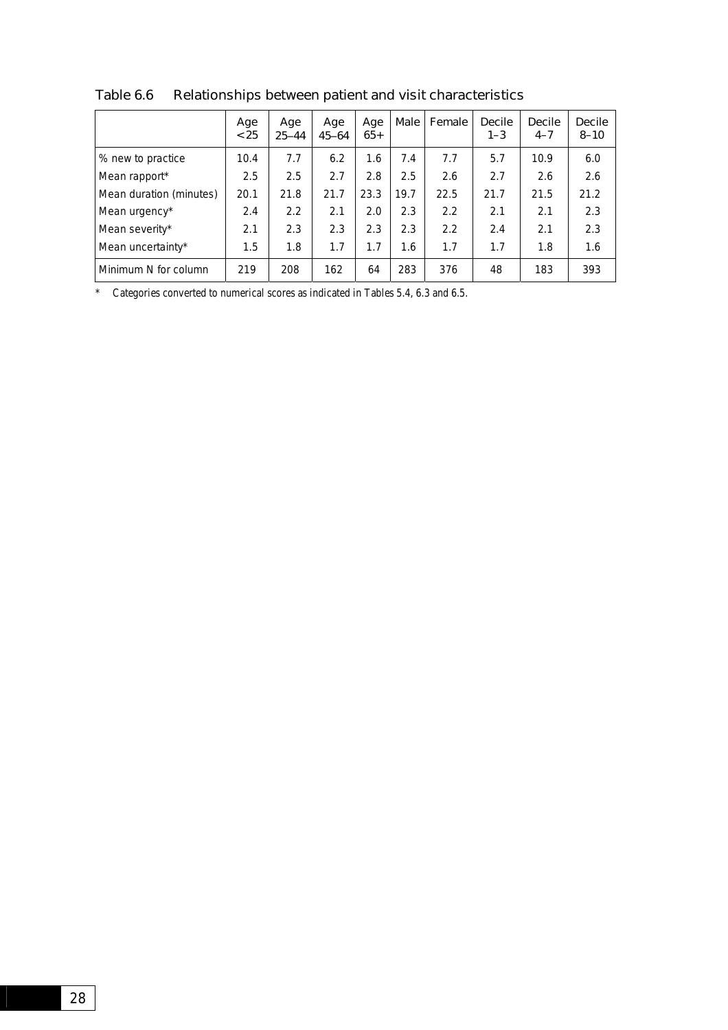Table 6.6 Relationships between patient and visit characteristics

| | Age <25 | Age 25–44 | Age 45–64 | Age 65+ | Male | Female | Decile 1–3 | Decile 4–7 | Decile 8–10 |
|---|---|---|---|---|---|---|---|---|---|
| % new to practice | 10.4 | 7.7 | 6.2 | 1.6 | 7.4 | 7.7 | 5.7 | 10.9 | 6.0 |
| Mean rapport* | 2.5 | 2.5 | 2.7 | 2.8 | 2.5 | 2.6 | 2.7 | 2.6 | 2.6 |
| Mean duration (minutes) | 20.1 | 21.8 | 21.7 | 23.3 | 19.7 | 22.5 | 21.7 | 21.5 | 21.2 |
| Mean urgency* | 2.4 | 2.2 | 2.1 | 2.0 | 2.3 | 2.2 | 2.1 | 2.1 | 2.3 |
| Mean severity* | 2.1 | 2.3 | 2.3 | 2.3 | 2.3 | 2.2 | 2.4 | 2.1 | 2.3 |
| Mean uncertainty* | 1.5 | 1.8 | 1.7 | 1.7 | 1.6 | 1.7 | 1.7 | 1.8 | 1.6 |
| Minimum N for column | 219 | 208 | 162 | 64 | 283 | 376 | 48 | 183 | 393 |

* Categories converted to numerical scores as indicated in Tables 5.4, 6.3 and 6.5.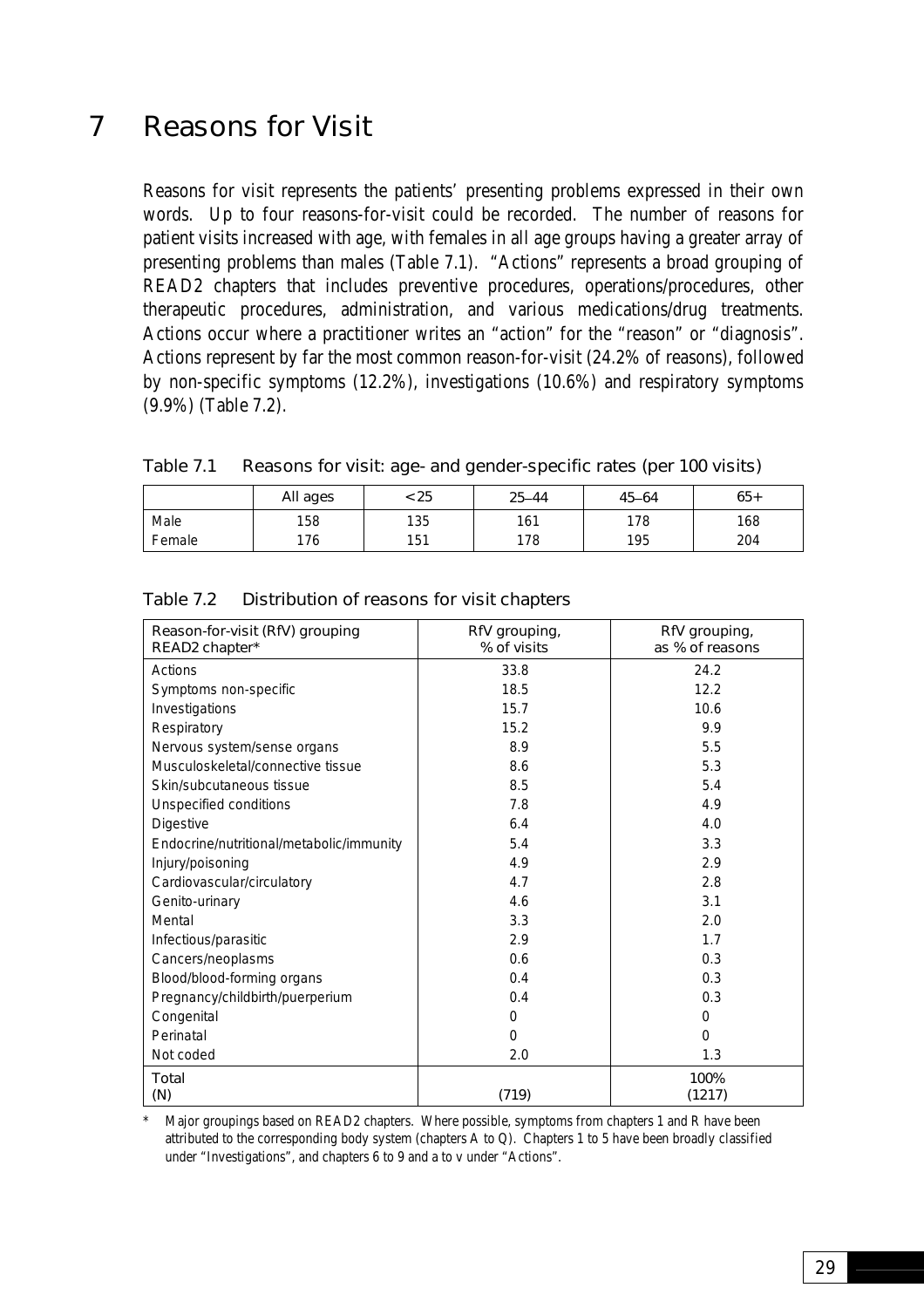# 7 Reasons for Visit

Reasons for visit represents the patients' presenting problems expressed in their own words. Up to four reasons-for-visit could be recorded. The number of reasons for patient visits increased with age, with females in all age groups having a greater array of presenting problems than males (Table 7.1). "Actions" represents a broad grouping of READ2 chapters that includes preventive procedures, operations/procedures, other therapeutic procedures, administration, and various medications/drug treatments. Actions occur where a practitioner writes an "action" for the "reason" or "diagnosis". Actions represent by far the most common reason-for-visit (24.2% of reasons), followed by non-specific symptoms (12.2%), investigations (10.6%) and respiratory symptoms (9.9%) (Table 7.2).

Table 7.1 Reasons for visit: age- and gender-specific rates (per 100 visits)

| | All ages | <25 | 25–44 | 45–64 | 65+ |
|---|---|---|---|---|---|
| Male | 158 | 135 | 161 | 178 | 168 |
| Female | 176 | 151 | 178 | 195 | 204 |

Table 7.2 Distribution of reasons for visit chapters

| Reason-for-visit (RfV) grouping READ2 chapter* | RfV grouping, % of visits | RfV grouping, as % of reasons |
|---|---|---|
| Actions | 33.8 | 24.2 |
| Symptoms non-specific | 18.5 | 12.2 |
| Investigations | 15.7 | 10.6 |
| Respiratory | 15.2 | 9.9 |
| Nervous system/sense organs | 8.9 | 5.5 |
| Musculoskeletal/connective tissue | 8.6 | 5.3 |
| Skin/subcutaneous tissue | 8.5 | 5.4 |
| Unspecified conditions | 7.8 | 4.9 |
| Digestive | 6.4 | 4.0 |
| Endocrine/nutritional/metabolic/immunity | 5.4 | 3.3 |
| Injury/poisoning | 4.9 | 2.9 |
| Cardiovascular/circulatory | 4.7 | 2.8 |
| Genito-urinary | 4.6 | 3.1 |
| Mental | 3.3 | 2.0 |
| Infectious/parasitic | 2.9 | 1.7 |
| Cancers/neoplasms | 0.6 | 0.3 |
| Blood/blood-forming organs | 0.4 | 0.3 |
| Pregnancy/childbirth/puerperium | 0.4 | 0.3 |
| Congenital | 0 | 0 |
| Perinatal | 0 | 0 |
| Not coded | 2.0 | 1.3 |
| Total (N) | (719) | 100% (1217) |

\* Major groupings based on READ2 chapters. Where possible, symptoms from chapters 1 and R have been attributed to the corresponding body system (chapters A to Q). Chapters 1 to 5 have been broadly classified under "Investigations", and chapters 6 to 9 and a to v under "Actions".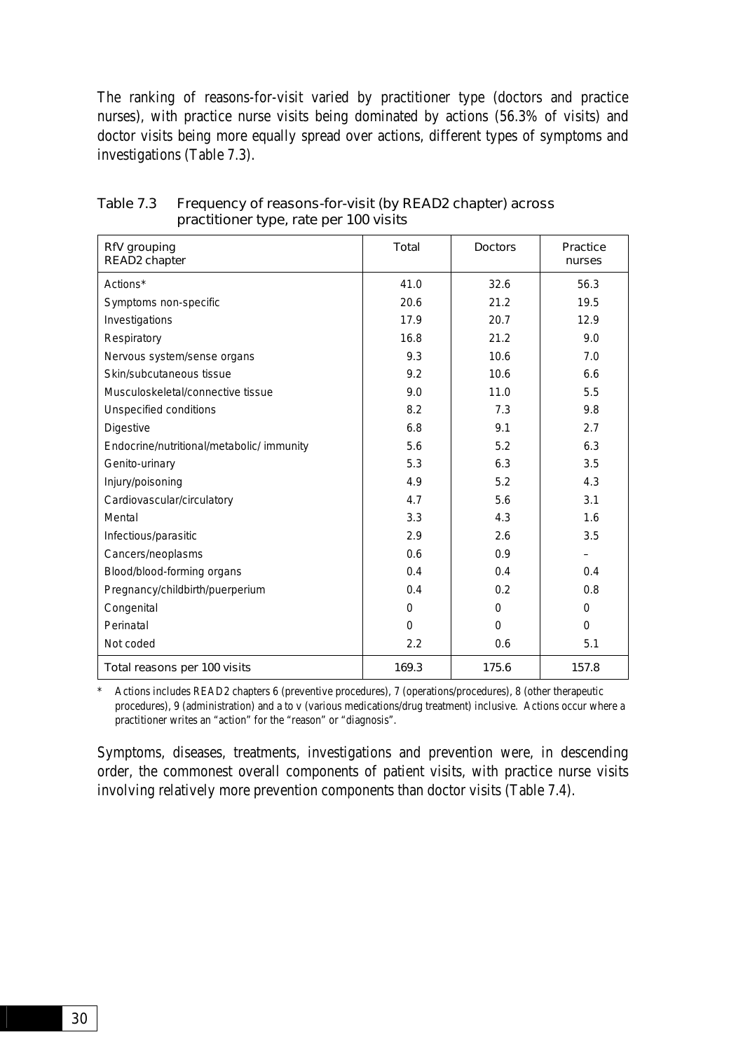The ranking of reasons-for-visit varied by practitioner type (doctors and practice nurses), with practice nurse visits being dominated by actions (56.3% of visits) and doctor visits being more equally spread over actions, different types of symptoms and investigations (Table 7.3).

**Table 7.3 Frequency of reasons-for-visit (by READ2 chapter) across practitioner type, rate per 100 visits**

| RfV grouping<br>READ2 chapter | Total | Doctors | Practice nurses |
|---|---|---|---|
| Actions* | 41.0 | 32.6 | 56.3 |
| Symptoms non-specific | 20.6 | 21.2 | 19.5 |
| Investigations | 17.9 | 20.7 | 12.9 |
| Respiratory | 16.8 | 21.2 | 9.0 |
| Nervous system/sense organs | 9.3 | 10.6 | 7.0 |
| Skin/subcutaneous tissue | 9.2 | 10.6 | 6.6 |
| Musculoskeletal/connective tissue | 9.0 | 11.0 | 5.5 |
| Unspecified conditions | 8.2 | 7.3 | 9.8 |
| Digestive | 6.8 | 9.1 | 2.7 |
| Endocrine/nutritional/metabolic/ immunity | 5.6 | 5.2 | 6.3 |
| Genito-urinary | 5.3 | 6.3 | 3.5 |
| Injury/poisoning | 4.9 | 5.2 | 4.3 |
| Cardiovascular/circulatory | 4.7 | 5.6 | 3.1 |
| Mental | 3.3 | 4.3 | 1.6 |
| Infectious/parasitic | 2.9 | 2.6 | 3.5 |
| Cancers/neoplasms | 0.6 | 0.9 | – |
| Blood/blood-forming organs | 0.4 | 0.4 | 0.4 |
| Pregnancy/childbirth/puerperium | 0.4 | 0.2 | 0.8 |
| Congenital | 0 | 0 | 0 |
| Perinatal | 0 | 0 | 0 |
| Not coded | 2.2 | 0.6 | 5.1 |
| **Total reasons per 100 visits** | **169.3** | **175.6** | **157.8** |

\* Actions includes READ2 chapters 6 (preventive procedures), 7 (operations/procedures), 8 (other therapeutic procedures), 9 (administration) and a to v (various medications/drug treatment) inclusive. Actions occur where a practitioner writes an "action" for the "reason" or "diagnosis".

Symptoms, diseases, treatments, investigations and prevention were, in descending order, the commonest overall components of patient visits, with practice nurse visits involving relatively more prevention components than doctor visits (Table 7.4).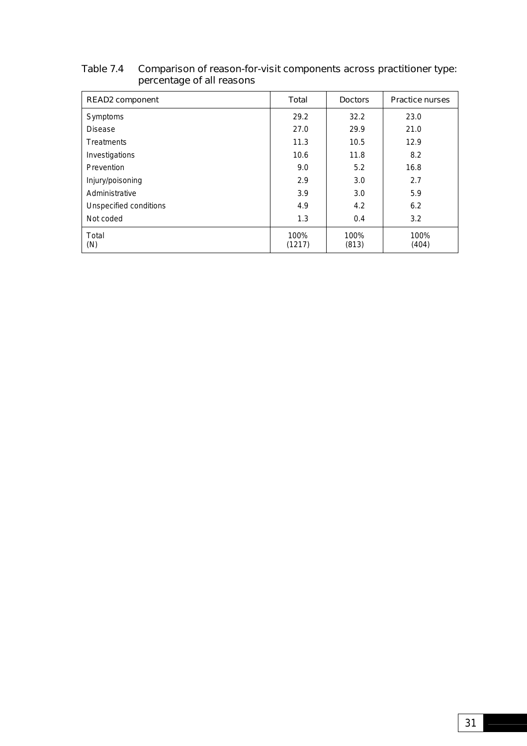Table 7.4 Comparison of reason-for-visit components across practitioner type: percentage of all reasons

| READ2 component | Total | Doctors | Practice nurses |
|---|---|---|---|
| Symptoms | 29.2 | 32.2 | 23.0 |
| Disease | 27.0 | 29.9 | 21.0 |
| Treatments | 11.3 | 10.5 | 12.9 |
| Investigations | 10.6 | 11.8 | 8.2 |
| Prevention | 9.0 | 5.2 | 16.8 |
| Injury/poisoning | 2.9 | 3.0 | 2.7 |
| Administrative | 3.9 | 3.0 | 5.9 |
| Unspecified conditions | 4.9 | 4.2 | 6.2 |
| Not coded | 1.3 | 0.4 | 3.2 |
| Total<br>(N) | 100%<br>(1217) | 100%<br>(813) | 100%<br>(404) |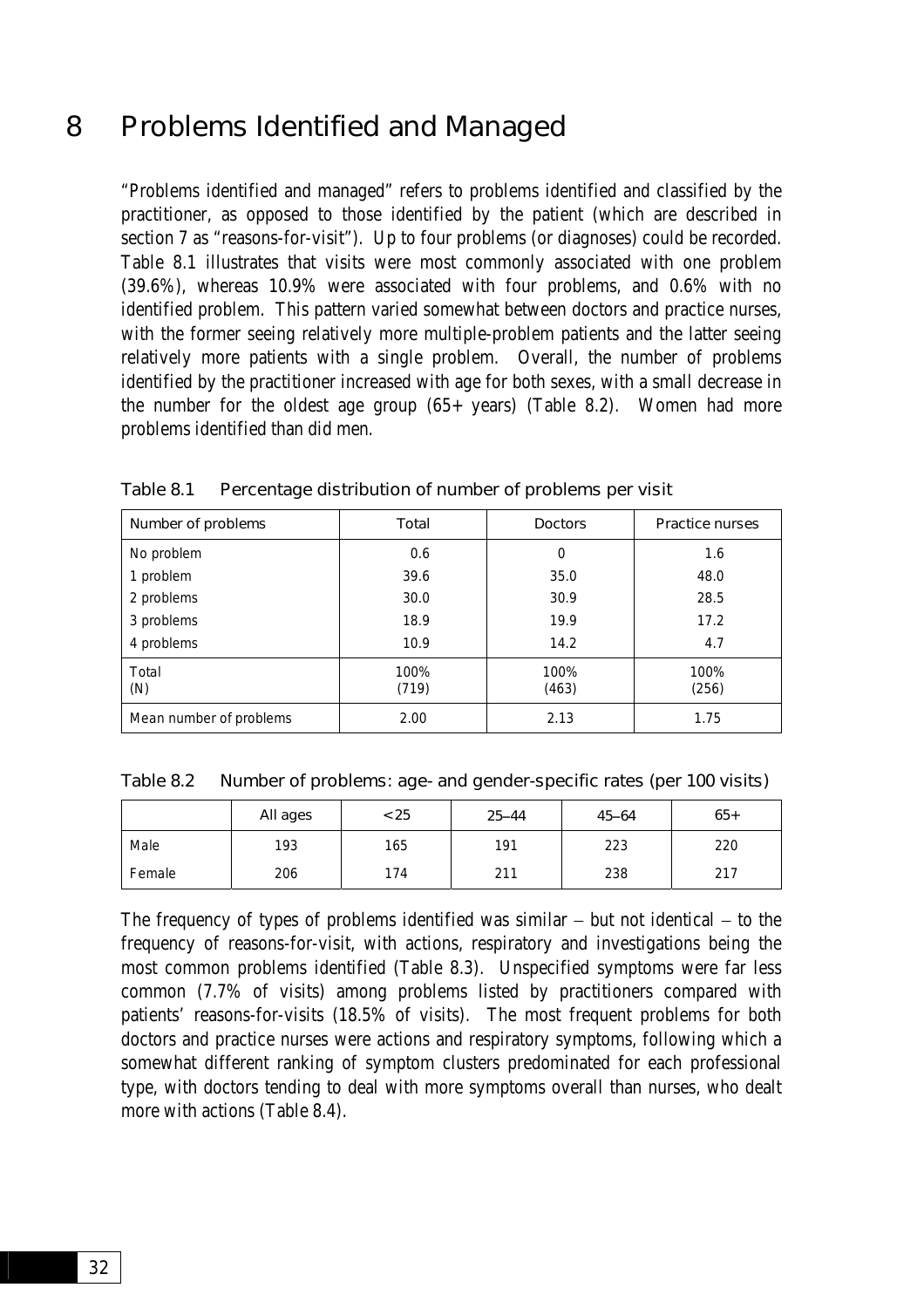# 8 Problems Identified and Managed

"Problems identified and managed" refers to problems identified and classified by the practitioner, as opposed to those identified by the patient (which are described in section 7 as "reasons-for-visit"). Up to four problems (or diagnoses) could be recorded. Table 8.1 illustrates that visits were most commonly associated with one problem (39.6%), whereas 10.9% were associated with four problems, and 0.6% with no identified problem. This pattern varied somewhat between doctors and practice nurses, with the former seeing relatively more multiple-problem patients and the latter seeing relatively more patients with a single problem. Overall, the number of problems identified by the practitioner increased with age for both sexes, with a small decrease in the number for the oldest age group (65+ years) (Table 8.2). Women had more problems identified than did men.

Table 8.1 Percentage distribution of number of problems per visit

| Number of problems | Total | Doctors | Practice nurses |
|---|---|---|---|
| No problem | 0.6 | 0 | 1.6 |
| 1 problem | 39.6 | 35.0 | 48.0 |
| 2 problems | 30.0 | 30.9 | 28.5 |
| 3 problems | 18.9 | 19.9 | 17.2 |
| 4 problems | 10.9 | 14.2 | 4.7 |
| Total<br>(N) | 100%<br>(719) | 100%<br>(463) | 100%<br>(256) |
| Mean number of problems | 2.00 | 2.13 | 1.75 |

Table 8.2 Number of problems: age- and gender-specific rates (per 100 visits)

| | All ages | <25 | 25–44 | 45–64 | 65+ |
|---|---|---|---|---|---|
| Male | 193 | 165 | 191 | 223 | 220 |
| Female | 206 | 174 | 211 | 238 | 217 |

The frequency of types of problems identified was similar – but not identical – to the frequency of reasons-for-visit, with actions, respiratory and investigations being the most common problems identified (Table 8.3). Unspecified symptoms were far less common (7.7% of visits) among problems listed by practitioners compared with patients' reasons-for-visits (18.5% of visits). The most frequent problems for both doctors and practice nurses were actions and respiratory symptoms, following which a somewhat different ranking of symptom clusters predominated for each professional type, with doctors tending to deal with more symptoms overall than nurses, who dealt more with actions (Table 8.4).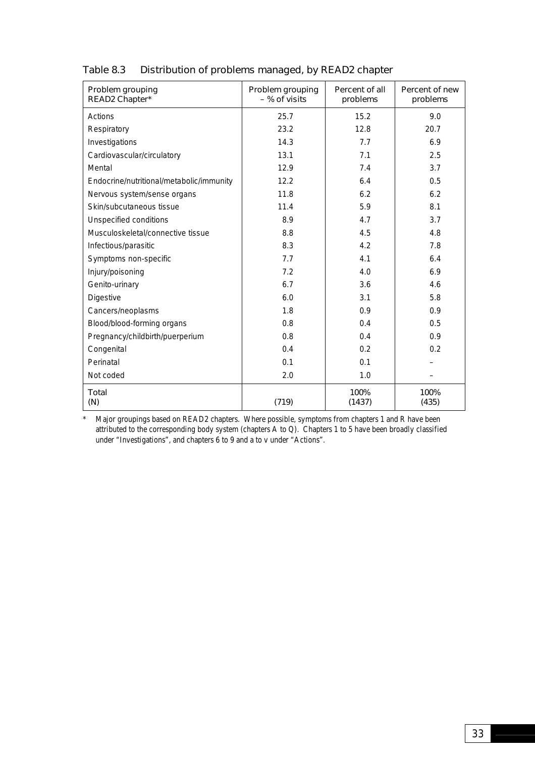## Table 8.3 Distribution of problems managed, by READ2 chapter

| Problem grouping READ2 Chapter* | Problem grouping – % of visits | Percent of all problems | Percent of new problems |
|---|---|---|---|
| Actions | 25.7 | 15.2 | 9.0 |
| Respiratory | 23.2 | 12.8 | 20.7 |
| Investigations | 14.3 | 7.7 | 6.9 |
| Cardiovascular/circulatory | 13.1 | 7.1 | 2.5 |
| Mental | 12.9 | 7.4 | 3.7 |
| Endocrine/nutritional/metabolic/immunity | 12.2 | 6.4 | 0.5 |
| Nervous system/sense organs | 11.8 | 6.2 | 6.2 |
| Skin/subcutaneous tissue | 11.4 | 5.9 | 8.1 |
| Unspecified conditions | 8.9 | 4.7 | 3.7 |
| Musculoskeletal/connective tissue | 8.8 | 4.5 | 4.8 |
| Infectious/parasitic | 8.3 | 4.2 | 7.8 |
| Symptoms non-specific | 7.7 | 4.1 | 6.4 |
| Injury/poisoning | 7.2 | 4.0 | 6.9 |
| Genito-urinary | 6.7 | 3.6 | 4.6 |
| Digestive | 6.0 | 3.1 | 5.8 |
| Cancers/neoplasms | 1.8 | 0.9 | 0.9 |
| Blood/blood-forming organs | 0.8 | 0.4 | 0.5 |
| Pregnancy/childbirth/puerperium | 0.8 | 0.4 | 0.9 |
| Congenital | 0.4 | 0.2 | 0.2 |
| Perinatal | 0.1 | 0.1 | – |
| Not coded | 2.0 | 1.0 | – |
| Total (N) | (719) | 100% (1437) | 100% (435) |

\* Major groupings based on READ2 chapters. Where possible, symptoms from chapters 1 and R have been attributed to the corresponding body system (chapters A to Q). Chapters 1 to 5 have been broadly classified under "Investigations", and chapters 6 to 9 and a to v under "Actions".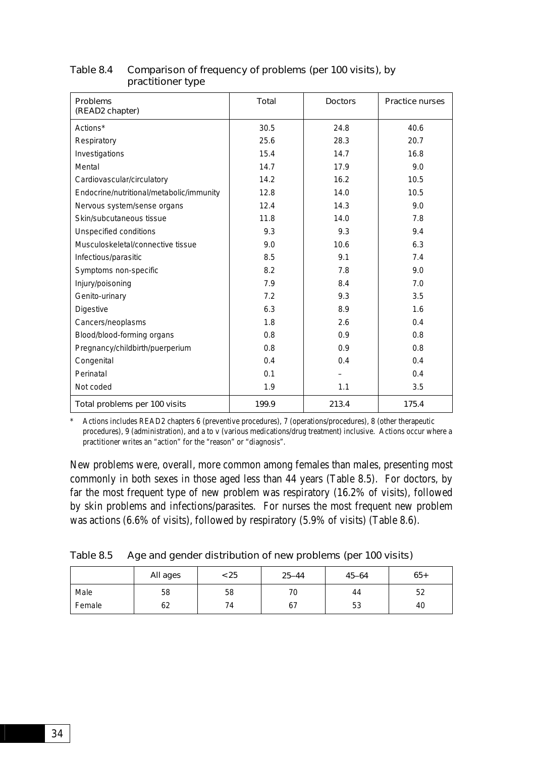Table 8.4 Comparison of frequency of problems (per 100 visits), by practitioner type

| Problems (READ2 chapter) | Total | Doctors | Practice nurses |
|---|---|---|---|
| Actions* | 30.5 | 24.8 | 40.6 |
| Respiratory | 25.6 | 28.3 | 20.7 |
| Investigations | 15.4 | 14.7 | 16.8 |
| Mental | 14.7 | 17.9 | 9.0 |
| Cardiovascular/circulatory | 14.2 | 16.2 | 10.5 |
| Endocrine/nutritional/metabolic/immunity | 12.8 | 14.0 | 10.5 |
| Nervous system/sense organs | 12.4 | 14.3 | 9.0 |
| Skin/subcutaneous tissue | 11.8 | 14.0 | 7.8 |
| Unspecified conditions | 9.3 | 9.3 | 9.4 |
| Musculoskeletal/connective tissue | 9.0 | 10.6 | 6.3 |
| Infectious/parasitic | 8.5 | 9.1 | 7.4 |
| Symptoms non-specific | 8.2 | 7.8 | 9.0 |
| Injury/poisoning | 7.9 | 8.4 | 7.0 |
| Genito-urinary | 7.2 | 9.3 | 3.5 |
| Digestive | 6.3 | 8.9 | 1.6 |
| Cancers/neoplasms | 1.8 | 2.6 | 0.4 |
| Blood/blood-forming organs | 0.8 | 0.9 | 0.8 |
| Pregnancy/childbirth/puerperium | 0.8 | 0.9 | 0.8 |
| Congenital | 0.4 | 0.4 | 0.4 |
| Perinatal | 0.1 | – | 0.4 |
| Not coded | 1.9 | 1.1 | 3.5 |
| Total problems per 100 visits | 199.9 | 213.4 | 175.4 |

\* Actions includes READ2 chapters 6 (preventive procedures), 7 (operations/procedures), 8 (other therapeutic procedures), 9 (administration), and a to v (various medications/drug treatment) inclusive. Actions occur where a practitioner writes an "action" for the "reason" or "diagnosis".

New problems were, overall, more common among females than males, presenting most commonly in both sexes in those aged less than 44 years (Table 8.5). For doctors, by far the most frequent type of new problem was respiratory (16.2% of visits), followed by skin problems and infections/parasites. For nurses the most frequent new problem was actions (6.6% of visits), followed by respiratory (5.9% of visits) (Table 8.6).

Table 8.5 Age and gender distribution of new problems (per 100 visits)

| | All ages | <25 | 25–44 | 45–64 | 65+ |
|---|---|---|---|---|---|
| Male | 58 | 58 | 70 | 44 | 52 |
| Female | 62 | 74 | 67 | 53 | 40 |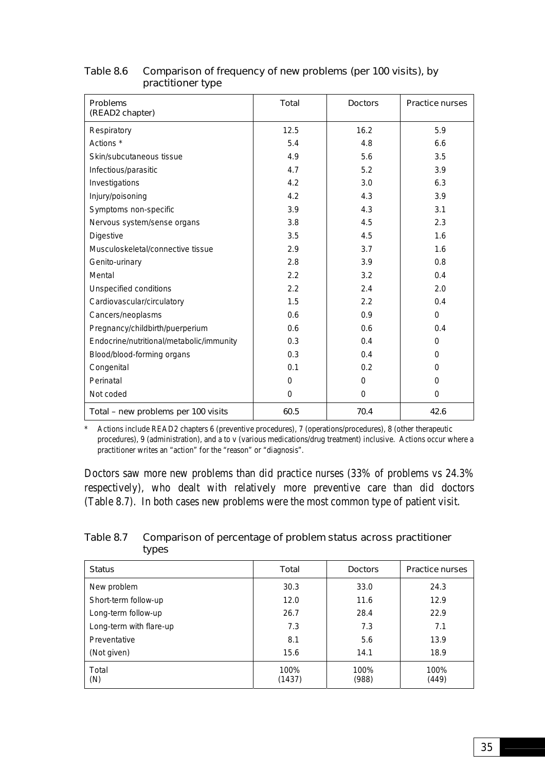**Table 8.6 Comparison of frequency of new problems (per 100 visits), by practitioner type**

| Problems (READ2 chapter) | Total | Doctors | Practice nurses |
|---|---|---|---|
| Respiratory | 12.5 | 16.2 | 5.9 |
| Actions * | 5.4 | 4.8 | 6.6 |
| Skin/subcutaneous tissue | 4.9 | 5.6 | 3.5 |
| Infectious/parasitic | 4.7 | 5.2 | 3.9 |
| Investigations | 4.2 | 3.0 | 6.3 |
| Injury/poisoning | 4.2 | 4.3 | 3.9 |
| Symptoms non-specific | 3.9 | 4.3 | 3.1 |
| Nervous system/sense organs | 3.8 | 4.5 | 2.3 |
| Digestive | 3.5 | 4.5 | 1.6 |
| Musculoskeletal/connective tissue | 2.9 | 3.7 | 1.6 |
| Genito-urinary | 2.8 | 3.9 | 0.8 |
| Mental | 2.2 | 3.2 | 0.4 |
| Unspecified conditions | 2.2 | 2.4 | 2.0 |
| Cardiovascular/circulatory | 1.5 | 2.2 | 0.4 |
| Cancers/neoplasms | 0.6 | 0.9 | 0 |
| Pregnancy/childbirth/puerperium | 0.6 | 0.6 | 0.4 |
| Endocrine/nutritional/metabolic/immunity | 0.3 | 0.4 | 0 |
| Blood/blood-forming organs | 0.3 | 0.4 | 0 |
| Congenital | 0.1 | 0.2 | 0 |
| Perinatal | 0 | 0 | 0 |
| Not coded | 0 | 0 | 0 |
| Total – new problems per 100 visits | 60.5 | 70.4 | 42.6 |

\* Actions include READ2 chapters 6 (preventive procedures), 7 (operations/procedures), 8 (other therapeutic procedures), 9 (administration), and a to v (various medications/drug treatment) inclusive. Actions occur where a practitioner writes an "action" for the "reason" or "diagnosis".

Doctors saw more new problems than did practice nurses (33% of problems vs 24.3% respectively), who dealt with relatively more preventive care than did doctors (Table 8.7). In both cases new problems were the most common type of patient visit.

**Table 8.7 Comparison of percentage of problem status across practitioner types**

| Status | Total | Doctors | Practice nurses |
|---|---|---|---|
| New problem | 30.3 | 33.0 | 24.3 |
| Short-term follow-up | 12.0 | 11.6 | 12.9 |
| Long-term follow-up | 26.7 | 28.4 | 22.9 |
| Long-term with flare-up | 7.3 | 7.3 | 7.1 |
| Preventative | 8.1 | 5.6 | 13.9 |
| (Not given) | 15.6 | 14.1 | 18.9 |
| Total (N) | 100% (1437) | 100% (988) | 100% (449) |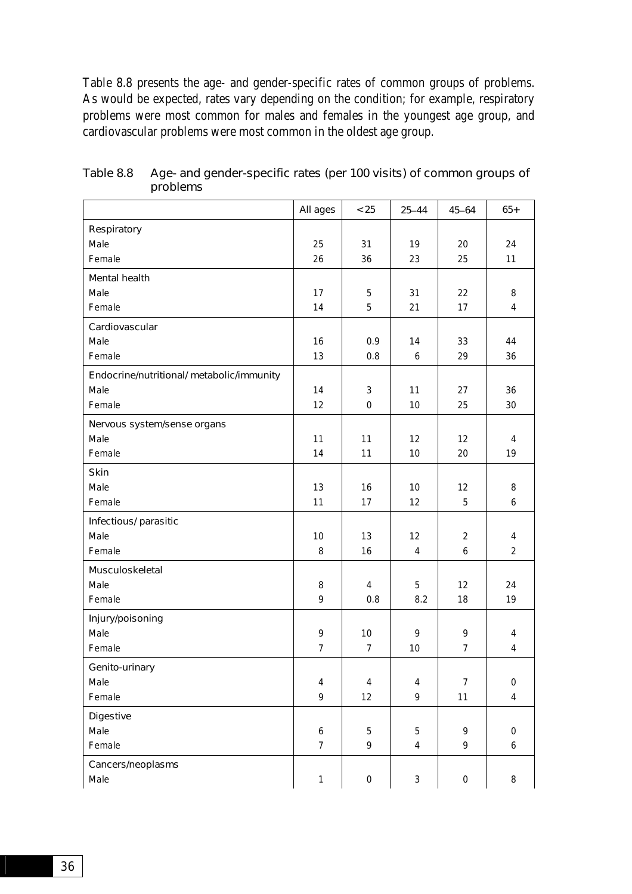Table 8.8 presents the age- and gender-specific rates of common groups of problems. As would be expected, rates vary depending on the condition; for example, respiratory problems were most common for males and females in the youngest age group, and cardiovascular problems were most common in the oldest age group.

Table 8.8 Age- and gender-specific rates (per 100 visits) of common groups of problems

| | All ages | <25 | 25–44 | 45–64 | 65+ |
|---|---|---|---|---|---|
| Respiratory | | | | | |
| Male | 25 | 31 | 19 | 20 | 24 |
| Female | 26 | 36 | 23 | 25 | 11 |
| Mental health | | | | | |
| Male | 17 | 5 | 31 | 22 | 8 |
| Female | 14 | 5 | 21 | 17 | 4 |
| Cardiovascular | | | | | |
| Male | 16 | 0.9 | 14 | 33 | 44 |
| Female | 13 | 0.8 | 6 | 29 | 36 |
| Endocrine/nutritional/metabolic/immunity | | | | | |
| Male | 14 | 3 | 11 | 27 | 36 |
| Female | 12 | 0 | 10 | 25 | 30 |
| Nervous system/sense organs | | | | | |
| Male | 11 | 11 | 12 | 12 | 4 |
| Female | 14 | 11 | 10 | 20 | 19 |
| Skin | | | | | |
| Male | 13 | 16 | 10 | 12 | 8 |
| Female | 11 | 17 | 12 | 5 | 6 |
| Infectious/parasitic | | | | | |
| Male | 10 | 13 | 12 | 2 | 4 |
| Female | 8 | 16 | 4 | 6 | 2 |
| Musculoskeletal | | | | | |
| Male | 8 | 4 | 5 | 12 | 24 |
| Female | 9 | 0.8 | 8.2 | 18 | 19 |
| Injury/poisoning | | | | | |
| Male | 9 | 10 | 9 | 9 | 4 |
| Female | 7 | 7 | 10 | 7 | 4 |
| Genito-urinary | | | | | |
| Male | 4 | 4 | 4 | 7 | 0 |
| Female | 9 | 12 | 9 | 11 | 4 |
| Digestive | | | | | |
| Male | 6 | 5 | 5 | 9 | 0 |
| Female | 7 | 9 | 4 | 9 | 6 |
| Cancers/neoplasms | | | | | |
| Male | 1 | 0 | 3 | 0 | 8 |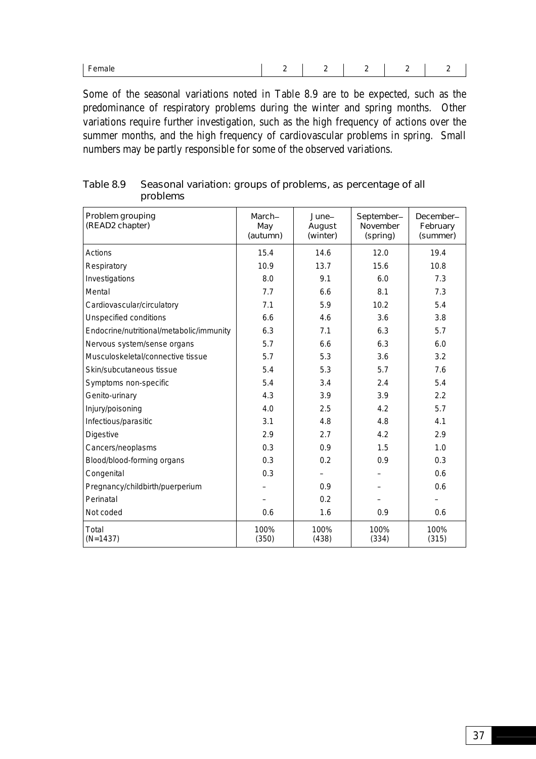| Female | 2 | 2 | 2 | 2 | 2 |
|---|---|---|---|---|---|

Some of the seasonal variations noted in Table 8.9 are to be expected, such as the predominance of respiratory problems during the winter and spring months. Other variations require further investigation, such as the high frequency of actions over the summer months, and the high frequency of cardiovascular problems in spring. Small numbers may be partly responsible for some of the observed variations.

Table 8.9 Seasonal variation: groups of problems, as percentage of all problems

| Problem grouping (READ2 chapter) | March–May (autumn) | June–August (winter) | September–November (spring) | December–February (summer) |
|---|---|---|---|---|
| Actions | 15.4 | 14.6 | 12.0 | 19.4 |
| Respiratory | 10.9 | 13.7 | 15.6 | 10.8 |
| Investigations | 8.0 | 9.1 | 6.0 | 7.3 |
| Mental | 7.7 | 6.6 | 8.1 | 7.3 |
| Cardiovascular/circulatory | 7.1 | 5.9 | 10.2 | 5.4 |
| Unspecified conditions | 6.6 | 4.6 | 3.6 | 3.8 |
| Endocrine/nutritional/metabolic/immunity | 6.3 | 7.1 | 6.3 | 5.7 |
| Nervous system/sense organs | 5.7 | 6.6 | 6.3 | 6.0 |
| Musculoskeletal/connective tissue | 5.7 | 5.3 | 3.6 | 3.2 |
| Skin/subcutaneous tissue | 5.4 | 5.3 | 5.7 | 7.6 |
| Symptoms non-specific | 5.4 | 3.4 | 2.4 | 5.4 |
| Genito-urinary | 4.3 | 3.9 | 3.9 | 2.2 |
| Injury/poisoning | 4.0 | 2.5 | 4.2 | 5.7 |
| Infectious/parasitic | 3.1 | 4.8 | 4.8 | 4.1 |
| Digestive | 2.9 | 2.7 | 4.2 | 2.9 |
| Cancers/neoplasms | 0.3 | 0.9 | 1.5 | 1.0 |
| Blood/blood-forming organs | 0.3 | 0.2 | 0.9 | 0.3 |
| Congenital | 0.3 | – | – | 0.6 |
| Pregnancy/childbirth/puerperium | – | 0.9 | – | 0.6 |
| Perinatal | – | 0.2 | – | – |
| Not coded | 0.6 | 1.6 | 0.9 | 0.6 |
| Total (N=1437) | 100% (350) | 100% (438) | 100% (334) | 100% (315) |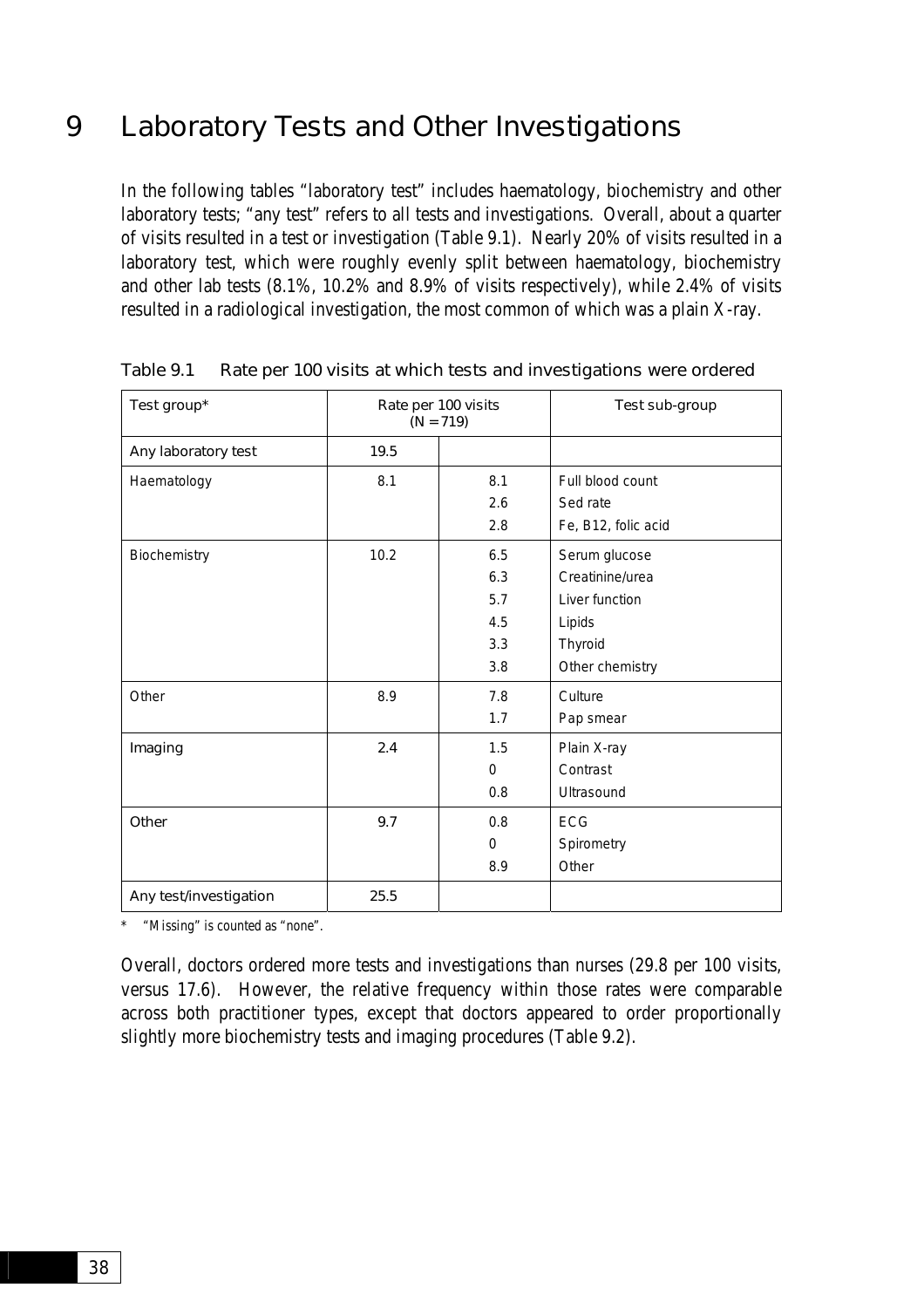# 9 Laboratory Tests and Other Investigations

In the following tables "laboratory test" includes haematology, biochemistry and other laboratory tests; "any test" refers to all tests and investigations. Overall, about a quarter of visits resulted in a test or investigation (Table 9.1). Nearly 20% of visits resulted in a laboratory test, which were roughly evenly split between haematology, biochemistry and other lab tests (8.1%, 10.2% and 8.9% of visits respectively), while 2.4% of visits resulted in a radiological investigation, the most common of which was a plain X-ray.

Table 9.1 Rate per 100 visits at which tests and investigations were ordered

| Test group* | Rate per 100 visits (N = 719) | | Test sub-group |
|---|---|---|---|
| Any laboratory test | 19.5 | | |
| Haematology | 8.1 | 8.1 | Full blood count |
| | | 2.6 | Sed rate |
| | | 2.8 | Fe, B12, folic acid |
| Biochemistry | 10.2 | 6.5 | Serum glucose |
| | | 6.3 | Creatinine/urea |
| | | 5.7 | Liver function |
| | | 4.5 | Lipids |
| | | 3.3 | Thyroid |
| | | 3.8 | Other chemistry |
| Other | 8.9 | 7.8 | Culture |
| | | 1.7 | Pap smear |
| Imaging | 2.4 | 1.5 | Plain X-ray |
| | | 0 | Contrast |
| | | 0.8 | Ultrasound |
| Other | 9.7 | 0.8 | ECG |
| | | 0 | Spirometry |
| | | 8.9 | Other |
| Any test/investigation | 25.5 | | |

\* "Missing" is counted as "none".

Overall, doctors ordered more tests and investigations than nurses (29.8 per 100 visits, versus 17.6). However, the relative frequency within those rates were comparable across both practitioner types, except that doctors appeared to order proportionally slightly more biochemistry tests and imaging procedures (Table 9.2).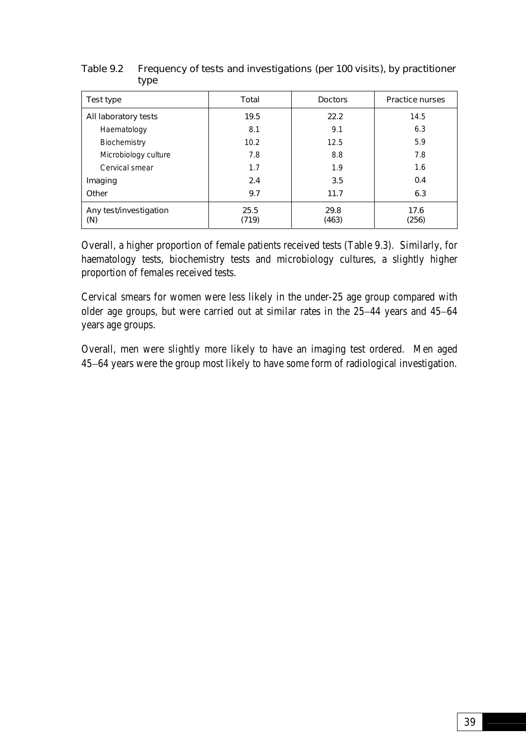Table 9.2 Frequency of tests and investigations (per 100 visits), by practitioner type

| Test type | Total | Doctors | Practice nurses |
|---|---|---|---|
| All laboratory tests | 19.5 | 22.2 | 14.5 |
| Haematology | 8.1 | 9.1 | 6.3 |
| Biochemistry | 10.2 | 12.5 | 5.9 |
| Microbiology culture | 7.8 | 8.8 | 7.8 |
| Cervical smear | 1.7 | 1.9 | 1.6 |
| Imaging | 2.4 | 3.5 | 0.4 |
| Other | 9.7 | 11.7 | 6.3 |
| Any test/investigation (N) | 25.5 (719) | 29.8 (463) | 17.6 (256) |

Overall, a higher proportion of female patients received tests (Table 9.3). Similarly, for haematology tests, biochemistry tests and microbiology cultures, a slightly higher proportion of females received tests.

Cervical smears for women were less likely in the under-25 age group compared with older age groups, but were carried out at similar rates in the 25–44 years and 45–64 years age groups.

Overall, men were slightly more likely to have an imaging test ordered. Men aged 45–64 years were the group most likely to have some form of radiological investigation.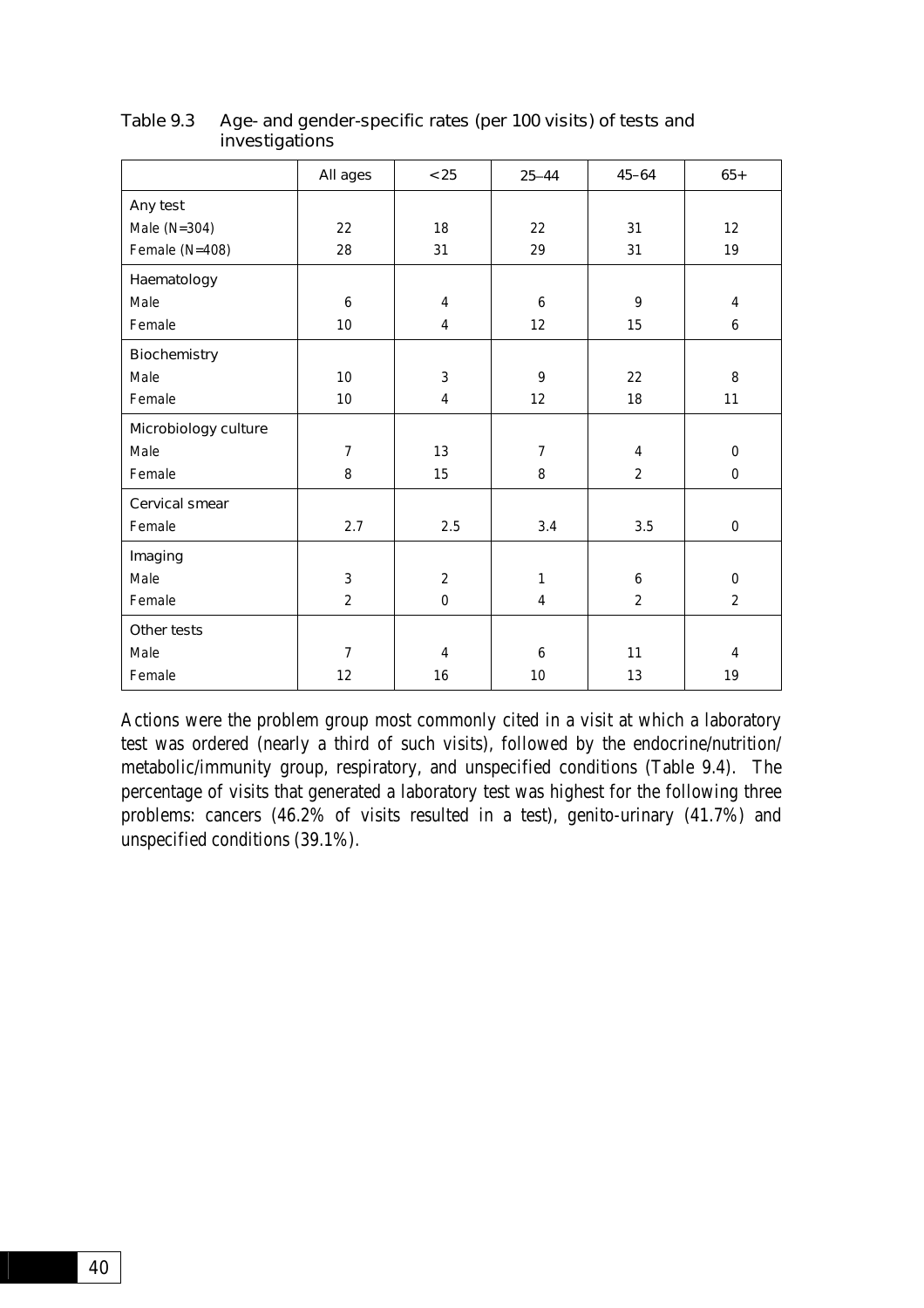Table 9.3 Age- and gender-specific rates (per 100 visits) of tests and investigations

| | All ages | <25 | 25–44 | 45–64 | 65+ |
|---|---|---|---|---|---|
| **Any test** | | | | | |
| Male (N=304) | 22 | 18 | 22 | 31 | 12 |
| Female (N=408) | 28 | 31 | 29 | 31 | 19 |
| **Haematology** | | | | | |
| Male | 6 | 4 | 6 | 9 | 4 |
| Female | 10 | 4 | 12 | 15 | 6 |
| **Biochemistry** | | | | | |
| Male | 10 | 3 | 9 | 22 | 8 |
| Female | 10 | 4 | 12 | 18 | 11 |
| **Microbiology culture** | | | | | |
| Male | 7 | 13 | 7 | 4 | 0 |
| Female | 8 | 15 | 8 | 2 | 0 |
| **Cervical smear** | | | | | |
| Female | 2.7 | 2.5 | 3.4 | 3.5 | 0 |
| **Imaging** | | | | | |
| Male | 3 | 2 | 1 | 6 | 0 |
| Female | 2 | 0 | 4 | 2 | 2 |
| **Other tests** | | | | | |
| Male | 7 | 4 | 6 | 11 | 4 |
| Female | 12 | 16 | 10 | 13 | 19 |

Actions were the problem group most commonly cited in a visit at which a laboratory test was ordered (nearly a third of such visits), followed by the endocrine/nutrition/metabolic/immunity group, respiratory, and unspecified conditions (Table 9.4). The percentage of visits that generated a laboratory test was highest for the following three problems: cancers (46.2% of visits resulted in a test), genito-urinary (41.7%) and unspecified conditions (39.1%).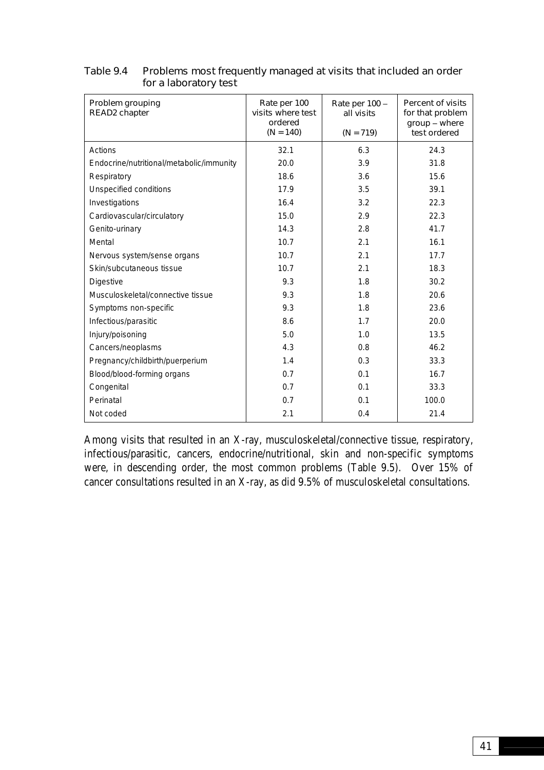Table 9.4 Problems most frequently managed at visits that included an order for a laboratory test

| Problem grouping<br>READ2 chapter | Rate per 100 visits where test ordered (N = 140) | Rate per 100 – all visits (N = 719) | Percent of visits for that problem group – where test ordered |
|---|---|---|---|
| Actions | 32.1 | 6.3 | 24.3 |
| Endocrine/nutritional/metabolic/immunity | 20.0 | 3.9 | 31.8 |
| Respiratory | 18.6 | 3.6 | 15.6 |
| Unspecified conditions | 17.9 | 3.5 | 39.1 |
| Investigations | 16.4 | 3.2 | 22.3 |
| Cardiovascular/circulatory | 15.0 | 2.9 | 22.3 |
| Genito-urinary | 14.3 | 2.8 | 41.7 |
| Mental | 10.7 | 2.1 | 16.1 |
| Nervous system/sense organs | 10.7 | 2.1 | 17.7 |
| Skin/subcutaneous tissue | 10.7 | 2.1 | 18.3 |
| Digestive | 9.3 | 1.8 | 30.2 |
| Musculoskeletal/connective tissue | 9.3 | 1.8 | 20.6 |
| Symptoms non-specific | 9.3 | 1.8 | 23.6 |
| Infectious/parasitic | 8.6 | 1.7 | 20.0 |
| Injury/poisoning | 5.0 | 1.0 | 13.5 |
| Cancers/neoplasms | 4.3 | 0.8 | 46.2 |
| Pregnancy/childbirth/puerperium | 1.4 | 0.3 | 33.3 |
| Blood/blood-forming organs | 0.7 | 0.1 | 16.7 |
| Congenital | 0.7 | 0.1 | 33.3 |
| Perinatal | 0.7 | 0.1 | 100.0 |
| Not coded | 2.1 | 0.4 | 21.4 |

Among visits that resulted in an X-ray, musculoskeletal/connective tissue, respiratory, infectious/parasitic, cancers, endocrine/nutritional, skin and non-specific symptoms were, in descending order, the most common problems (Table 9.5). Over 15% of cancer consultations resulted in an X-ray, as did 9.5% of musculoskeletal consultations.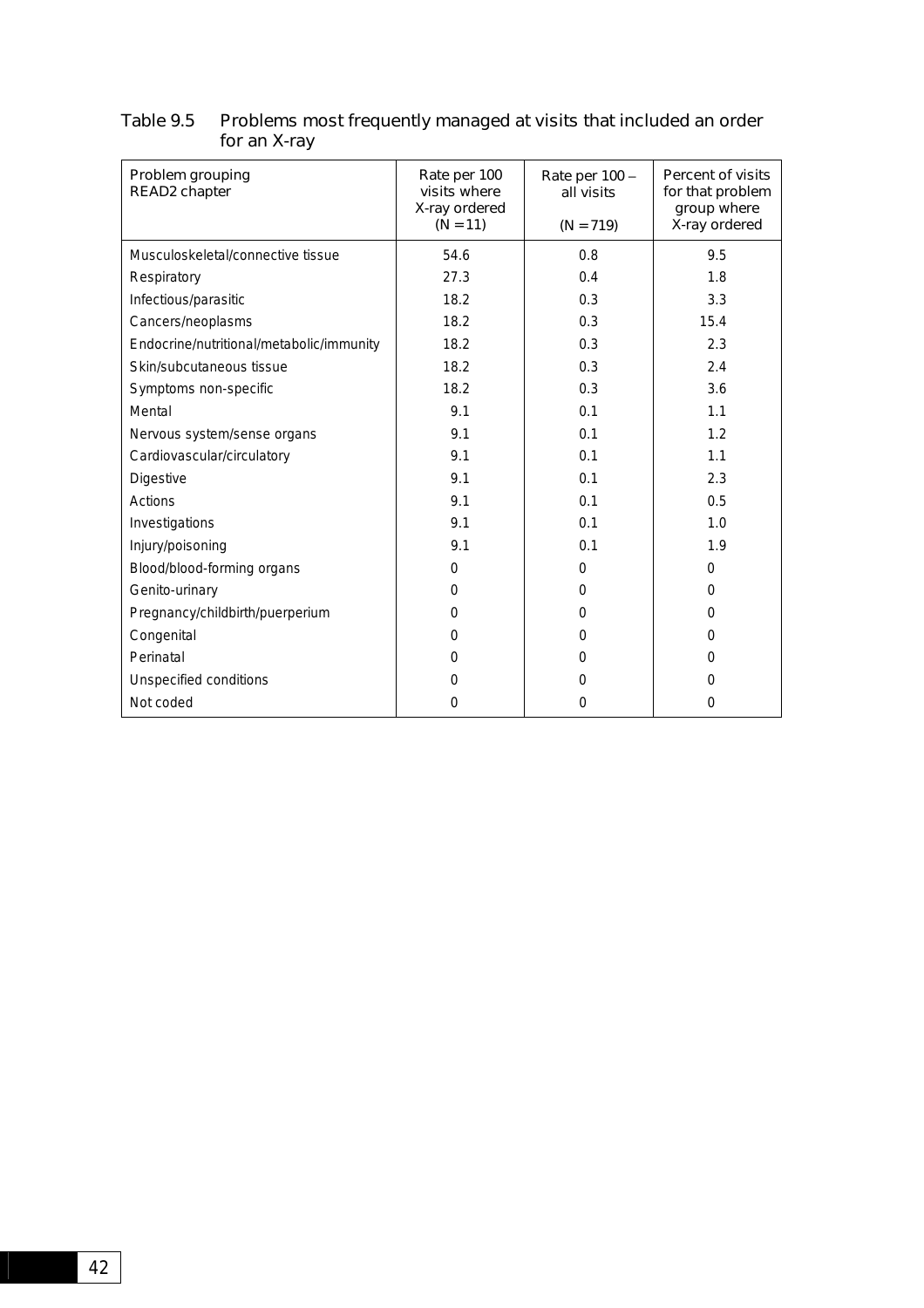Table 9.5 Problems most frequently managed at visits that included an order for an X-ray

| Problem grouping READ2 chapter | Rate per 100 visits where X-ray ordered (N = 11) | Rate per 100 – all visits (N = 719) | Percent of visits for that problem group where X-ray ordered |
|---|---|---|---|
| Musculoskeletal/connective tissue | 54.6 | 0.8 | 9.5 |
| Respiratory | 27.3 | 0.4 | 1.8 |
| Infectious/parasitic | 18.2 | 0.3 | 3.3 |
| Cancers/neoplasms | 18.2 | 0.3 | 15.4 |
| Endocrine/nutritional/metabolic/immunity | 18.2 | 0.3 | 2.3 |
| Skin/subcutaneous tissue | 18.2 | 0.3 | 2.4 |
| Symptoms non-specific | 18.2 | 0.3 | 3.6 |
| Mental | 9.1 | 0.1 | 1.1 |
| Nervous system/sense organs | 9.1 | 0.1 | 1.2 |
| Cardiovascular/circulatory | 9.1 | 0.1 | 1.1 |
| Digestive | 9.1 | 0.1 | 2.3 |
| Actions | 9.1 | 0.1 | 0.5 |
| Investigations | 9.1 | 0.1 | 1.0 |
| Injury/poisoning | 9.1 | 0.1 | 1.9 |
| Blood/blood-forming organs | 0 | 0 | 0 |
| Genito-urinary | 0 | 0 | 0 |
| Pregnancy/childbirth/puerperium | 0 | 0 | 0 |
| Congenital | 0 | 0 | 0 |
| Perinatal | 0 | 0 | 0 |
| Unspecified conditions | 0 | 0 | 0 |
| Not coded | 0 | 0 | 0 |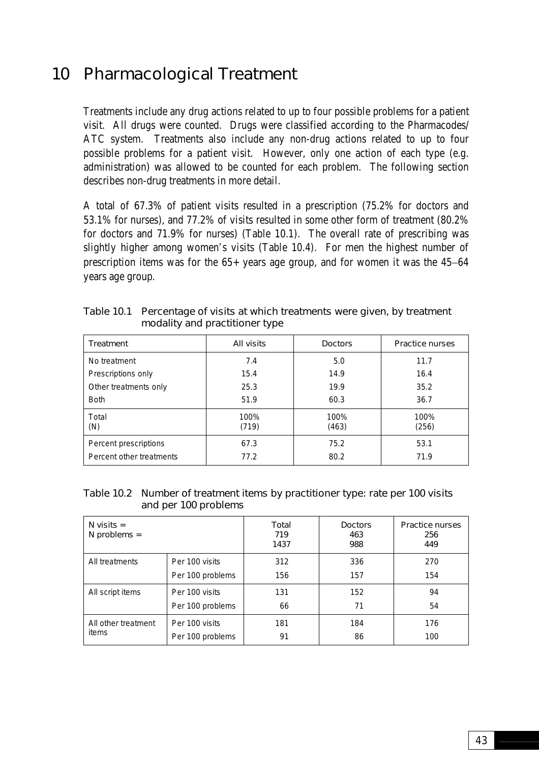# 10 Pharmacological Treatment

Treatments include any drug actions related to up to four possible problems for a patient visit. All drugs were counted. Drugs were classified according to the Pharmacodes/ ATC system. Treatments also include any non-drug actions related to up to four possible problems for a patient visit. However, only one action of each type (e.g. administration) was allowed to be counted for each problem. The following section describes non-drug treatments in more detail.

A total of 67.3% of patient visits resulted in a prescription (75.2% for doctors and 53.1% for nurses), and 77.2% of visits resulted in some other form of treatment (80.2% for doctors and 71.9% for nurses) (Table 10.1). The overall rate of prescribing was slightly higher among women's visits (Table 10.4). For men the highest number of prescription items was for the 65+ years age group, and for women it was the 45–64 years age group.

Table 10.1 Percentage of visits at which treatments were given, by treatment modality and practitioner type

| Treatment | All visits | Doctors | Practice nurses |
|---|---|---|---|
| No treatment | 7.4 | 5.0 | 11.7 |
| Prescriptions only | 15.4 | 14.9 | 16.4 |
| Other treatments only | 25.3 | 19.9 | 35.2 |
| Both | 51.9 | 60.3 | 36.7 |
| Total<br>(N) | 100%<br>(719) | 100%<br>(463) | 100%<br>(256) |
| Percent prescriptions | 67.3 | 75.2 | 53.1 |
| Percent other treatments | 77.2 | 80.2 | 71.9 |

Table 10.2 Number of treatment items by practitioner type: rate per 100 visits and per 100 problems

| N visits =<br>N problems = | | Total<br>719<br>1437 | Doctors<br>463<br>988 | Practice nurses<br>256<br>449 |
|---|---|---|---|---|
| All treatments | Per 100 visits | 312 | 336 | 270 |
| | Per 100 problems | 156 | 157 | 154 |
| All script items | Per 100 visits | 131 | 152 | 94 |
| | Per 100 problems | 66 | 71 | 54 |
| All other treatment items | Per 100 visits | 181 | 184 | 176 |
| | Per 100 problems | 91 | 86 | 100 |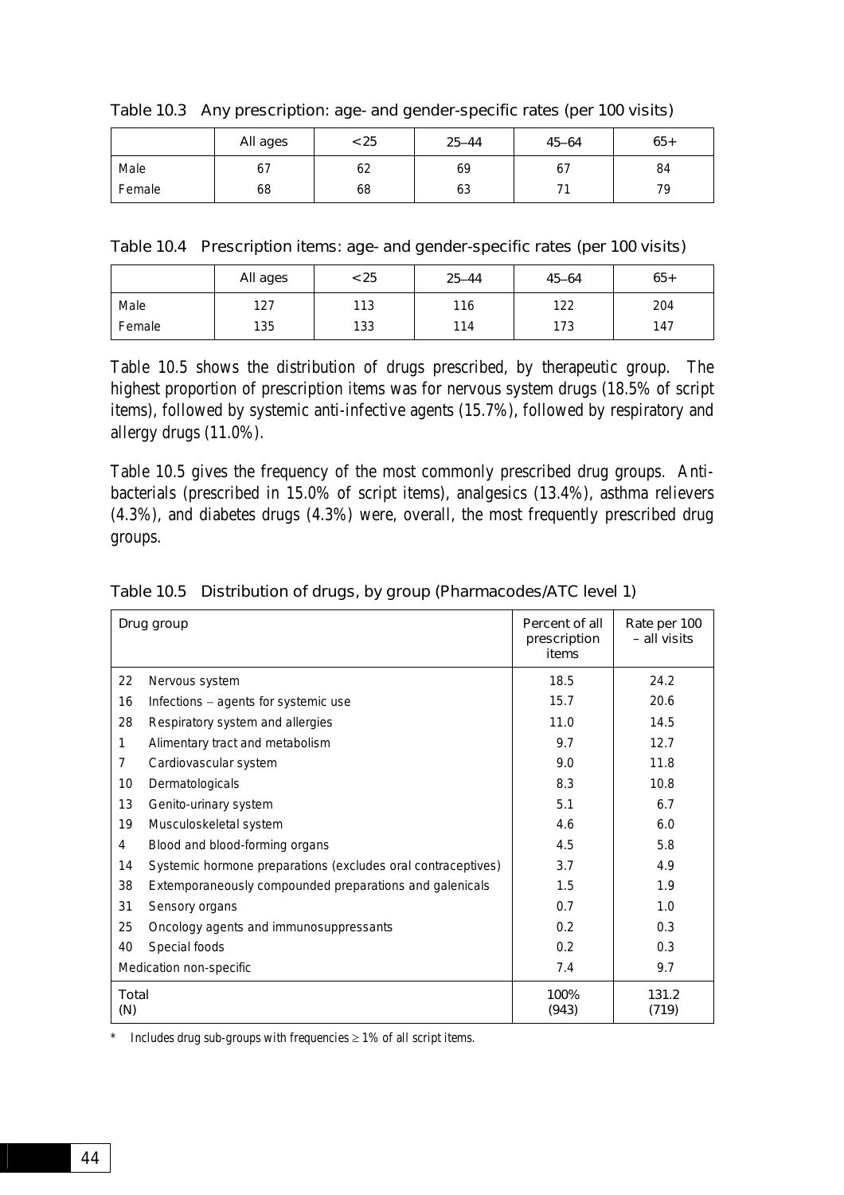Table 10.3 Any prescription: age- and gender-specific rates (per 100 visits)

| | All ages | <25 | 25–44 | 45–64 | 65+ |
|---|---|---|---|---|---|
| Male | 67 | 62 | 69 | 67 | 84 |
| Female | 68 | 68 | 63 | 71 | 79 |

Table 10.4 Prescription items: age- and gender-specific rates (per 100 visits)

| | All ages | <25 | 25–44 | 45–64 | 65+ |
|---|---|---|---|---|---|
| Male | 127 | 113 | 116 | 122 | 204 |
| Female | 135 | 133 | 114 | 173 | 147 |

Table 10.5 shows the distribution of drugs prescribed, by therapeutic group. The highest proportion of prescription items was for nervous system drugs (18.5% of script items), followed by systemic anti-infective agents (15.7%), followed by respiratory and allergy drugs (11.0%).

Table 10.5 gives the frequency of the most commonly prescribed drug groups. Anti-bacterials (prescribed in 15.0% of script items), analgesics (13.4%), asthma relievers (4.3%), and diabetes drugs (4.3%) were, overall, the most frequently prescribed drug groups.

Table 10.5 Distribution of drugs, by group (Pharmacodes/ATC level 1)

| Drug group | | Percent of all prescription items | Rate per 100 – all visits |
|---|---|---|---|
| 22 | Nervous system | 18.5 | 24.2 |
| 16 | Infections – agents for systemic use | 15.7 | 20.6 |
| 28 | Respiratory system and allergies | 11.0 | 14.5 |
| 1 | Alimentary tract and metabolism | 9.7 | 12.7 |
| 7 | Cardiovascular system | 9.0 | 11.8 |
| 10 | Dermatologicals | 8.3 | 10.8 |
| 13 | Genito-urinary system | 5.1 | 6.7 |
| 19 | Musculoskeletal system | 4.6 | 6.0 |
| 4 | Blood and blood-forming organs | 4.5 | 5.8 |
| 14 | Systemic hormone preparations (excludes oral contraceptives) | 3.7 | 4.9 |
| 38 | Extemporaneously compounded preparations and galenicals | 1.5 | 1.9 |
| 31 | Sensory organs | 0.7 | 1.0 |
| 25 | Oncology agents and immunosuppressants | 0.2 | 0.3 |
| 40 | Special foods | 0.2 | 0.3 |
| Medication non-specific | | 7.4 | 9.7 |
| Total (N) | | 100% (943) | 131.2 (719) |

\* Includes drug sub-groups with frequencies ≥ 1% of all script items.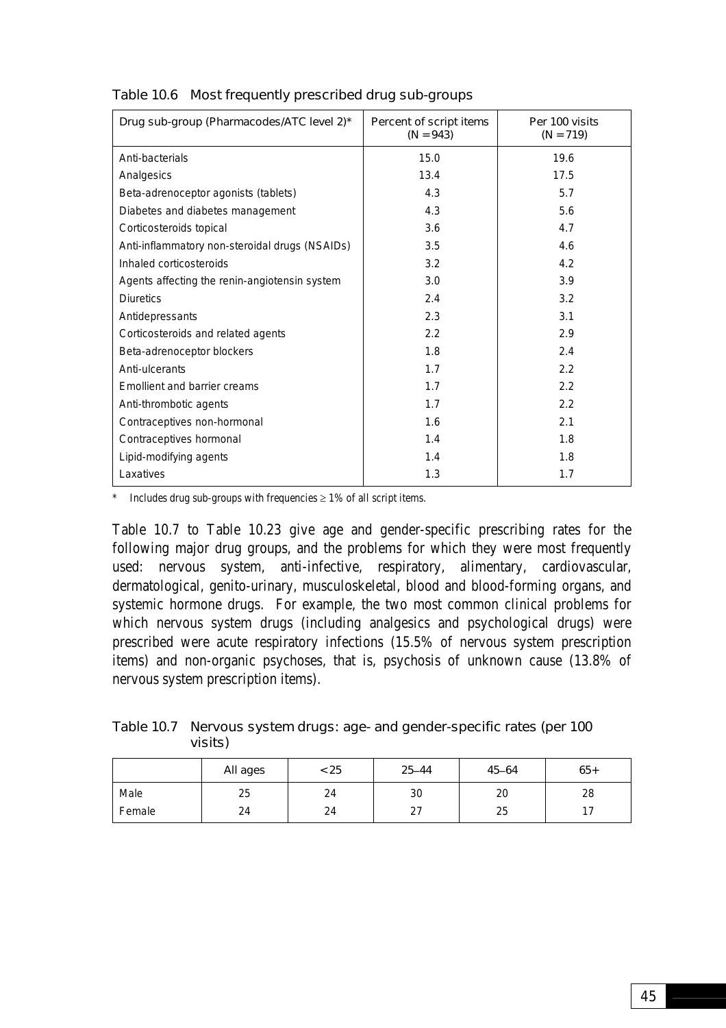Table 10.6 Most frequently prescribed drug sub-groups

| Drug sub-group (Pharmacodes/ATC level 2)* | Percent of script items (N = 943) | Per 100 visits (N = 719) |
|---|---|---|
| Anti-bacterials | 15.0 | 19.6 |
| Analgesics | 13.4 | 17.5 |
| Beta-adrenoceptor agonists (tablets) | 4.3 | 5.7 |
| Diabetes and diabetes management | 4.3 | 5.6 |
| Corticosteroids topical | 3.6 | 4.7 |
| Anti-inflammatory non-steroidal drugs (NSAIDs) | 3.5 | 4.6 |
| Inhaled corticosteroids | 3.2 | 4.2 |
| Agents affecting the renin-angiotensin system | 3.0 | 3.9 |
| Diuretics | 2.4 | 3.2 |
| Antidepressants | 2.3 | 3.1 |
| Corticosteroids and related agents | 2.2 | 2.9 |
| Beta-adrenoceptor blockers | 1.8 | 2.4 |
| Anti-ulcerants | 1.7 | 2.2 |
| Emollient and barrier creams | 1.7 | 2.2 |
| Anti-thrombotic agents | 1.7 | 2.2 |
| Contraceptives non-hormonal | 1.6 | 2.1 |
| Contraceptives hormonal | 1.4 | 1.8 |
| Lipid-modifying agents | 1.4 | 1.8 |
| Laxatives | 1.3 | 1.7 |

\* Includes drug sub-groups with frequencies ≥ 1% of all script items.

Table 10.7 to Table 10.23 give age and gender-specific prescribing rates for the following major drug groups, and the problems for which they were most frequently used: nervous system, anti-infective, respiratory, alimentary, cardiovascular, dermatological, genito-urinary, musculoskeletal, blood and blood-forming organs, and systemic hormone drugs. For example, the two most common clinical problems for which nervous system drugs (including analgesics and psychological drugs) were prescribed were acute respiratory infections (15.5% of nervous system prescription items) and non-organic psychoses, that is, psychosis of unknown cause (13.8% of nervous system prescription items).

Table 10.7 Nervous system drugs: age- and gender-specific rates (per 100 visits)

| | All ages | < 25 | 25–44 | 45–64 | 65+ |
|---|---|---|---|---|---|
| Male | 25 | 24 | 30 | 20 | 28 |
| Female | 24 | 24 | 27 | 25 | 17 |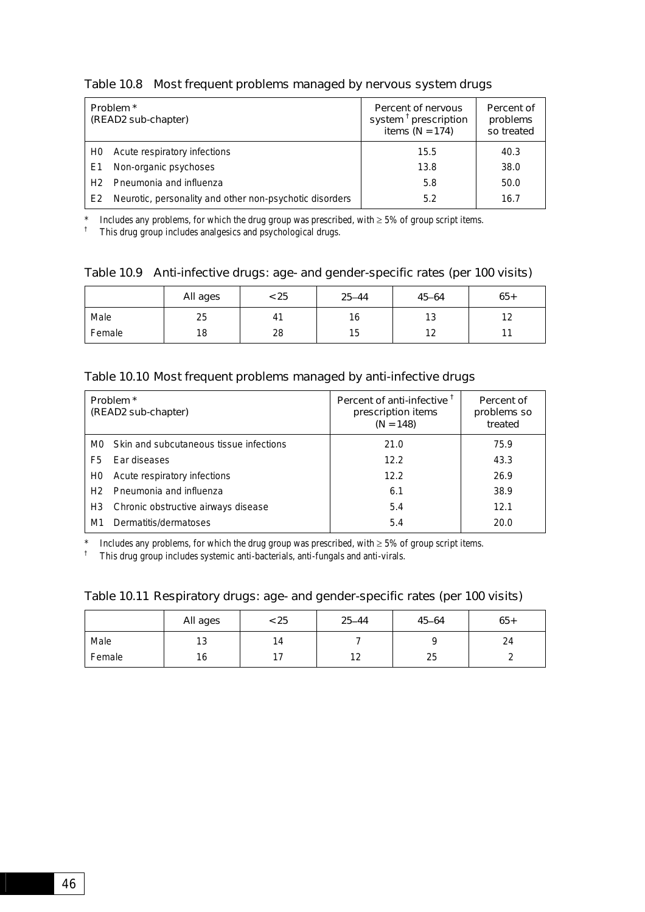### Table 10.8 Most frequent problems managed by nervous system drugs

| Problem* (READ2 sub-chapter) | | Percent of nervous system[†] prescription items (N = 174) | Percent of problems so treated |
|---|---|---|---|
| H0 | Acute respiratory infections | 15.5 | 40.3 |
| E1 | Non-organic psychoses | 13.8 | 38.0 |
| H2 | Pneumonia and influenza | 5.8 | 50.0 |
| E2 | Neurotic, personality and other non-psychotic disorders | 5.2 | 16.7 |

\* Includes any problems, for which the drug group was prescribed, with ≥ 5% of group script items.

† This drug group includes analgesics and psychological drugs.

### Table 10.9 Anti-infective drugs: age- and gender-specific rates (per 100 visits)

| | All ages | <25 | 25–44 | 45–64 | 65+ |
|---|---|---|---|---|---|
| Male | 25 | 41 | 16 | 13 | 12 |
| Female | 18 | 28 | 15 | 12 | 11 |

### Table 10.10 Most frequent problems managed by anti-infective drugs

| Problem* (READ2 sub-chapter) | | Percent of anti-infective[†] prescription items (N = 148) | Percent of problems so treated |
|---|---|---|---|
| M0 | Skin and subcutaneous tissue infections | 21.0 | 75.9 |
| F5 | Ear diseases | 12.2 | 43.3 |
| H0 | Acute respiratory infections | 12.2 | 26.9 |
| H2 | Pneumonia and influenza | 6.1 | 38.9 |
| H3 | Chronic obstructive airways disease | 5.4 | 12.1 |
| M1 | Dermatitis/dermatoses | 5.4 | 20.0 |

\* Includes any problems, for which the drug group was prescribed, with ≥ 5% of group script items.

† This drug group includes systemic anti-bacterials, anti-fungals and anti-virals.

### Table 10.11 Respiratory drugs: age- and gender-specific rates (per 100 visits)

| | All ages | <25 | 25–44 | 45–64 | 65+ |
|---|---|---|---|---|---|
| Male | 13 | 14 | 7 | 9 | 24 |
| Female | 16 | 17 | 12 | 25 | 2 |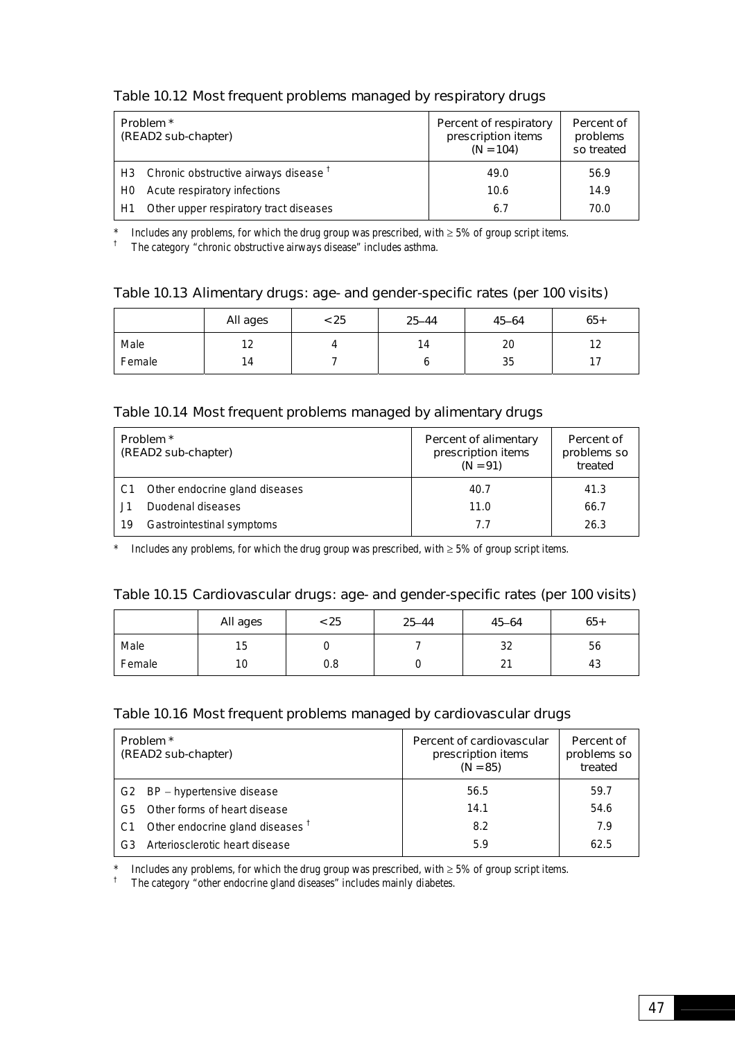### Table 10.12 Most frequent problems managed by respiratory drugs

| Problem *<br>(READ2 sub-chapter) | Percent of respiratory prescription items (N = 104) | Percent of problems so treated |
|---|---|---|
| H3 Chronic obstructive airways disease † | 49.0 | 56.9 |
| H0 Acute respiratory infections | 10.6 | 14.9 |
| H1 Other upper respiratory tract diseases | 6.7 | 70.0 |

\* Includes any problems, for which the drug group was prescribed, with ≥ 5% of group script items.

† The category "chronic obstructive airways disease" includes asthma.

### Table 10.13 Alimentary drugs: age- and gender-specific rates (per 100 visits)

| | All ages | < 25 | 25–44 | 45–64 | 65+ |
|---|---|---|---|---|---|
| Male | 12 | 4 | 14 | 20 | 12 |
| Female | 14 | 7 | 6 | 35 | 17 |

### Table 10.14 Most frequent problems managed by alimentary drugs

| Problem *<br>(READ2 sub-chapter) | Percent of alimentary prescription items (N = 91) | Percent of problems so treated |
|---|---|---|
| C1 Other endocrine gland diseases | 40.7 | 41.3 |
| J1 Duodenal diseases | 11.0 | 66.7 |
| 19 Gastrointestinal symptoms | 7.7 | 26.3 |

\* Includes any problems, for which the drug group was prescribed, with ≥ 5% of group script items.

### Table 10.15 Cardiovascular drugs: age- and gender-specific rates (per 100 visits)

| | All ages | < 25 | 25–44 | 45–64 | 65+ |
|---|---|---|---|---|---|
| Male | 15 | 0 | 7 | 32 | 56 |
| Female | 10 | 0.8 | 0 | 21 | 43 |

### Table 10.16 Most frequent problems managed by cardiovascular drugs

| Problem *<br>(READ2 sub-chapter) | Percent of cardiovascular prescription items (N = 85) | Percent of problems so treated |
|---|---|---|
| G2 BP – hypertensive disease | 56.5 | 59.7 |
| G5 Other forms of heart disease | 14.1 | 54.6 |
| C1 Other endocrine gland diseases † | 8.2 | 7.9 |
| G3 Arteriosclerotic heart disease | 5.9 | 62.5 |

\* Includes any problems, for which the drug group was prescribed, with ≥ 5% of group script items.

† The category "other endocrine gland diseases" includes mainly diabetes.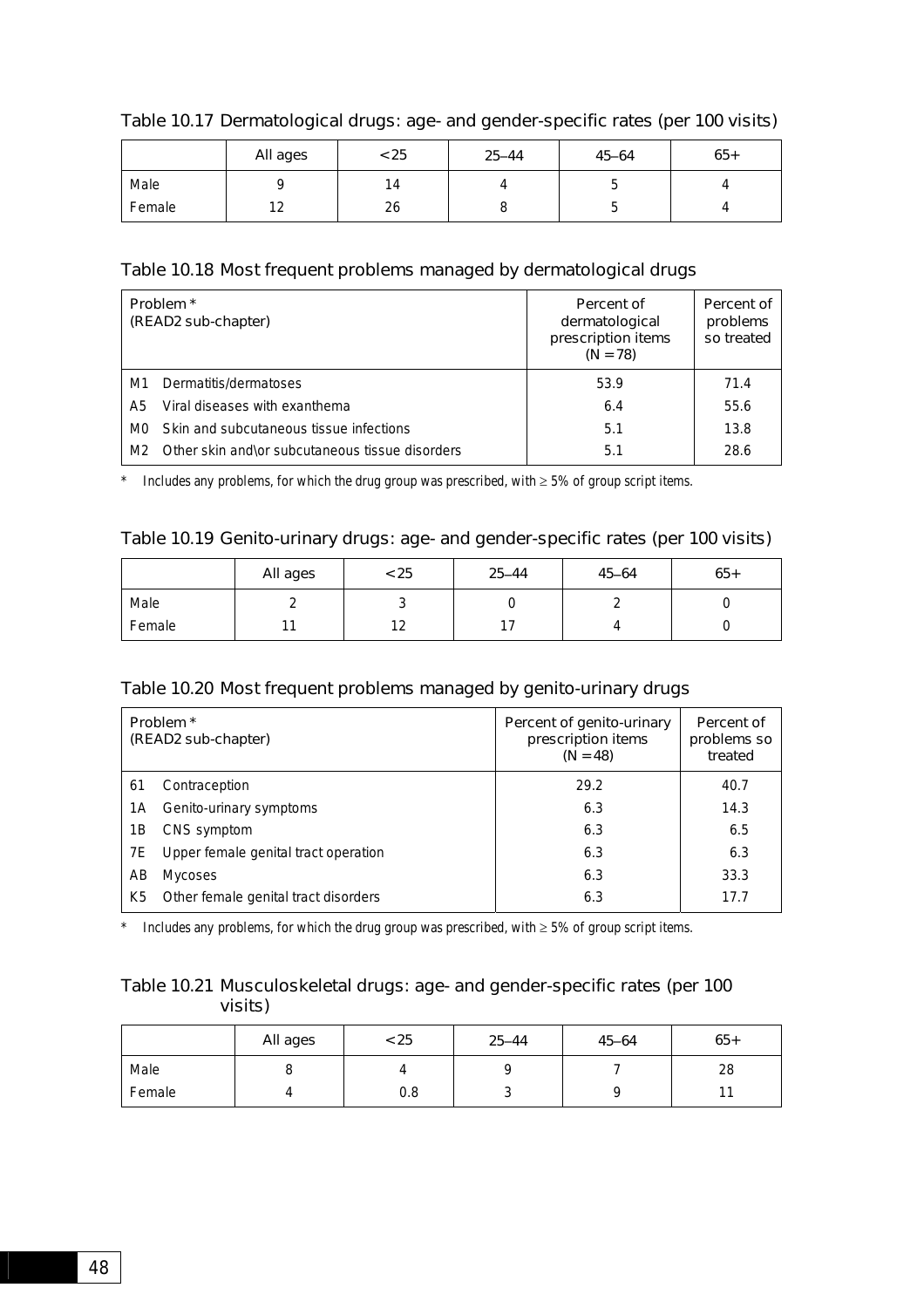Table 10.17 Dermatological drugs: age- and gender-specific rates (per 100 visits)

| | All ages | <25 | 25–44 | 45–64 | 65+ |
|---|---|---|---|---|---|
| Male | 9 | 14 | 4 | 5 | 4 |
| Female | 12 | 26 | 8 | 5 | 4 |

Table 10.18 Most frequent problems managed by dermatological drugs

| Problem *<br>(READ2 sub-chapter) | Percent of dermatological prescription items (N = 78) | Percent of problems so treated |
|---|---|---|
| M1 Dermatitis/dermatoses | 53.9 | 71.4 |
| A5 Viral diseases with exanthema | 6.4 | 55.6 |
| M0 Skin and subcutaneous tissue infections | 5.1 | 13.8 |
| M2 Other skin and\or subcutaneous tissue disorders | 5.1 | 28.6 |

\* Includes any problems, for which the drug group was prescribed, with ≥ 5% of group script items.

Table 10.19 Genito-urinary drugs: age- and gender-specific rates (per 100 visits)

| | All ages | <25 | 25–44 | 45–64 | 65+ |
|---|---|---|---|---|---|
| Male | 2 | 3 | 0 | 2 | 0 |
| Female | 11 | 12 | 17 | 4 | 0 |

Table 10.20 Most frequent problems managed by genito-urinary drugs

| Problem *<br>(READ2 sub-chapter) | Percent of genito-urinary prescription items (N = 48) | Percent of problems so treated |
|---|---|---|
| 61 Contraception | 29.2 | 40.7 |
| 1A Genito-urinary symptoms | 6.3 | 14.3 |
| 1B CNS symptom | 6.3 | 6.5 |
| 7E Upper female genital tract operation | 6.3 | 6.3 |
| AB Mycoses | 6.3 | 33.3 |
| K5 Other female genital tract disorders | 6.3 | 17.7 |

\* Includes any problems, for which the drug group was prescribed, with ≥ 5% of group script items.

Table 10.21 Musculoskeletal drugs: age- and gender-specific rates (per 100 visits)

| | All ages | <25 | 25–44 | 45–64 | 65+ |
|---|---|---|---|---|---|
| Male | 8 | 4 | 9 | 7 | 28 |
| Female | 4 | 0.8 | 3 | 9 | 11 |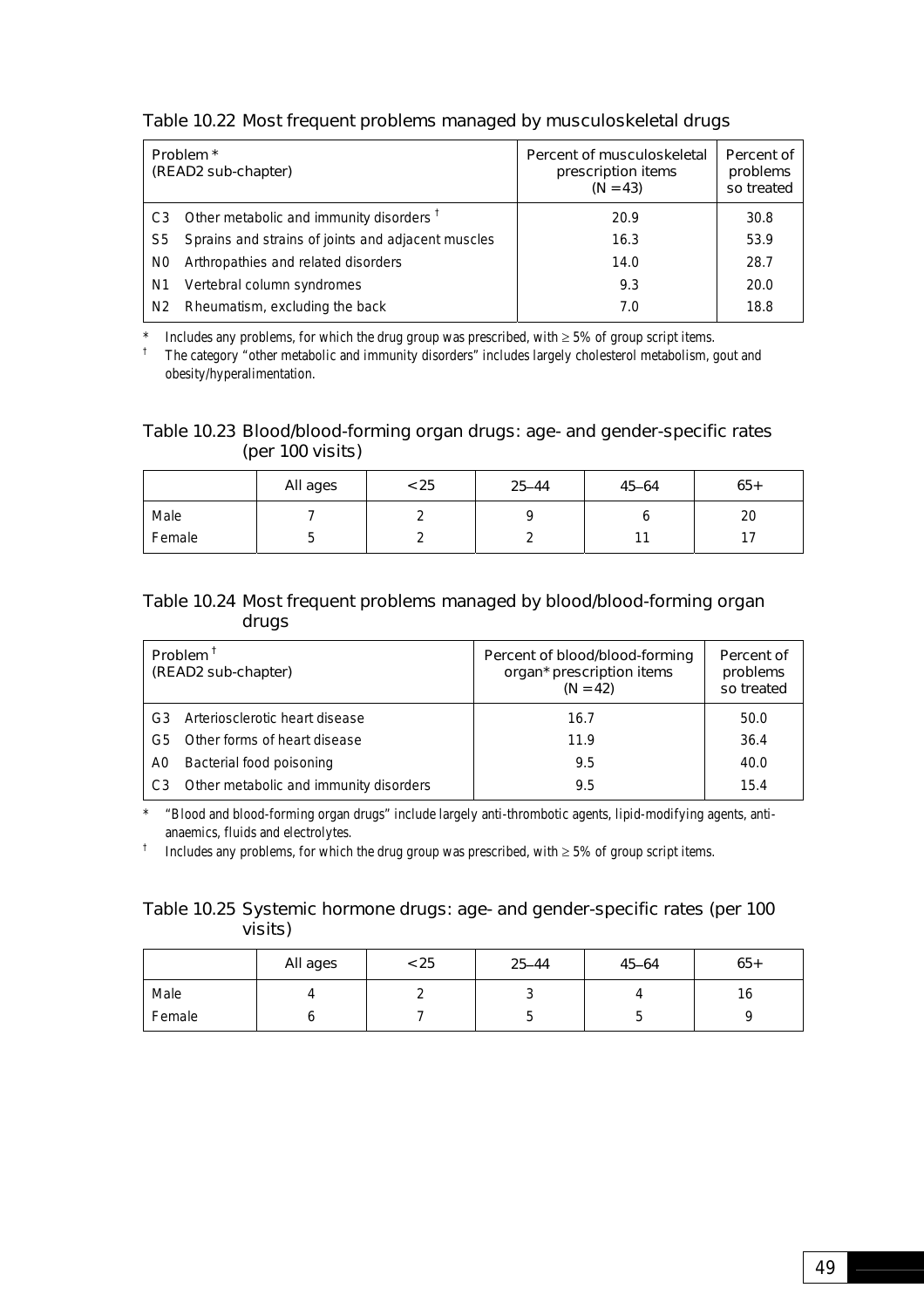### Table 10.22 Most frequent problems managed by musculoskeletal drugs

| Problem * (READ2 sub-chapter) | Percent of musculoskeletal prescription items (N = 43) | Percent of problems so treated |
|---|---|---|
| C3 Other metabolic and immunity disorders † | 20.9 | 30.8 |
| S5 Sprains and strains of joints and adjacent muscles | 16.3 | 53.9 |
| N0 Arthropathies and related disorders | 14.0 | 28.7 |
| N1 Vertebral column syndromes | 9.3 | 20.0 |
| N2 Rheumatism, excluding the back | 7.0 | 18.8 |

\* Includes any problems, for which the drug group was prescribed, with ≥ 5% of group script items.

† The category "other metabolic and immunity disorders" includes largely cholesterol metabolism, gout and obesity/hyperalimentation.

### Table 10.23 Blood/blood-forming organ drugs: age- and gender-specific rates (per 100 visits)

| | All ages | <25 | 25–44 | 45–64 | 65+ |
|---|---|---|---|---|---|
| Male | 7 | 2 | 9 | 6 | 20 |
| Female | 5 | 2 | 2 | 11 | 17 |

### Table 10.24 Most frequent problems managed by blood/blood-forming organ drugs

| Problem † (READ2 sub-chapter) | Percent of blood/blood-forming organ* prescription items (N = 42) | Percent of problems so treated |
|---|---|---|
| G3 Arteriosclerotic heart disease | 16.7 | 50.0 |
| G5 Other forms of heart disease | 11.9 | 36.4 |
| A0 Bacterial food poisoning | 9.5 | 40.0 |
| C3 Other metabolic and immunity disorders | 9.5 | 15.4 |

\* "Blood and blood-forming organ drugs" include largely anti-thrombotic agents, lipid-modifying agents, anti-anaemics, fluids and electrolytes.

† Includes any problems, for which the drug group was prescribed, with ≥ 5% of group script items.

### Table 10.25 Systemic hormone drugs: age- and gender-specific rates (per 100 visits)

| | All ages | <25 | 25–44 | 45–64 | 65+ |
|---|---|---|---|---|---|
| Male | 4 | 2 | 3 | 4 | 16 |
| Female | 6 | 7 | 5 | 5 | 9 |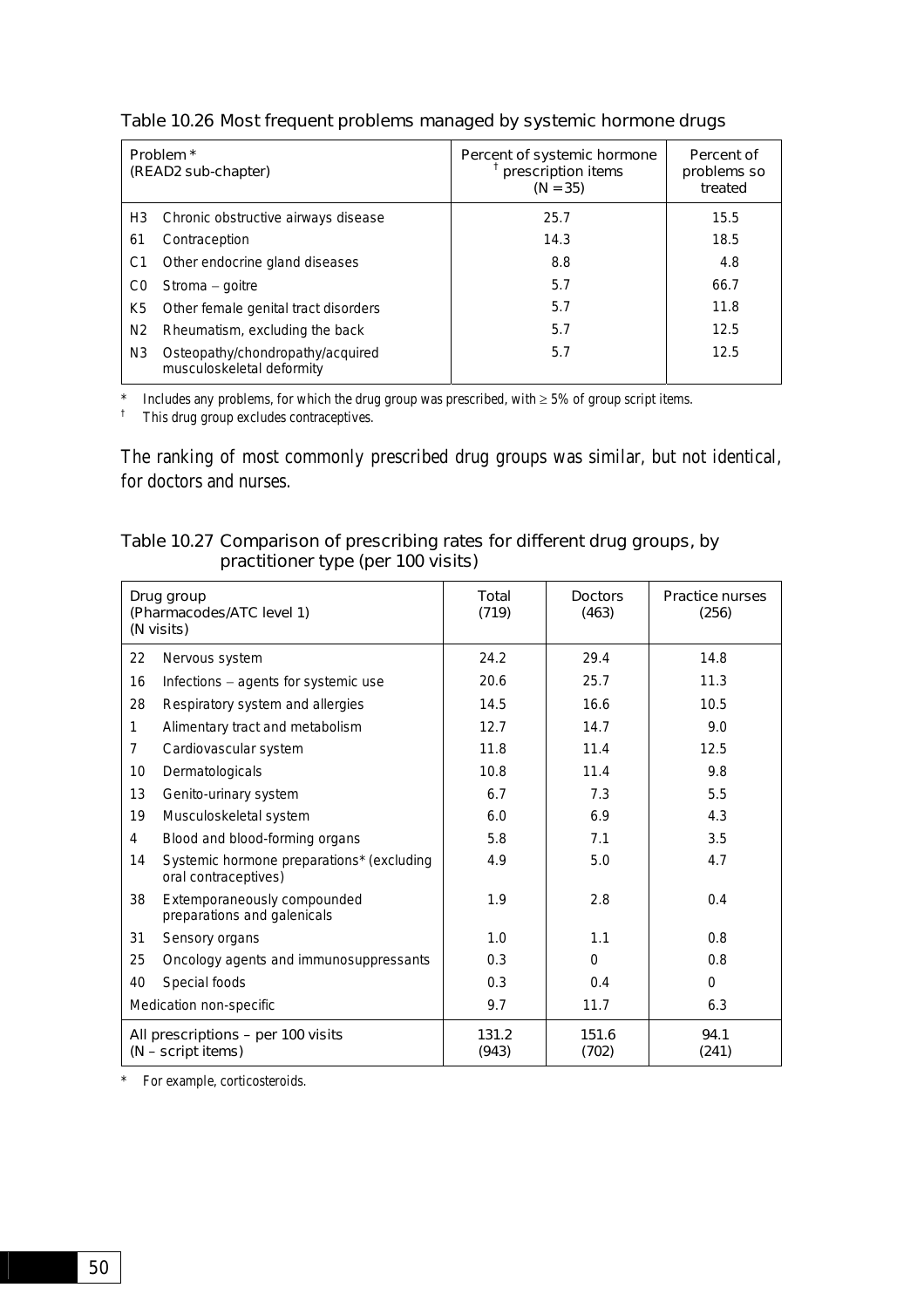Table 10.26 Most frequent problems managed by systemic hormone drugs

| Problem* (READ2 sub-chapter) | | Percent of systemic hormone[†] prescription items (N = 35) | Percent of problems so treated |
|---|---|---|---|
| H3 | Chronic obstructive airways disease | 25.7 | 15.5 |
| 61 | Contraception | 14.3 | 18.5 |
| C1 | Other endocrine gland diseases | 8.8 | 4.8 |
| C0 | Stroma – goitre | 5.7 | 66.7 |
| K5 | Other female genital tract disorders | 5.7 | 11.8 |
| N2 | Rheumatism, excluding the back | 5.7 | 12.5 |
| N3 | Osteopathy/chondropathy/acquired musculoskeletal deformity | 5.7 | 12.5 |

\* Includes any problems, for which the drug group was prescribed, with ≥ 5% of group script items.
[†] This drug group excludes contraceptives.

*The ranking of most commonly prescribed drug groups was similar, but not identical, for doctors and nurses.*

Table 10.27 Comparison of prescribing rates for different drug groups, by practitioner type (per 100 visits)

| Drug group (Pharmacodes/ATC level 1) (N visits) | | Total (719) | Doctors (463) | Practice nurses (256) |
|---|---|---|---|---|
| 22 | Nervous system | 24.2 | 29.4 | 14.8 |
| 16 | Infections – agents for systemic use | 20.6 | 25.7 | 11.3 |
| 28 | Respiratory system and allergies | 14.5 | 16.6 | 10.5 |
| 1 | Alimentary tract and metabolism | 12.7 | 14.7 | 9.0 |
| 7 | Cardiovascular system | 11.8 | 11.4 | 12.5 |
| 10 | Dermatologicals | 10.8 | 11.4 | 9.8 |
| 13 | Genito-urinary system | 6.7 | 7.3 | 5.5 |
| 19 | Musculoskeletal system | 6.0 | 6.9 | 4.3 |
| 4 | Blood and blood-forming organs | 5.8 | 7.1 | 3.5 |
| 14 | Systemic hormone preparations* (excluding oral contraceptives) | 4.9 | 5.0 | 4.7 |
| 38 | Extemporaneously compounded preparations and galenicals | 1.9 | 2.8 | 0.4 |
| 31 | Sensory organs | 1.0 | 1.1 | 0.8 |
| 25 | Oncology agents and immunosuppressants | 0.3 | 0 | 0.8 |
| 40 | Special foods | 0.3 | 0.4 | 0 |
| Medication non-specific | | 9.7 | 11.7 | 6.3 |
| All prescriptions – per 100 visits (N – script items) | | 131.2 (943) | 151.6 (702) | 94.1 (241) |

\* For example, corticosteroids.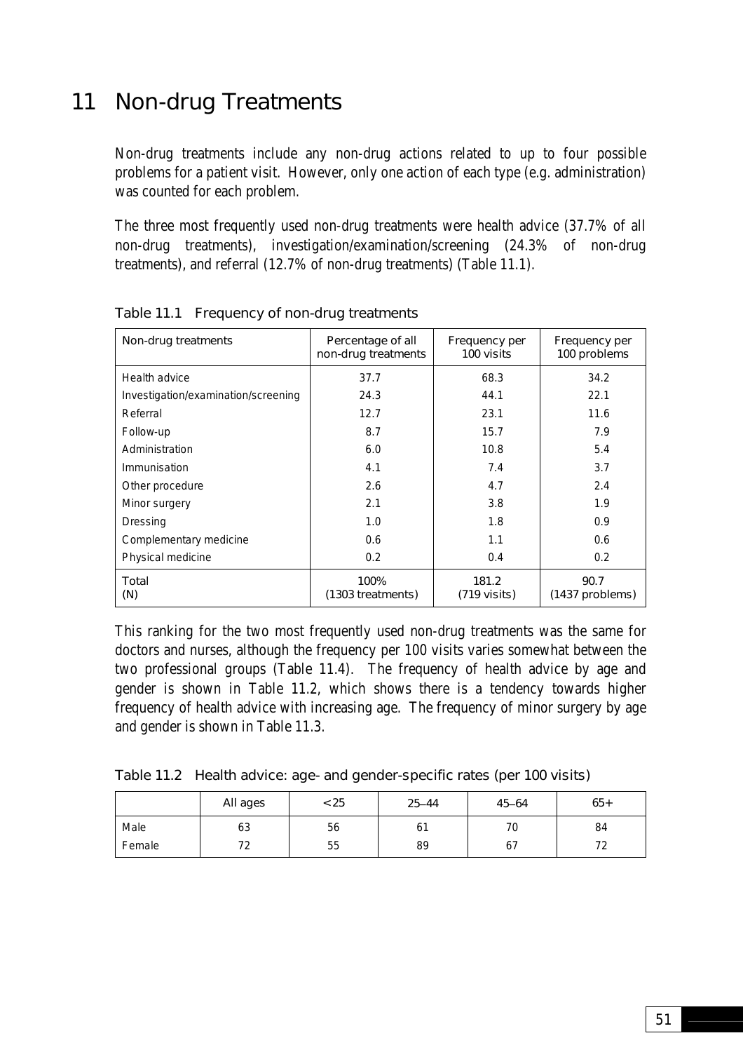# 11 Non-drug Treatments

Non-drug treatments include any non-drug actions related to up to four possible problems for a patient visit. However, only one action of each type (e.g. administration) was counted for each problem.

The three most frequently used non-drug treatments were health advice (37.7% of all non-drug treatments), investigation/examination/screening (24.3% of non-drug treatments), and referral (12.7% of non-drug treatments) (Table 11.1).

Table 11.1 Frequency of non-drug treatments

| Non-drug treatments | Percentage of all non-drug treatments | Frequency per 100 visits | Frequency per 100 problems |
|---|---|---|---|
| Health advice | 37.7 | 68.3 | 34.2 |
| Investigation/examination/screening | 24.3 | 44.1 | 22.1 |
| Referral | 12.7 | 23.1 | 11.6 |
| Follow-up | 8.7 | 15.7 | 7.9 |
| Administration | 6.0 | 10.8 | 5.4 |
| Immunisation | 4.1 | 7.4 | 3.7 |
| Other procedure | 2.6 | 4.7 | 2.4 |
| Minor surgery | 2.1 | 3.8 | 1.9 |
| Dressing | 1.0 | 1.8 | 0.9 |
| Complementary medicine | 0.6 | 1.1 | 0.6 |
| Physical medicine | 0.2 | 0.4 | 0.2 |
| Total (N) | 100% (1303 treatments) | 181.2 (719 visits) | 90.7 (1437 problems) |

This ranking for the two most frequently used non-drug treatments was the same for doctors and nurses, although the frequency per 100 visits varies somewhat between the two professional groups (Table 11.4). The frequency of health advice by age and gender is shown in Table 11.2, which shows there is a tendency towards higher frequency of health advice with increasing age. The frequency of minor surgery by age and gender is shown in Table 11.3.

Table 11.2 Health advice: age- and gender-specific rates (per 100 visits)

| | All ages | < 25 | 25–44 | 45–64 | 65+ |
|---|---|---|---|---|---|
| Male | 63 | 56 | 61 | 70 | 84 |
| Female | 72 | 55 | 89 | 67 | 72 |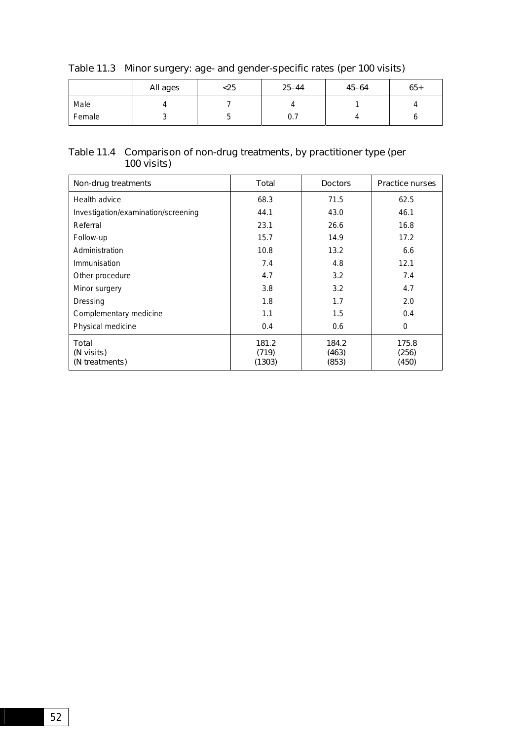Table 11.3 Minor surgery: age- and gender-specific rates (per 100 visits)

| | All ages | <25 | 25–44 | 45–64 | 65+ |
|---|---|---|---|---|---|
| Male | 4 | 7 | 4 | 1 | 4 |
| Female | 3 | 5 | 0.7 | 4 | 6 |

Table 11.4 Comparison of non-drug treatments, by practitioner type (per 100 visits)

| Non-drug treatments | Total | Doctors | Practice nurses |
|---|---|---|---|
| Health advice | 68.3 | 71.5 | 62.5 |
| Investigation/examination/screening | 44.1 | 43.0 | 46.1 |
| Referral | 23.1 | 26.6 | 16.8 |
| Follow-up | 15.7 | 14.9 | 17.2 |
| Administration | 10.8 | 13.2 | 6.6 |
| Immunisation | 7.4 | 4.8 | 12.1 |
| Other procedure | 4.7 | 3.2 | 7.4 |
| Minor surgery | 3.8 | 3.2 | 4.7 |
| Dressing | 1.8 | 1.7 | 2.0 |
| Complementary medicine | 1.1 | 1.5 | 0.4 |
| Physical medicine | 0.4 | 0.6 | 0 |
| Total<br>(N visits)<br>(N treatments) | 181.2<br>(719)<br>(1303) | 184.2<br>(463)<br>(853) | 175.8<br>(256)<br>(450) |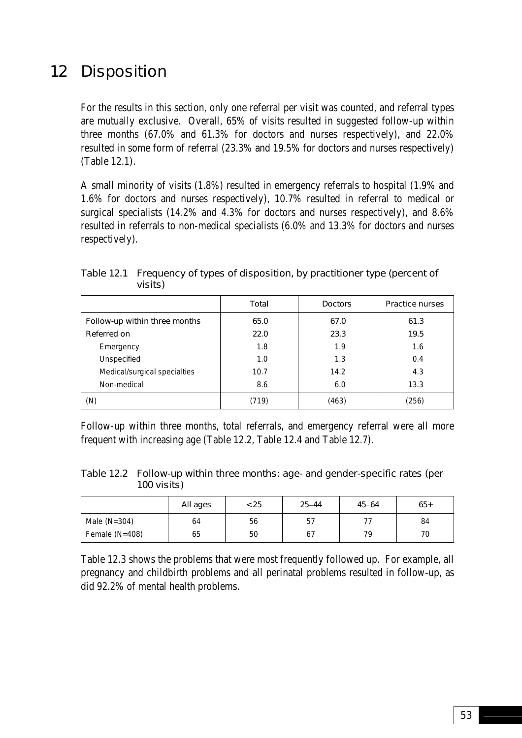# 12 Disposition

For the results in this section, only one referral per visit was counted, and referral types are mutually exclusive. Overall, 65% of visits resulted in suggested follow-up within three months (67.0% and 61.3% for doctors and nurses respectively), and 22.0% resulted in some form of referral (23.3% and 19.5% for doctors and nurses respectively) (Table 12.1).

A small minority of visits (1.8%) resulted in emergency referrals to hospital (1.9% and 1.6% for doctors and nurses respectively), 10.7% resulted in referral to medical or surgical specialists (14.2% and 4.3% for doctors and nurses respectively), and 8.6% resulted in referrals to non-medical specialists (6.0% and 13.3% for doctors and nurses respectively).

Table 12.1 Frequency of types of disposition, by practitioner type (percent of visits)

| | Total | Doctors | Practice nurses |
|---|---|---|---|
| Follow-up within three months | 65.0 | 67.0 | 61.3 |
| Referred on | 22.0 | 23.3 | 19.5 |
| Emergency | 1.8 | 1.9 | 1.6 |
| Unspecified | 1.0 | 1.3 | 0.4 |
| Medical/surgical specialties | 10.7 | 14.2 | 4.3 |
| Non-medical | 8.6 | 6.0 | 13.3 |
| (N) | (719) | (463) | (256) |

Follow-up within three months, total referrals, and emergency referral were all more frequent with increasing age (Table 12.2, Table 12.4 and Table 12.7).

Table 12.2 Follow-up within three months: age- and gender-specific rates (per 100 visits)

| | All ages | <25 | 25–44 | 45–64 | 65+ |
|---|---|---|---|---|---|
| Male (N=304) | 64 | 56 | 57 | 77 | 84 |
| Female (N=408) | 65 | 50 | 67 | 79 | 70 |

Table 12.3 shows the problems that were most frequently followed up. For example, all pregnancy and childbirth problems and all perinatal problems resulted in follow-up, as did 92.2% of mental health problems.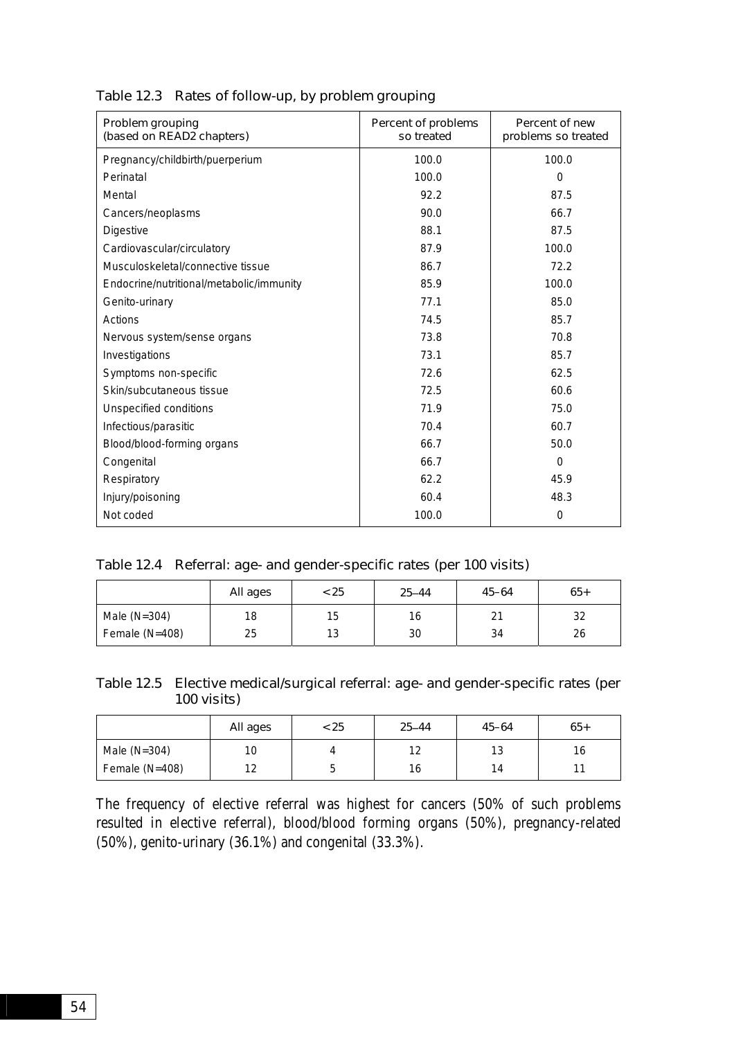Table 12.3 Rates of follow-up, by problem grouping

| Problem grouping (based on READ2 chapters) | Percent of problems so treated | Percent of new problems so treated |
|---|---|---|
| Pregnancy/childbirth/puerperium | 100.0 | 100.0 |
| Perinatal | 100.0 | 0 |
| Mental | 92.2 | 87.5 |
| Cancers/neoplasms | 90.0 | 66.7 |
| Digestive | 88.1 | 87.5 |
| Cardiovascular/circulatory | 87.9 | 100.0 |
| Musculoskeletal/connective tissue | 86.7 | 72.2 |
| Endocrine/nutritional/metabolic/immunity | 85.9 | 100.0 |
| Genito-urinary | 77.1 | 85.0 |
| Actions | 74.5 | 85.7 |
| Nervous system/sense organs | 73.8 | 70.8 |
| Investigations | 73.1 | 85.7 |
| Symptoms non-specific | 72.6 | 62.5 |
| Skin/subcutaneous tissue | 72.5 | 60.6 |
| Unspecified conditions | 71.9 | 75.0 |
| Infectious/parasitic | 70.4 | 60.7 |
| Blood/blood-forming organs | 66.7 | 50.0 |
| Congenital | 66.7 | 0 |
| Respiratory | 62.2 | 45.9 |
| Injury/poisoning | 60.4 | 48.3 |
| Not coded | 100.0 | 0 |

Table 12.4 Referral: age- and gender-specific rates (per 100 visits)

| | All ages | <25 | 25–44 | 45–64 | 65+ |
|---|---|---|---|---|---|
| Male (N=304) | 18 | 15 | 16 | 21 | 32 |
| Female (N=408) | 25 | 13 | 30 | 34 | 26 |

Table 12.5 Elective medical/surgical referral: age- and gender-specific rates (per 100 visits)

| | All ages | <25 | 25–44 | 45–64 | 65+ |
|---|---|---|---|---|---|
| Male (N=304) | 10 | 4 | 12 | 13 | 16 |
| Female (N=408) | 12 | 5 | 16 | 14 | 11 |

The frequency of elective referral was highest for cancers (50% of such problems resulted in elective referral), blood/blood forming organs (50%), pregnancy-related (50%), genito-urinary (36.1%) and congenital (33.3%).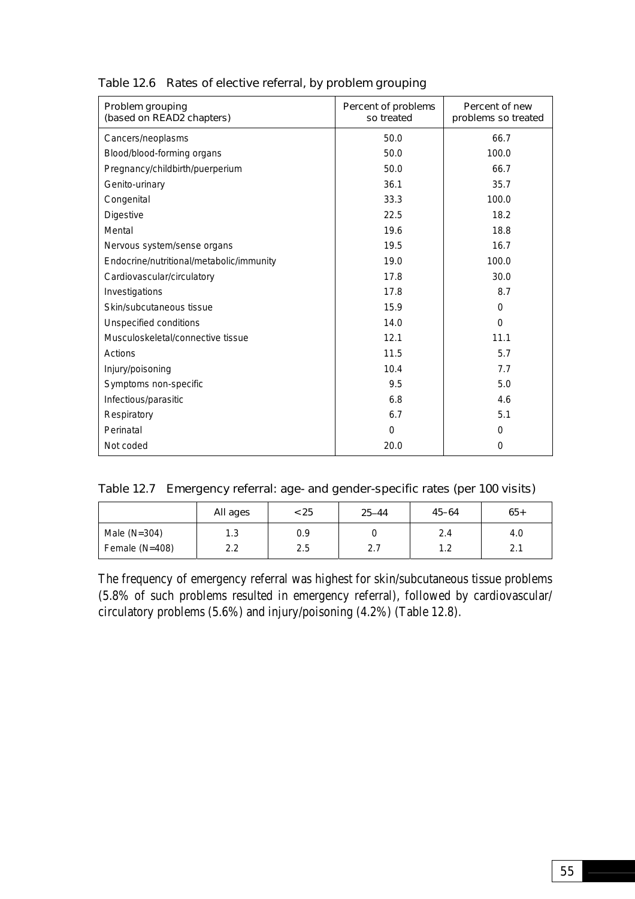Table 12.6 Rates of elective referral, by problem grouping

| Problem grouping (based on READ2 chapters) | Percent of problems so treated | Percent of new problems so treated |
|---|---|---|
| Cancers/neoplasms | 50.0 | 66.7 |
| Blood/blood-forming organs | 50.0 | 100.0 |
| Pregnancy/childbirth/puerperium | 50.0 | 66.7 |
| Genito-urinary | 36.1 | 35.7 |
| Congenital | 33.3 | 100.0 |
| Digestive | 22.5 | 18.2 |
| Mental | 19.6 | 18.8 |
| Nervous system/sense organs | 19.5 | 16.7 |
| Endocrine/nutritional/metabolic/immunity | 19.0 | 100.0 |
| Cardiovascular/circulatory | 17.8 | 30.0 |
| Investigations | 17.8 | 8.7 |
| Skin/subcutaneous tissue | 15.9 | 0 |
| Unspecified conditions | 14.0 | 0 |
| Musculoskeletal/connective tissue | 12.1 | 11.1 |
| Actions | 11.5 | 5.7 |
| Injury/poisoning | 10.4 | 7.7 |
| Symptoms non-specific | 9.5 | 5.0 |
| Infectious/parasitic | 6.8 | 4.6 |
| Respiratory | 6.7 | 5.1 |
| Perinatal | 0 | 0 |
| Not coded | 20.0 | 0 |

Table 12.7 Emergency referral: age- and gender-specific rates (per 100 visits)

| | All ages | <25 | 25–44 | 45–64 | 65+ |
|---|---|---|---|---|---|
| Male (N=304) | 1.3 | 0.9 | 0 | 2.4 | 4.0 |
| Female (N=408) | 2.2 | 2.5 | 2.7 | 1.2 | 2.1 |

The frequency of emergency referral was highest for skin/subcutaneous tissue problems (5.8% of such problems resulted in emergency referral), followed by cardiovascular/circulatory problems (5.6%) and injury/poisoning (4.2%) (Table 12.8).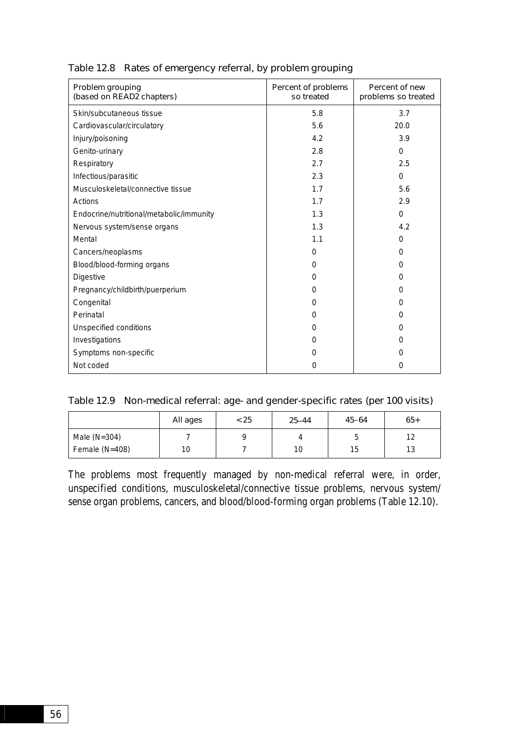Table 12.8 Rates of emergency referral, by problem grouping

| Problem grouping (based on READ2 chapters) | Percent of problems so treated | Percent of new problems so treated |
|---|---|---|
| Skin/subcutaneous tissue | 5.8 | 3.7 |
| Cardiovascular/circulatory | 5.6 | 20.0 |
| Injury/poisoning | 4.2 | 3.9 |
| Genito-urinary | 2.8 | 0 |
| Respiratory | 2.7 | 2.5 |
| Infectious/parasitic | 2.3 | 0 |
| Musculoskeletal/connective tissue | 1.7 | 5.6 |
| Actions | 1.7 | 2.9 |
| Endocrine/nutritional/metabolic/immunity | 1.3 | 0 |
| Nervous system/sense organs | 1.3 | 4.2 |
| Mental | 1.1 | 0 |
| Cancers/neoplasms | 0 | 0 |
| Blood/blood-forming organs | 0 | 0 |
| Digestive | 0 | 0 |
| Pregnancy/childbirth/puerperium | 0 | 0 |
| Congenital | 0 | 0 |
| Perinatal | 0 | 0 |
| Unspecified conditions | 0 | 0 |
| Investigations | 0 | 0 |
| Symptoms non-specific | 0 | 0 |
| Not coded | 0 | 0 |

Table 12.9 Non-medical referral: age- and gender-specific rates (per 100 visits)

| | All ages | <25 | 25–44 | 45–64 | 65+ |
|---|---|---|---|---|---|
| Male (N=304) | 7 | 9 | 4 | 5 | 12 |
| Female (N=408) | 10 | 7 | 10 | 15 | 13 |

The problems most frequently managed by non-medical referral were, in order, unspecified conditions, musculoskeletal/connective tissue problems, nervous system/sense organ problems, cancers, and blood/blood-forming organ problems (Table 12.10).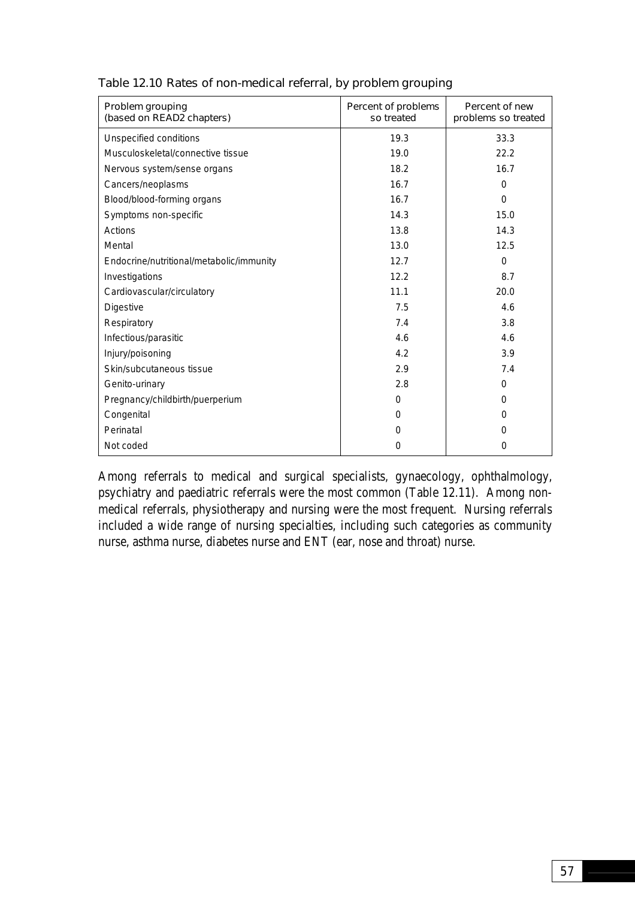Table 12.10 Rates of non-medical referral, by problem grouping

| Problem grouping (based on READ2 chapters) | Percent of problems so treated | Percent of new problems so treated |
|---|---|---|
| Unspecified conditions | 19.3 | 33.3 |
| Musculoskeletal/connective tissue | 19.0 | 22.2 |
| Nervous system/sense organs | 18.2 | 16.7 |
| Cancers/neoplasms | 16.7 | 0 |
| Blood/blood-forming organs | 16.7 | 0 |
| Symptoms non-specific | 14.3 | 15.0 |
| Actions | 13.8 | 14.3 |
| Mental | 13.0 | 12.5 |
| Endocrine/nutritional/metabolic/immunity | 12.7 | 0 |
| Investigations | 12.2 | 8.7 |
| Cardiovascular/circulatory | 11.1 | 20.0 |
| Digestive | 7.5 | 4.6 |
| Respiratory | 7.4 | 3.8 |
| Infectious/parasitic | 4.6 | 4.6 |
| Injury/poisoning | 4.2 | 3.9 |
| Skin/subcutaneous tissue | 2.9 | 7.4 |
| Genito-urinary | 2.8 | 0 |
| Pregnancy/childbirth/puerperium | 0 | 0 |
| Congenital | 0 | 0 |
| Perinatal | 0 | 0 |
| Not coded | 0 | 0 |

Among referrals to medical and surgical specialists, gynaecology, ophthalmology, psychiatry and paediatric referrals were the most common (Table 12.11). Among non-medical referrals, physiotherapy and nursing were the most frequent. Nursing referrals included a wide range of nursing specialties, including such categories as community nurse, asthma nurse, diabetes nurse and ENT (ear, nose and throat) nurse.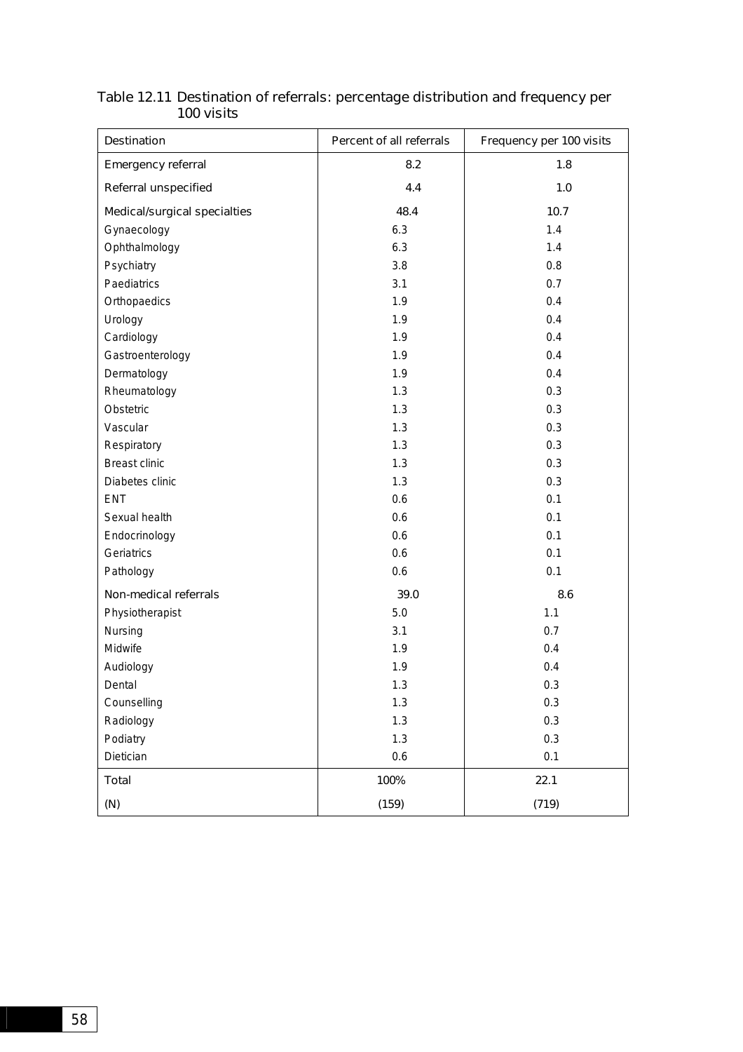Table 12.11 Destination of referrals: percentage distribution and frequency per 100 visits

| Destination | Percent of all referrals | Frequency per 100 visits |
|---|---|---|
| Emergency referral | 8.2 | 1.8 |
| Referral unspecified | 4.4 | 1.0 |
| Medical/surgical specialties | 48.4 | 10.7 |
| Gynaecology | 6.3 | 1.4 |
| Ophthalmology | 6.3 | 1.4 |
| Psychiatry | 3.8 | 0.8 |
| Paediatrics | 3.1 | 0.7 |
| Orthopaedics | 1.9 | 0.4 |
| Urology | 1.9 | 0.4 |
| Cardiology | 1.9 | 0.4 |
| Gastroenterology | 1.9 | 0.4 |
| Dermatology | 1.9 | 0.4 |
| Rheumatology | 1.3 | 0.3 |
| Obstetric | 1.3 | 0.3 |
| Vascular | 1.3 | 0.3 |
| Respiratory | 1.3 | 0.3 |
| Breast clinic | 1.3 | 0.3 |
| Diabetes clinic | 1.3 | 0.3 |
| ENT | 0.6 | 0.1 |
| Sexual health | 0.6 | 0.1 |
| Endocrinology | 0.6 | 0.1 |
| Geriatrics | 0.6 | 0.1 |
| Pathology | 0.6 | 0.1 |
| Non-medical referrals | 39.0 | 8.6 |
| Physiotherapist | 5.0 | 1.1 |
| Nursing | 3.1 | 0.7 |
| Midwife | 1.9 | 0.4 |
| Audiology | 1.9 | 0.4 |
| Dental | 1.3 | 0.3 |
| Counselling | 1.3 | 0.3 |
| Radiology | 1.3 | 0.3 |
| Podiatry | 1.3 | 0.3 |
| Dietician | 0.6 | 0.1 |
| Total | 100% | 22.1 |
| (N) | (159) | (719) |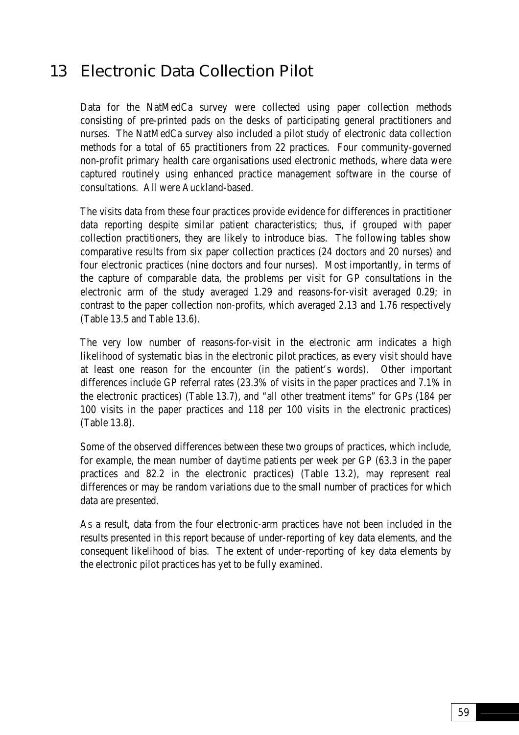# 13 Electronic Data Collection Pilot

Data for the NatMedCa survey were collected using paper collection methods consisting of pre-printed pads on the desks of participating general practitioners and nurses. The NatMedCa survey also included a pilot study of electronic data collection methods for a total of 65 practitioners from 22 practices. Four community-governed non-profit primary health care organisations used electronic methods, where data were captured routinely using enhanced practice management software in the course of consultations. All were Auckland-based.

The visits data from these four practices provide evidence for differences in practitioner data reporting despite similar patient characteristics; thus, if grouped with paper collection practitioners, they are likely to introduce bias. The following tables show comparative results from six paper collection practices (24 doctors and 20 nurses) and four electronic practices (nine doctors and four nurses). Most importantly, in terms of the capture of comparable data, the problems per visit for GP consultations in the electronic arm of the study averaged 1.29 and reasons-for-visit averaged 0.29; in contrast to the paper collection non-profits, which averaged 2.13 and 1.76 respectively (Table 13.5 and Table 13.6).

The very low number of reasons-for-visit in the electronic arm indicates a high likelihood of systematic bias in the electronic pilot practices, as every visit should have at least one reason for the encounter (in the patient's words). Other important differences include GP referral rates (23.3% of visits in the paper practices and 7.1% in the electronic practices) (Table 13.7), and "all other treatment items" for GPs (184 per 100 visits in the paper practices and 118 per 100 visits in the electronic practices) (Table 13.8).

Some of the observed differences between these two groups of practices, which include, for example, the mean number of daytime patients per week per GP (63.3 in the paper practices and 82.2 in the electronic practices) (Table 13.2), may represent real differences or may be random variations due to the small number of practices for which data are presented.

As a result, data from the four electronic-arm practices have not been included in the results presented in this report because of under-reporting of key data elements, and the consequent likelihood of bias. The extent of under-reporting of key data elements by the electronic pilot practices has yet to be fully examined.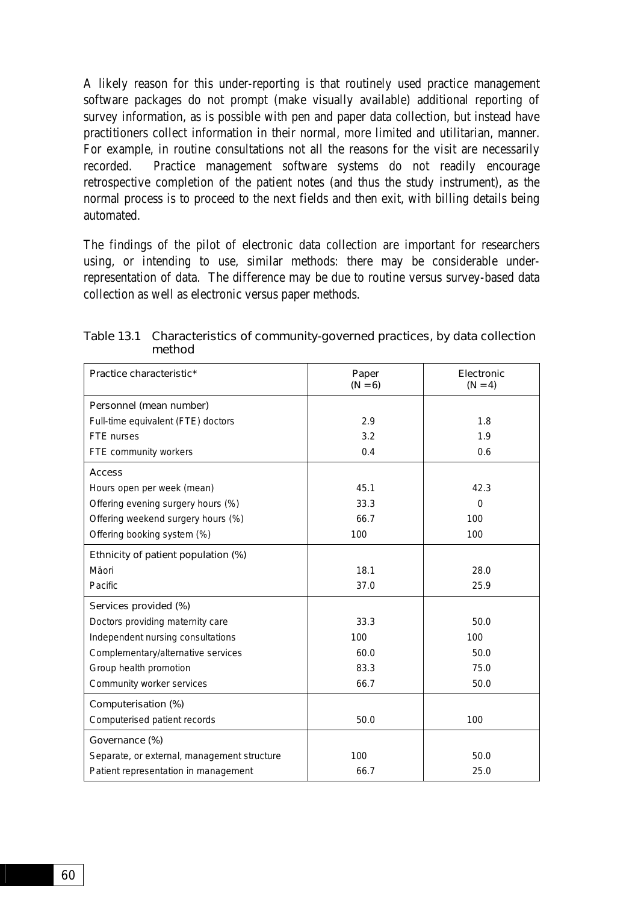A likely reason for this under-reporting is that routinely used practice management software packages do not prompt (make visually available) additional reporting of survey information, as is possible with pen and paper data collection, but instead have practitioners collect information in their normal, more limited and utilitarian, manner. For example, in routine consultations not all the reasons for the visit are necessarily recorded. Practice management software systems do not readily encourage retrospective completion of the patient notes (and thus the study instrument), as the normal process is to proceed to the next fields and then exit, with billing details being automated.

The findings of the pilot of electronic data collection are important for researchers using, or intending to use, similar methods: there may be considerable under-representation of data. The difference may be due to routine versus survey-based data collection as well as electronic versus paper methods.

Table 13.1 Characteristics of community-governed practices, by data collection method

| Practice characteristic* | Paper (N = 6) | Electronic (N = 4) |
|---|---|---|
| **Personnel (mean number)** | | |
| Full-time equivalent (FTE) doctors | 2.9 | 1.8 |
| FTE nurses | 3.2 | 1.9 |
| FTE community workers | 0.4 | 0.6 |
| **Access** | | |
| Hours open per week (mean) | 45.1 | 42.3 |
| Offering evening surgery hours (%) | 33.3 | 0 |
| Offering weekend surgery hours (%) | 66.7 | 100 |
| Offering booking system (%) | 100 | 100 |
| **Ethnicity of patient population (%)** | | |
| Mäori | 18.1 | 28.0 |
| Pacific | 37.0 | 25.9 |
| **Services provided (%)** | | |
| Doctors providing maternity care | 33.3 | 50.0 |
| Independent nursing consultations | 100 | 100 |
| Complementary/alternative services | 60.0 | 50.0 |
| Group health promotion | 83.3 | 75.0 |
| Community worker services | 66.7 | 50.0 |
| **Computerisation (%)** | | |
| Computerised patient records | 50.0 | 100 |
| **Governance (%)** | | |
| Separate, or external, management structure | 100 | 50.0 |
| Patient representation in management | 66.7 | 25.0 |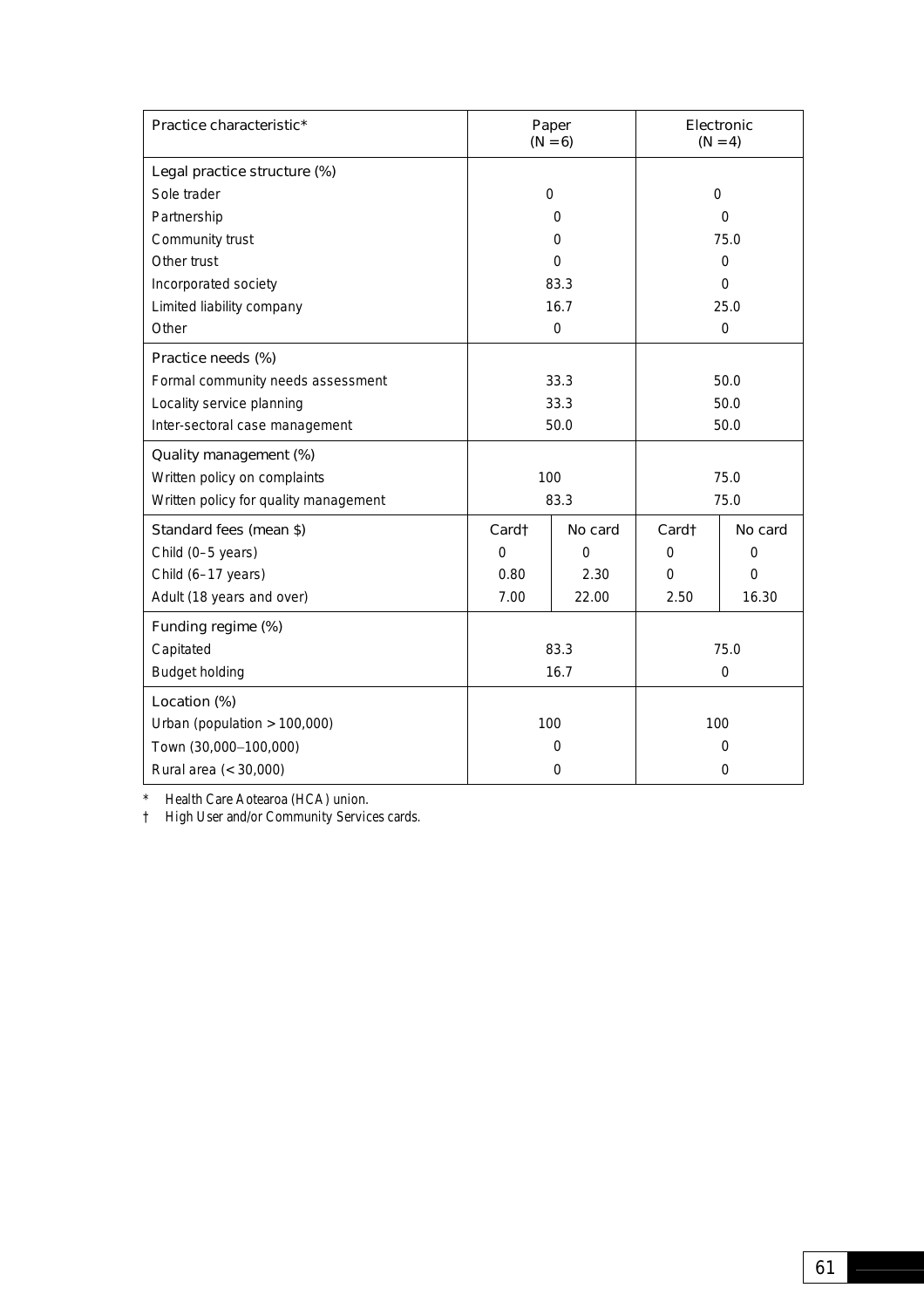| Practice characteristic* | Paper (N = 6) | | Electronic (N = 4) | |
|---|---|---|---|---|
| **Legal practice structure (%)** | | | | |
| Sole trader | 0 | | 0 | |
| Partnership | 0 | | 0 | |
| Community trust | 0 | | 75.0 | |
| Other trust | 0 | | 0 | |
| Incorporated society | 83.3 | | 0 | |
| Limited liability company | 16.7 | | 25.0 | |
| Other | 0 | | 0 | |
| **Practice needs (%)** | | | | |
| Formal community needs assessment | 33.3 | | 50.0 | |
| Locality service planning | 33.3 | | 50.0 | |
| Inter-sectoral case management | 50.0 | | 50.0 | |
| **Quality management (%)** | | | | |
| Written policy on complaints | 100 | | 75.0 | |
| Written policy for quality management | 83.3 | | 75.0 | |
| **Standard fees (mean $)** | Card† | No card | Card† | No card |
| Child (0–5 years) | 0 | 0 | 0 | 0 |
| Child (6–17 years) | 0.80 | 2.30 | 0 | 0 |
| Adult (18 years and over) | 7.00 | 22.00 | 2.50 | 16.30 |
| **Funding regime (%)** | | | | |
| Capitated | 83.3 | | 75.0 | |
| Budget holding | 16.7 | | 0 | |
| **Location (%)** | | | | |
| Urban (population > 100,000) | 100 | | 100 | |
| Town (30,000–100,000) | 0 | | 0 | |
| Rural area (< 30,000) | 0 | | 0 | |

\* Health Care Aotearoa (HCA) union.

† High User and/or Community Services cards.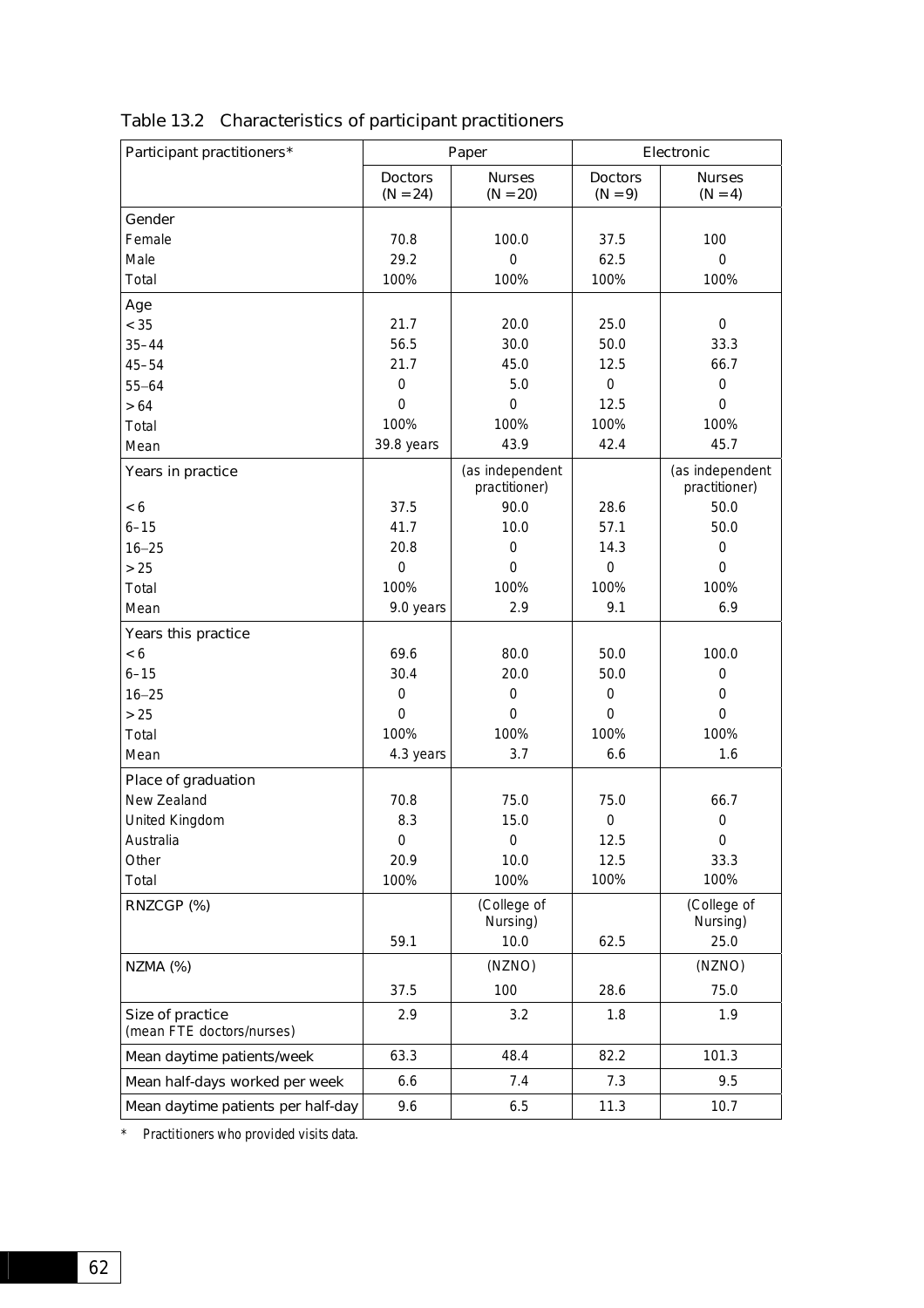Table 13.2 Characteristics of participant practitioners

| Participant practitioners* | Paper | | Electronic | |
|---|---|---|---|---|
| | Doctors (N = 24) | Nurses (N = 20) | Doctors (N = 9) | Nurses (N = 4) |
| **Gender** | | | | |
| Female | 70.8 | 100.0 | 37.5 | 100 |
| Male | 29.2 | 0 | 62.5 | 0 |
| Total | 100% | 100% | 100% | 100% |
| **Age** | | | | |
| < 35 | 21.7 | 20.0 | 25.0 | 0 |
| 35–44 | 56.5 | 30.0 | 50.0 | 33.3 |
| 45–54 | 21.7 | 45.0 | 12.5 | 66.7 |
| 55–64 | 0 | 5.0 | 0 | 0 |
| > 64 | 0 | 0 | 12.5 | 0 |
| Total | 100% | 100% | 100% | 100% |
| Mean | 39.8 years | 43.9 | 42.4 | 45.7 |
| **Years in practice** | | (as independent practitioner) | | (as independent practitioner) |
| < 6 | 37.5 | 90.0 | 28.6 | 50.0 |
| 6–15 | 41.7 | 10.0 | 57.1 | 50.0 |
| 16–25 | 20.8 | 0 | 14.3 | 0 |
| > 25 | 0 | 0 | 0 | 0 |
| Total | 100% | 100% | 100% | 100% |
| Mean | 9.0 years | 2.9 | 9.1 | 6.9 |
| **Years this practice** | | | | |
| < 6 | 69.6 | 80.0 | 50.0 | 100.0 |
| 6–15 | 30.4 | 20.0 | 50.0 | 0 |
| 16–25 | 0 | 0 | 0 | 0 |
| > 25 | 0 | 0 | 0 | 0 |
| Total | 100% | 100% | 100% | 100% |
| Mean | 4.3 years | 3.7 | 6.6 | 1.6 |
| **Place of graduation** | | | | |
| New Zealand | 70.8 | 75.0 | 75.0 | 66.7 |
| United Kingdom | 8.3 | 15.0 | 0 | 0 |
| Australia | 0 | 0 | 12.5 | 0 |
| Other | 20.9 | 10.0 | 12.5 | 33.3 |
| Total | 100% | 100% | 100% | 100% |
| **RNZCGP (%)** | | (College of Nursing) | | (College of Nursing) |
| | 59.1 | 10.0 | 62.5 | 25.0 |
| **NZMA (%)** | | (NZNO) | | (NZNO) |
| | 37.5 | 100 | 28.6 | 75.0 |
| **Size of practice** (mean FTE doctors/nurses) | 2.9 | 3.2 | 1.8 | 1.9 |
| **Mean daytime patients/week** | 63.3 | 48.4 | 82.2 | 101.3 |
| **Mean half-days worked per week** | 6.6 | 7.4 | 7.3 | 9.5 |
| **Mean daytime patients per half-day** | 9.6 | 6.5 | 11.3 | 10.7 |

\* Practitioners who provided visits data.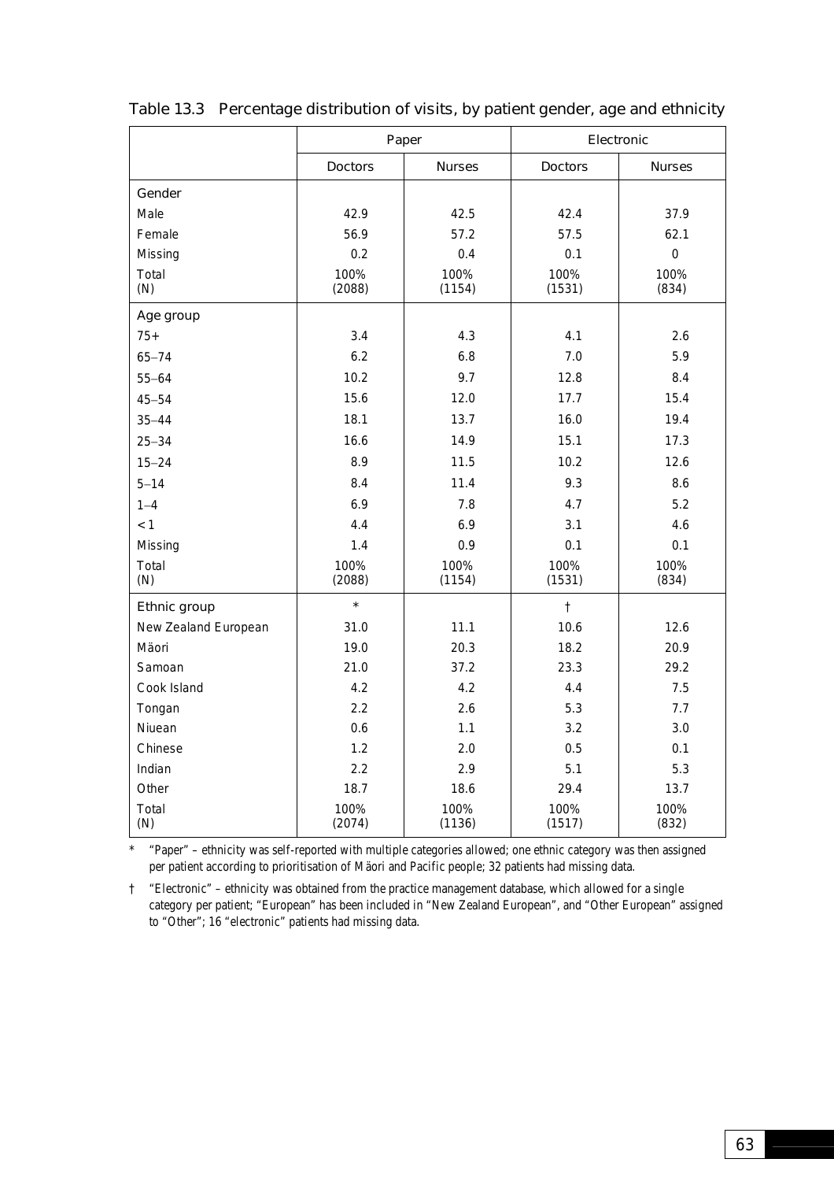Table 13.3 Percentage distribution of visits, by patient gender, age and ethnicity

| | Paper | | Electronic | |
|---|---|---|---|---|
| | Doctors | Nurses | Doctors | Nurses |
| **Gender** | | | | |
| Male | 42.9 | 42.5 | 42.4 | 37.9 |
| Female | 56.9 | 57.2 | 57.5 | 62.1 |
| Missing | 0.2 | 0.4 | 0.1 | 0 |
| Total (N) | 100% (2088) | 100% (1154) | 100% (1531) | 100% (834) |
| **Age group** | | | | |
| 75+ | 3.4 | 4.3 | 4.1 | 2.6 |
| 65–74 | 6.2 | 6.8 | 7.0 | 5.9 |
| 55–64 | 10.2 | 9.7 | 12.8 | 8.4 |
| 45–54 | 15.6 | 12.0 | 17.7 | 15.4 |
| 35–44 | 18.1 | 13.7 | 16.0 | 19.4 |
| 25–34 | 16.6 | 14.9 | 15.1 | 17.3 |
| 15–24 | 8.9 | 11.5 | 10.2 | 12.6 |
| 5–14 | 8.4 | 11.4 | 9.3 | 8.6 |
| 1–4 | 6.9 | 7.8 | 4.7 | 5.2 |
| < 1 | 4.4 | 6.9 | 3.1 | 4.6 |
| Missing | 1.4 | 0.9 | 0.1 | 0.1 |
| Total (N) | 100% (2088) | 100% (1154) | 100% (1531) | 100% (834) |
| **Ethnic group** | * | | † | |
| New Zealand European | 31.0 | 11.1 | 10.6 | 12.6 |
| Mäori | 19.0 | 20.3 | 18.2 | 20.9 |
| Samoan | 21.0 | 37.2 | 23.3 | 29.2 |
| Cook Island | 4.2 | 4.2 | 4.4 | 7.5 |
| Tongan | 2.2 | 2.6 | 5.3 | 7.7 |
| Niuean | 0.6 | 1.1 | 3.2 | 3.0 |
| Chinese | 1.2 | 2.0 | 0.5 | 0.1 |
| Indian | 2.2 | 2.9 | 5.1 | 5.3 |
| Other | 18.7 | 18.6 | 29.4 | 13.7 |
| Total (N) | 100% (2074) | 100% (1136) | 100% (1517) | 100% (832) |

\* "Paper" – ethnicity was self-reported with multiple categories allowed; one ethnic category was then assigned per patient according to prioritisation of Mäori and Pacific people; 32 patients had missing data.

† "Electronic" – ethnicity was obtained from the practice management database, which allowed for a single category per patient; "European" has been included in "New Zealand European", and "Other European" assigned to "Other"; 16 "electronic" patients had missing data.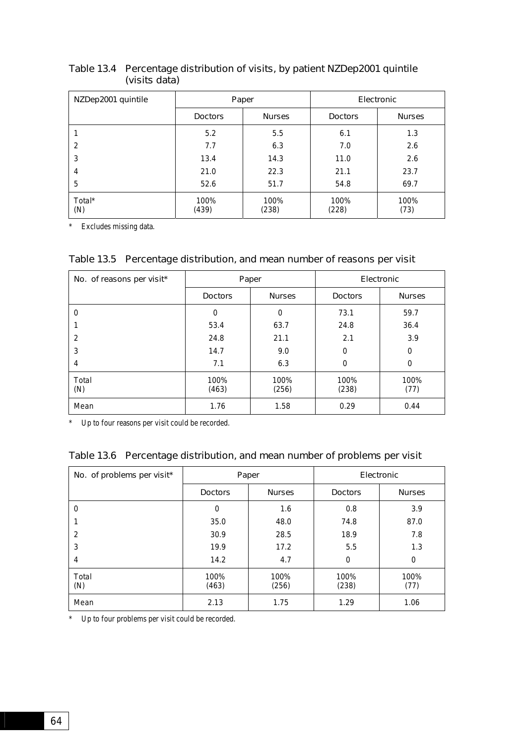Table 13.4 Percentage distribution of visits, by patient NZDep2001 quintile (visits data)

| NZDep2001 quintile | Paper | | Electronic | |
|---|---|---|---|---|
| | Doctors | Nurses | Doctors | Nurses |
| 1 | 5.2 | 5.5 | 6.1 | 1.3 |
| 2 | 7.7 | 6.3 | 7.0 | 2.6 |
| 3 | 13.4 | 14.3 | 11.0 | 2.6 |
| 4 | 21.0 | 22.3 | 21.1 | 23.7 |
| 5 | 52.6 | 51.7 | 54.8 | 69.7 |
| Total* (N) | 100% (439) | 100% (238) | 100% (228) | 100% (73) |

\* Excludes missing data.

Table 13.5 Percentage distribution, and mean number of reasons per visit

| No. of reasons per visit* | Paper | | Electronic | |
|---|---|---|---|---|
| | Doctors | Nurses | Doctors | Nurses |
| 0 | 0 | 0 | 73.1 | 59.7 |
| 1 | 53.4 | 63.7 | 24.8 | 36.4 |
| 2 | 24.8 | 21.1 | 2.1 | 3.9 |
| 3 | 14.7 | 9.0 | 0 | 0 |
| 4 | 7.1 | 6.3 | 0 | 0 |
| Total (N) | 100% (463) | 100% (256) | 100% (238) | 100% (77) |
| Mean | 1.76 | 1.58 | 0.29 | 0.44 |

\* Up to four reasons per visit could be recorded.

Table 13.6 Percentage distribution, and mean number of problems per visit

| No. of problems per visit* | Paper | | Electronic | |
|---|---|---|---|---|
| | Doctors | Nurses | Doctors | Nurses |
| 0 | 0 | 1.6 | 0.8 | 3.9 |
| 1 | 35.0 | 48.0 | 74.8 | 87.0 |
| 2 | 30.9 | 28.5 | 18.9 | 7.8 |
| 3 | 19.9 | 17.2 | 5.5 | 1.3 |
| 4 | 14.2 | 4.7 | 0 | 0 |
| Total (N) | 100% (463) | 100% (256) | 100% (238) | 100% (77) |
| Mean | 2.13 | 1.75 | 1.29 | 1.06 |

\* Up to four problems per visit could be recorded.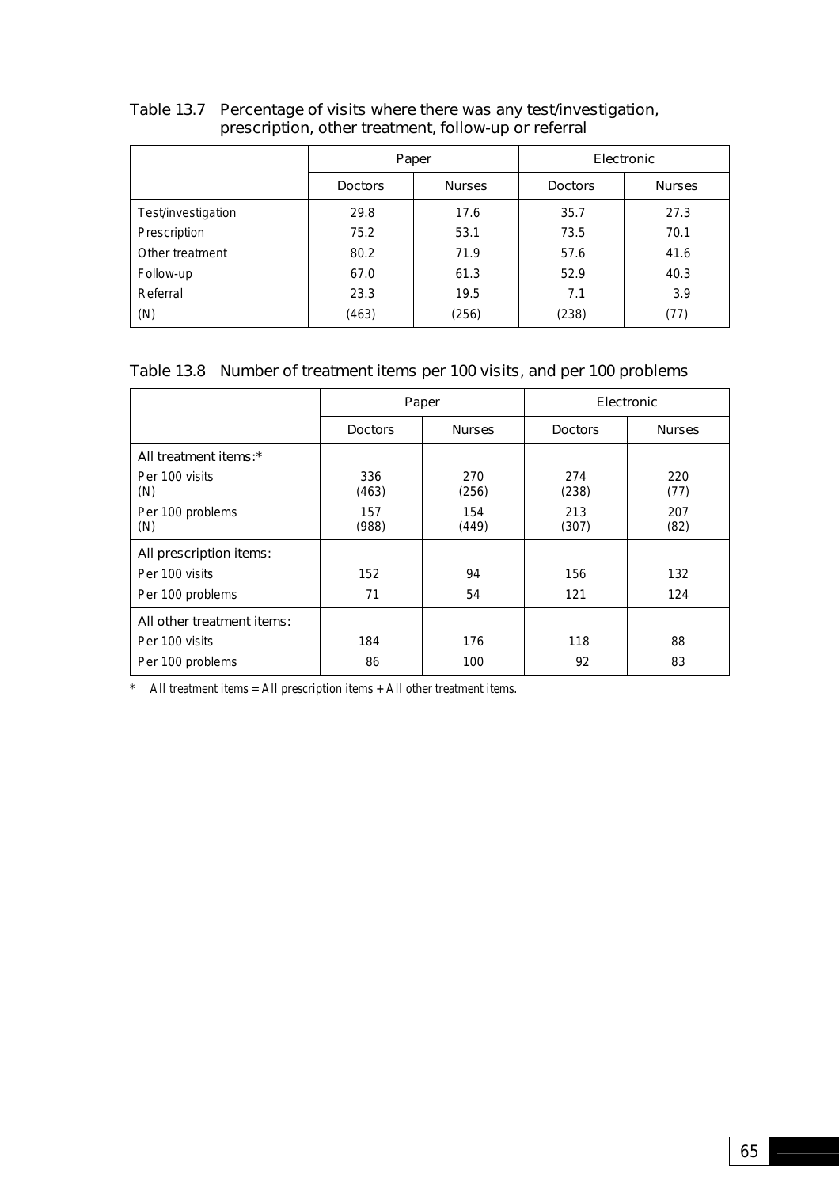Table 13.7 Percentage of visits where there was any test/investigation, prescription, other treatment, follow-up or referral

| | Paper | | Electronic | |
|---|---|---|---|---|
| | Doctors | Nurses | Doctors | Nurses |
| Test/investigation | 29.8 | 17.6 | 35.7 | 27.3 |
| Prescription | 75.2 | 53.1 | 73.5 | 70.1 |
| Other treatment | 80.2 | 71.9 | 57.6 | 41.6 |
| Follow-up | 67.0 | 61.3 | 52.9 | 40.3 |
| Referral | 23.3 | 19.5 | 7.1 | 3.9 |
| (N) | (463) | (256) | (238) | (77) |

Table 13.8 Number of treatment items per 100 visits, and per 100 problems

| | Paper | | Electronic | |
|---|---|---|---|---|
| | Doctors | Nurses | Doctors | Nurses |
| All treatment items:* | | | | |
| Per 100 visits | 336 | 270 | 274 | 220 |
| (N) | (463) | (256) | (238) | (77) |
| Per 100 problems | 157 | 154 | 213 | 207 |
| (N) | (988) | (449) | (307) | (82) |
| All prescription items: | | | | |
| Per 100 visits | 152 | 94 | 156 | 132 |
| Per 100 problems | 71 | 54 | 121 | 124 |
| All other treatment items: | | | | |
| Per 100 visits | 184 | 176 | 118 | 88 |
| Per 100 problems | 86 | 100 | 92 | 83 |

\* All treatment items = All prescription items + All other treatment items.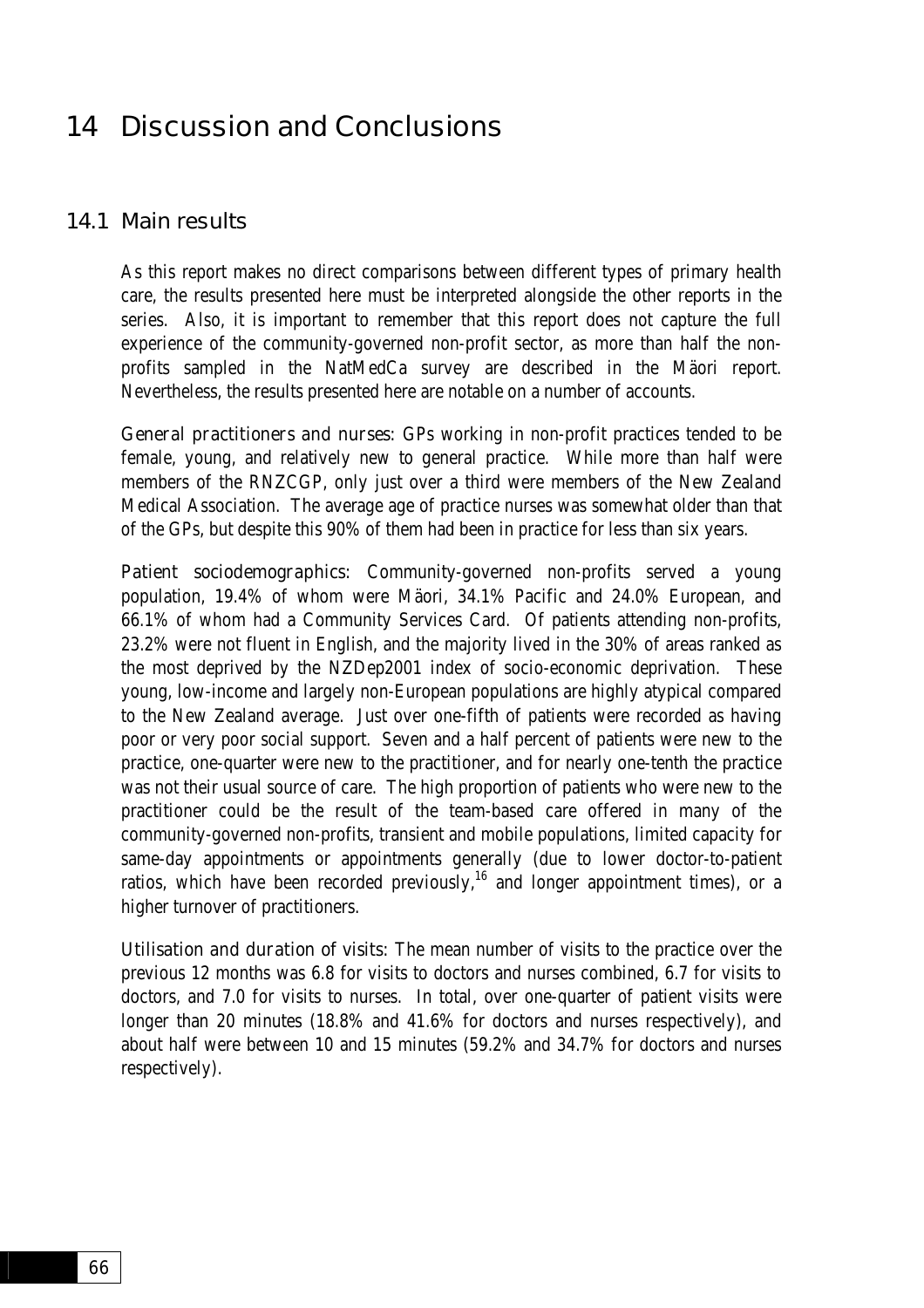# 14 Discussion and Conclusions

## 14.1 Main results

As this report makes no direct comparisons between different types of primary health care, the results presented here must be interpreted alongside the other reports in the series. Also, it is important to remember that this report does not capture the full experience of the community-governed non-profit sector, as more than half the non-profits sampled in the NatMedCa survey are described in the Mäori report. Nevertheless, the results presented here are notable on a number of accounts.

*General practitioners and nurses*: GPs working in non-profit practices tended to be female, young, and relatively new to general practice. While more than half were members of the RNZCGP, only just over a third were members of the New Zealand Medical Association. The average age of practice nurses was somewhat older than that of the GPs, but despite this 90% of them had been in practice for less than six years.

*Patient sociodemographics*: Community-governed non-profits served a young population, 19.4% of whom were Mäori, 34.1% Pacific and 24.0% European, and 66.1% of whom had a Community Services Card. Of patients attending non-profits, 23.2% were not fluent in English, and the majority lived in the 30% of areas ranked as the most deprived by the NZDep2001 index of socio-economic deprivation. These young, low-income and largely non-European populations are highly atypical compared to the New Zealand average. Just over one-fifth of patients were recorded as having poor or very poor social support. Seven and a half percent of patients were new to the practice, one-quarter were new to the practitioner, and for nearly one-tenth the practice was not their usual source of care. The high proportion of patients who were new to the practitioner could be the result of the team-based care offered in many of the community-governed non-profits, transient and mobile populations, limited capacity for same-day appointments or appointments generally (due to lower doctor-to-patient ratios, which have been recorded previously,[16] and longer appointment times), or a higher turnover of practitioners.

*Utilisation and duration of visits*: The mean number of visits to the practice over the previous 12 months was 6.8 for visits to doctors and nurses combined, 6.7 for visits to doctors, and 7.0 for visits to nurses. In total, over one-quarter of patient visits were longer than 20 minutes (18.8% and 41.6% for doctors and nurses respectively), and about half were between 10 and 15 minutes (59.2% and 34.7% for doctors and nurses respectively).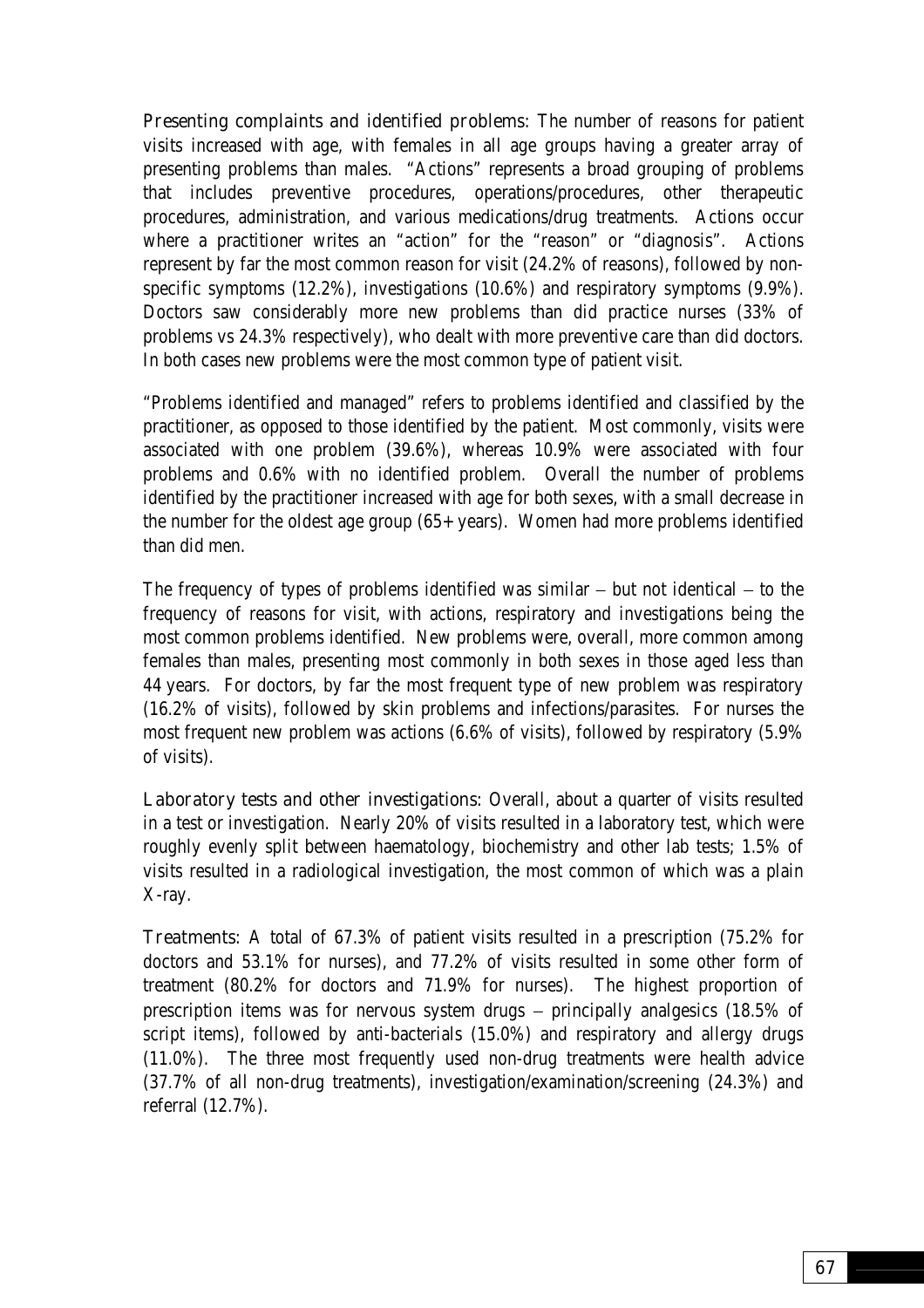Presenting complaints and identified problems: The number of reasons for patient visits increased with age, with females in all age groups having a greater array of presenting problems than males. "Actions" represents a broad grouping of problems that includes preventive procedures, operations/procedures, other therapeutic procedures, administration, and various medications/drug treatments. Actions occur where a practitioner writes an "action" for the "reason" or "diagnosis". Actions represent by far the most common reason for visit (24.2% of reasons), followed by non-specific symptoms (12.2%), investigations (10.6%) and respiratory symptoms (9.9%). Doctors saw considerably more new problems than did practice nurses (33% of problems vs 24.3% respectively), who dealt with more preventive care than did doctors. In both cases new problems were the most common type of patient visit.

"Problems identified and managed" refers to problems identified and classified by the practitioner, as opposed to those identified by the patient. Most commonly, visits were associated with one problem (39.6%), whereas 10.9% were associated with four problems and 0.6% with no identified problem. Overall the number of problems identified by the practitioner increased with age for both sexes, with a small decrease in the number for the oldest age group (65+ years). Women had more problems identified than did men.

The frequency of types of problems identified was similar – but not identical – to the frequency of reasons for visit, with actions, respiratory and investigations being the most common problems identified. New problems were, overall, more common among females than males, presenting most commonly in both sexes in those aged less than 44 years. For doctors, by far the most frequent type of new problem was respiratory (16.2% of visits), followed by skin problems and infections/parasites. For nurses the most frequent new problem was actions (6.6% of visits), followed by respiratory (5.9% of visits).

Laboratory tests and other investigations: Overall, about a quarter of visits resulted in a test or investigation. Nearly 20% of visits resulted in a laboratory test, which were roughly evenly split between haematology, biochemistry and other lab tests; 1.5% of visits resulted in a radiological investigation, the most common of which was a plain X-ray.

Treatments: A total of 67.3% of patient visits resulted in a prescription (75.2% for doctors and 53.1% for nurses), and 77.2% of visits resulted in some other form of treatment (80.2% for doctors and 71.9% for nurses). The highest proportion of prescription items was for nervous system drugs – principally analgesics (18.5% of script items), followed by anti-bacterials (15.0%) and respiratory and allergy drugs (11.0%). The three most frequently used non-drug treatments were health advice (37.7% of all non-drug treatments), investigation/examination/screening (24.3%) and referral (12.7%).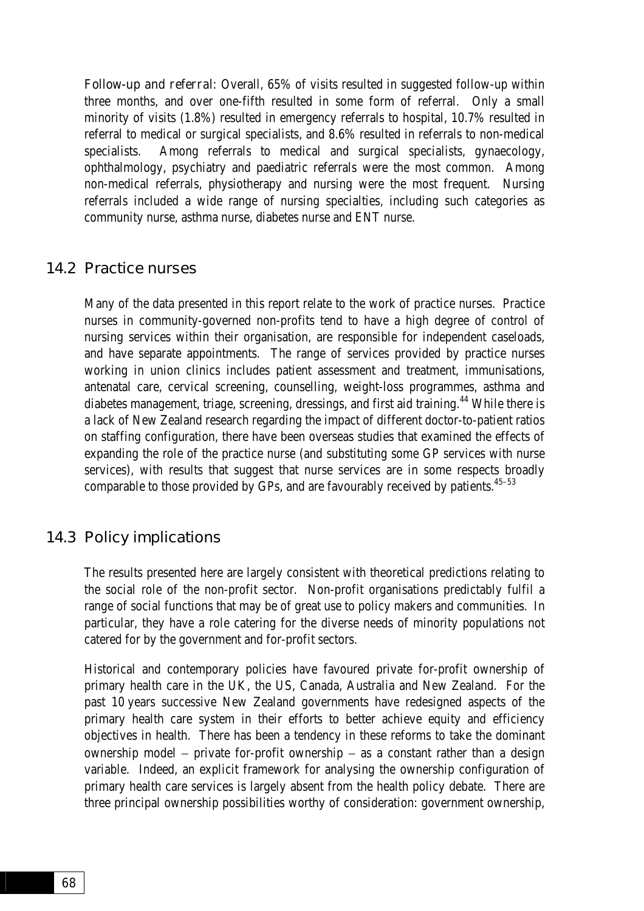*Follow-up and referral*: Overall, 65% of visits resulted in suggested follow-up within three months, and over one-fifth resulted in some form of referral. Only a small minority of visits (1.8%) resulted in emergency referrals to hospital, 10.7% resulted in referral to medical or surgical specialists, and 8.6% resulted in referrals to non-medical specialists. Among referrals to medical and surgical specialists, gynaecology, ophthalmology, psychiatry and paediatric referrals were the most common. Among non-medical referrals, physiotherapy and nursing were the most frequent. Nursing referrals included a wide range of nursing specialties, including such categories as community nurse, asthma nurse, diabetes nurse and ENT nurse.

## 14.2 Practice nurses

Many of the data presented in this report relate to the work of practice nurses. Practice nurses in community-governed non-profits tend to have a high degree of control of nursing services within their organisation, are responsible for independent caseloads, and have separate appointments. The range of services provided by practice nurses working in union clinics includes patient assessment and treatment, immunisations, antenatal care, cervical screening, counselling, weight-loss programmes, asthma and diabetes management, triage, screening, dressings, and first aid training.[44] While there is a lack of New Zealand research regarding the impact of different doctor-to-patient ratios on staffing configuration, there have been overseas studies that examined the effects of expanding the role of the practice nurse (and substituting some GP services with nurse services), with results that suggest that nurse services are in some respects broadly comparable to those provided by GPs, and are favourably received by patients.[45–53]

## 14.3 Policy implications

The results presented here are largely consistent with theoretical predictions relating to the social role of the non-profit sector. Non-profit organisations predictably fulfil a range of social functions that may be of great use to policy makers and communities. In particular, they have a role catering for the diverse needs of minority populations not catered for by the government and for-profit sectors.

Historical and contemporary policies have favoured private for-profit ownership of primary health care in the UK, the US, Canada, Australia and New Zealand. For the past 10 years successive New Zealand governments have redesigned aspects of the primary health care system in their efforts to better achieve equity and efficiency objectives in health. There has been a tendency in these reforms to take the dominant ownership model – private for-profit ownership – as a constant rather than a design variable. Indeed, an explicit framework for analysing the ownership configuration of primary health care services is largely absent from the health policy debate. There are three principal ownership possibilities worthy of consideration: government ownership,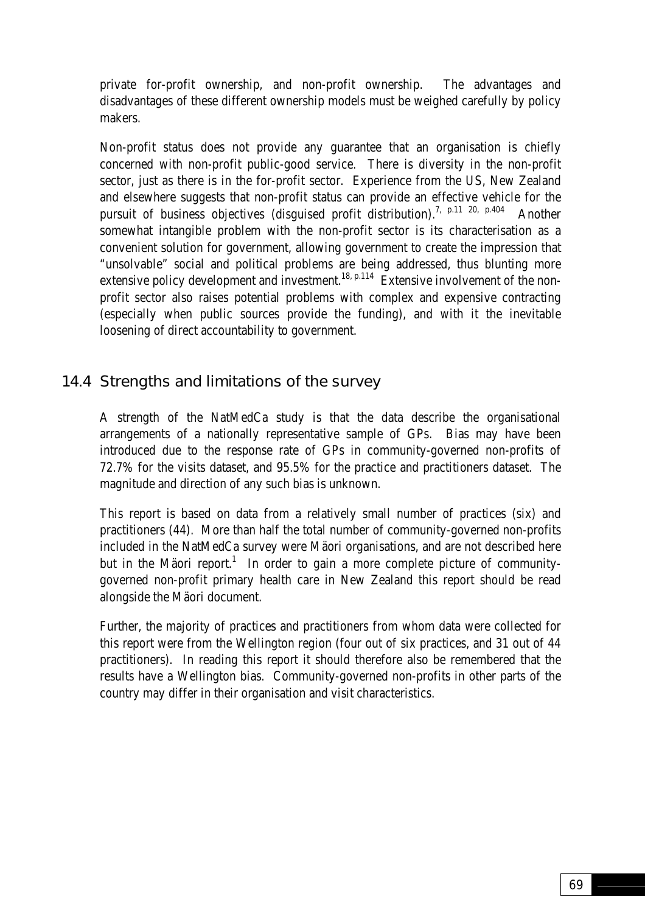private for-profit ownership, and non-profit ownership. The advantages and disadvantages of these different ownership models must be weighed carefully by policy makers.

Non-profit status does not provide any guarantee that an organisation is chiefly concerned with non-profit public-good service. There is diversity in the non-profit sector, just as there is in the for-profit sector. Experience from the US, New Zealand and elsewhere suggests that non-profit status can provide an effective vehicle for the pursuit of business objectives (disguised profit distribution).[7, p.11 20, p.404] Another somewhat intangible problem with the non-profit sector is its characterisation as a convenient solution for government, allowing government to create the impression that "unsolvable" social and political problems are being addressed, thus blunting more extensive policy development and investment.[18, p.114] Extensive involvement of the non-profit sector also raises potential problems with complex and expensive contracting (especially when public sources provide the funding), and with it the inevitable loosening of direct accountability to government.

## 14.4 Strengths and limitations of the survey

A strength of the NatMedCa study is that the data describe the organisational arrangements of a nationally representative sample of GPs. Bias may have been introduced due to the response rate of GPs in community-governed non-profits of 72.7% for the visits dataset, and 95.5% for the practice and practitioners dataset. The magnitude and direction of any such bias is unknown.

This report is based on data from a relatively small number of practices (six) and practitioners (44). More than half the total number of community-governed non-profits included in the NatMedCa survey were Mäori organisations, and are not described here but in the Mäori report.[1] In order to gain a more complete picture of community-governed non-profit primary health care in New Zealand this report should be read alongside the Mäori document.

Further, the majority of practices and practitioners from whom data were collected for this report were from the Wellington region (four out of six practices, and 31 out of 44 practitioners). In reading this report it should therefore also be remembered that the results have a Wellington bias. Community-governed non-profits in other parts of the country may differ in their organisation and visit characteristics.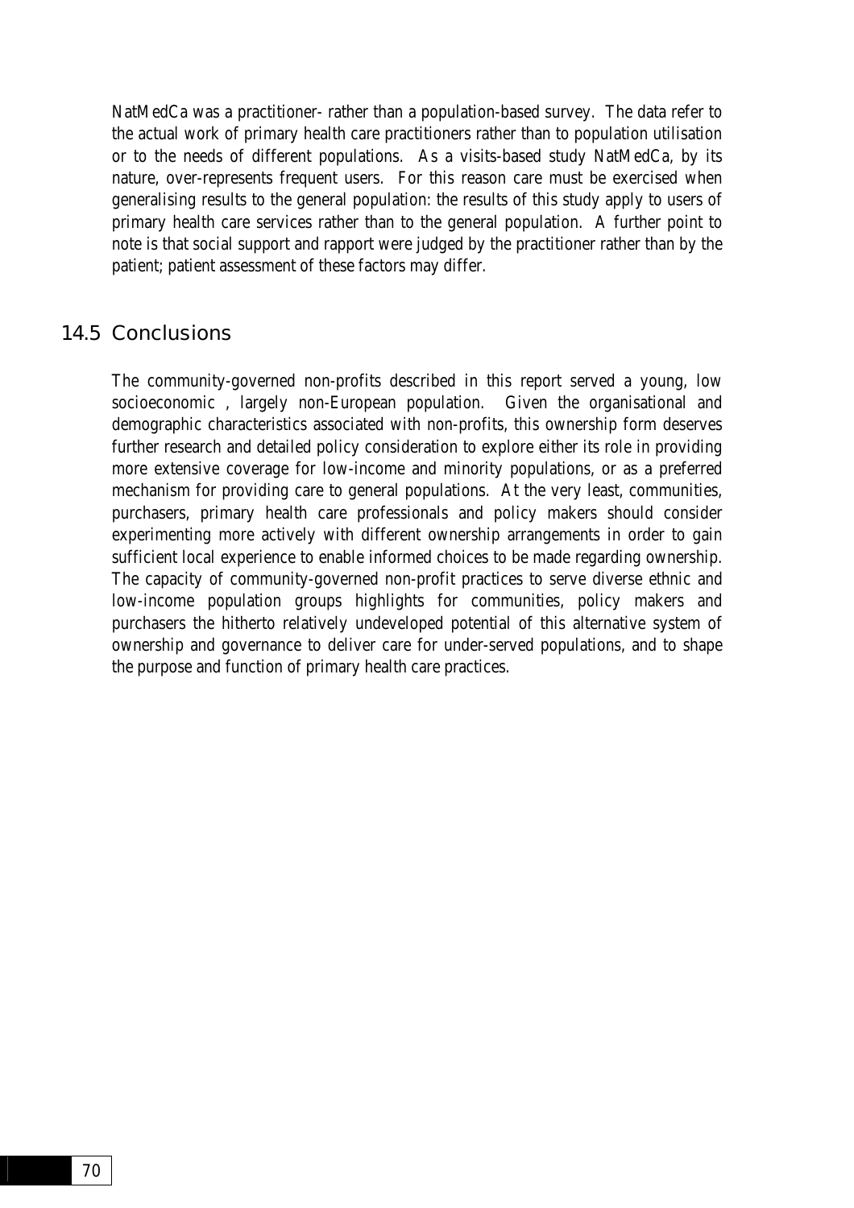NatMedCa was a practitioner- rather than a population-based survey. The data refer to the actual work of primary health care practitioners rather than to population utilisation or to the needs of different populations. As a visits-based study NatMedCa, by its nature, over-represents frequent users. For this reason care must be exercised when generalising results to the general population: the results of this study apply to users of primary health care services rather than to the general population. A further point to note is that social support and rapport were judged by the practitioner rather than by the patient; patient assessment of these factors may differ.

## 14.5 Conclusions

The community-governed non-profits described in this report served a young, low socioeconomic , largely non-European population. Given the organisational and demographic characteristics associated with non-profits, this ownership form deserves further research and detailed policy consideration to explore either its role in providing more extensive coverage for low-income and minority populations, or as a preferred mechanism for providing care to general populations. At the very least, communities, purchasers, primary health care professionals and policy makers should consider experimenting more actively with different ownership arrangements in order to gain sufficient local experience to enable informed choices to be made regarding ownership. The capacity of community-governed non-profit practices to serve diverse ethnic and low-income population groups highlights for communities, policy makers and purchasers the hitherto relatively undeveloped potential of this alternative system of ownership and governance to deliver care for under-served populations, and to shape the purpose and function of primary health care practices.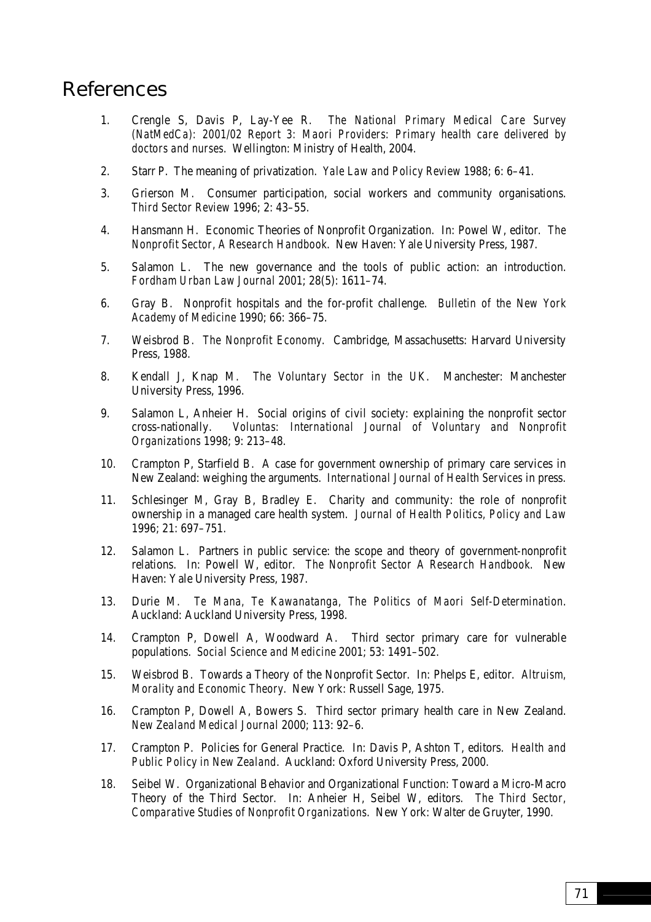# References

1. Crengle S, Davis P, Lay-Yee R. *The National Primary Medical Care Survey (NatMedCa): 2001/02 Report 3: Maori Providers: Primary health care delivered by doctors and nurses*. Wellington: Ministry of Health, 2004.

2. Starr P. The meaning of privatization. *Yale Law and Policy Review* 1988; 6: 6–41.

3. Grierson M. Consumer participation, social workers and community organisations. *Third Sector Review* 1996; 2: 43–55.

4. Hansmann H. Economic Theories of Nonprofit Organization. In: Powel W, editor. *The Nonprofit Sector, A Research Handbook*. New Haven: Yale University Press, 1987.

5. Salamon L. The new governance and the tools of public action: an introduction. *Fordham Urban Law Journal* 2001; 28(5): 1611–74.

6. Gray B. Nonprofit hospitals and the for-profit challenge. *Bulletin of the New York Academy of Medicine* 1990; 66: 366–75.

7. Weisbrod B. *The Nonprofit Economy*. Cambridge, Massachusetts: Harvard University Press, 1988.

8. Kendall J, Knap M. *The Voluntary Sector in the UK*. Manchester: Manchester University Press, 1996.

9. Salamon L, Anheier H. Social origins of civil society: explaining the nonprofit sector cross-nationally. *Voluntas: International Journal of Voluntary and Nonprofit Organizations* 1998; 9: 213–48.

10. Crampton P, Starfield B. A case for government ownership of primary care services in New Zealand: weighing the arguments. *International Journal of Health Services* in press.

11. Schlesinger M, Gray B, Bradley E. Charity and community: the role of nonprofit ownership in a managed care health system. *Journal of Health Politics, Policy and Law* 1996; 21: 697–751.

12. Salamon L. Partners in public service: the scope and theory of government-nonprofit relations. In: Powell W, editor. *The Nonprofit Sector A Research Handbook*. New Haven: Yale University Press, 1987.

13. Durie M. *Te Mana, Te Kawanatanga, The Politics of Maori Self-Determination*. Auckland: Auckland University Press, 1998.

14. Crampton P, Dowell A, Woodward A. Third sector primary care for vulnerable populations. *Social Science and Medicine* 2001; 53: 1491–502.

15. Weisbrod B. Towards a Theory of the Nonprofit Sector. In: Phelps E, editor. *Altruism, Morality and Economic Theory*. New York: Russell Sage, 1975.

16. Crampton P, Dowell A, Bowers S. Third sector primary health care in New Zealand. *New Zealand Medical Journal* 2000; 113: 92–6.

17. Crampton P. Policies for General Practice. In: Davis P, Ashton T, editors. *Health and Public Policy in New Zealand*. Auckland: Oxford University Press, 2000.

18. Seibel W. Organizational Behavior and Organizational Function: Toward a Micro-Macro Theory of the Third Sector. In: Anheier H, Seibel W, editors. *The Third Sector, Comparative Studies of Nonprofit Organizations*. New York: Walter de Gruyter, 1990.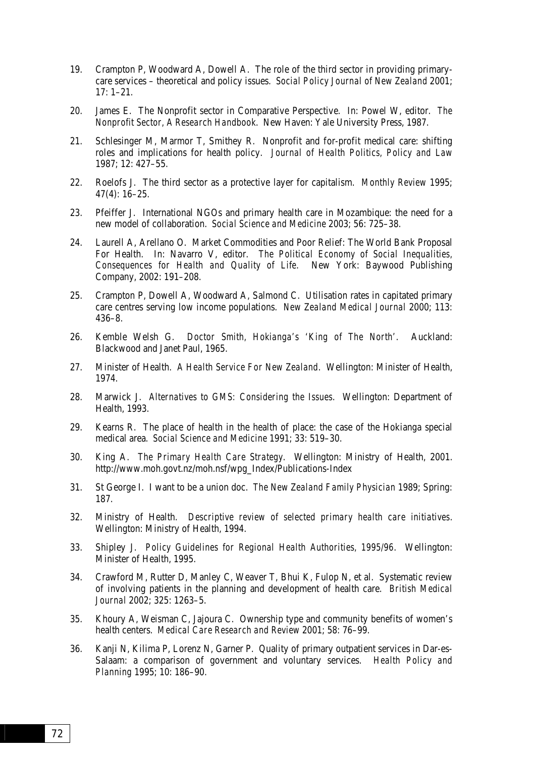19. Crampton P, Woodward A, Dowell A. The role of the third sector in providing primary-care services – theoretical and policy issues. *Social Policy Journal of New Zealand* 2001; 17: 1–21.

20. James E. The Nonprofit sector in Comparative Perspective. In: Powel W, editor. *The Nonprofit Sector, A Research Handbook*. New Haven: Yale University Press, 1987.

21. Schlesinger M, Marmor T, Smithey R. Nonprofit and for-profit medical care: shifting roles and implications for health policy. *Journal of Health Politics, Policy and Law* 1987; 12: 427–55.

22. Roelofs J. The third sector as a protective layer for capitalism. *Monthly Review* 1995; 47(4): 16–25.

23. Pfeiffer J. International NGOs and primary health care in Mozambique: the need for a new model of collaboration. *Social Science and Medicine* 2003; 56: 725–38.

24. Laurell A, Arellano O. Market Commodities and Poor Relief: The World Bank Proposal For Health. In: Navarro V, editor. *The Political Economy of Social Inequalities, Consequences for Health and Quality of Life*. New York: Baywood Publishing Company, 2002: 191–208.

25. Crampton P, Dowell A, Woodward A, Salmond C. Utilisation rates in capitated primary care centres serving low income populations. *New Zealand Medical Journal* 2000; 113: 436–8.

26. Kemble Welsh G. *Doctor Smith, Hokianga's 'King of The North'*. Auckland: Blackwood and Janet Paul, 1965.

27. Minister of Health. *A Health Service For New Zealand*. Wellington: Minister of Health, 1974.

28. Marwick J. *Alternatives to GMS: Considering the Issues*. Wellington: Department of Health, 1993.

29. Kearns R. The place of health in the health of place: the case of the Hokianga special medical area. *Social Science and Medicine* 1991; 33: 519–30.

30. King A. *The Primary Health Care Strategy*. Wellington: Ministry of Health, 2001. http://www.moh.govt.nz/moh.nsf/wpg_Index/Publications-Index

31. St George I. I want to be a union doc. *The New Zealand Family Physician* 1989; Spring: 187.

32. Ministry of Health. *Descriptive review of selected primary health care initiatives*. Wellington: Ministry of Health, 1994.

33. Shipley J. *Policy Guidelines for Regional Health Authorities, 1995/96*. Wellington: Minister of Health, 1995.

34. Crawford M, Rutter D, Manley C, Weaver T, Bhui K, Fulop N, et al. Systematic review of involving patients in the planning and development of health care. *British Medical Journal* 2002; 325: 1263–5.

35. Khoury A, Weisman C, Jajoura C. Ownership type and community benefits of women's health centers. *Medical Care Research and Review* 2001; 58: 76–99.

36. Kanji N, Kilima P, Lorenz N, Garner P. Quality of primary outpatient services in Dar-es-Salaam: a comparison of government and voluntary services. *Health Policy and Planning* 1995; 10: 186–90.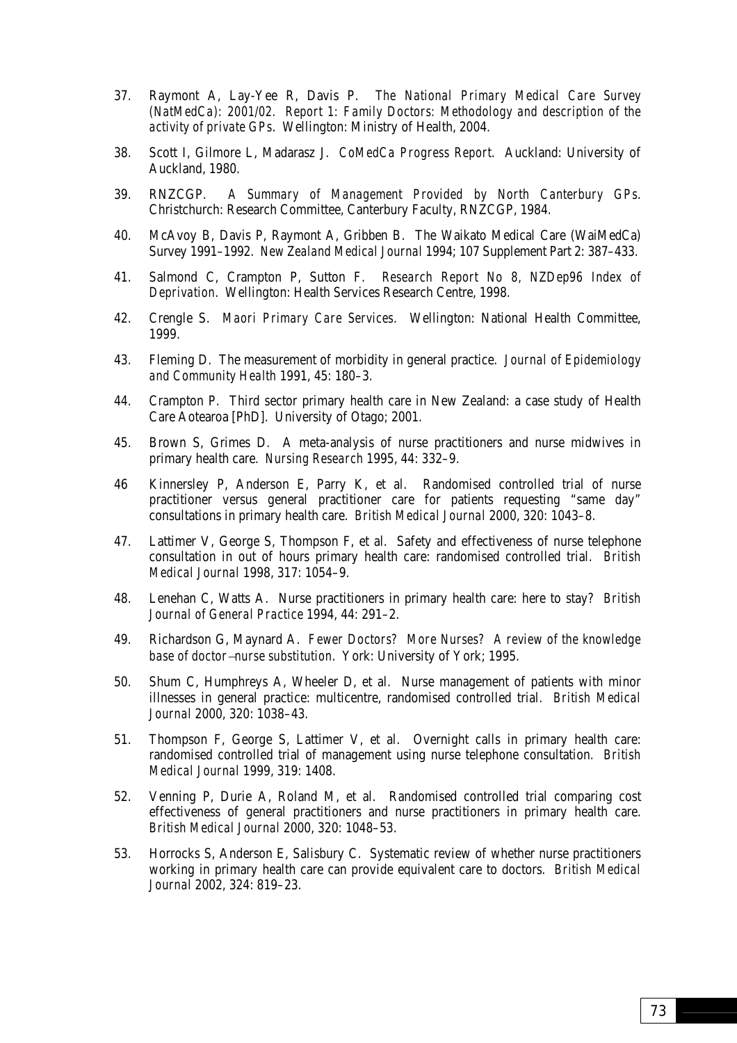37. Raymont A, Lay-Yee R, Davis P. *The National Primary Medical Care Survey (NatMedCa): 2001/02. Report 1: Family Doctors: Methodology and description of the activity of private GPs*. Wellington: Ministry of Health, 2004.

38. Scott I, Gilmore L, Madarasz J. *CoMedCa Progress Report*. Auckland: University of Auckland, 1980.

39. RNZCGP. *A Summary of Management Provided by North Canterbury GPs*. Christchurch: Research Committee, Canterbury Faculty, RNZCGP, 1984.

40. McAvoy B, Davis P, Raymont A, Gribben B. The Waikato Medical Care (WaiMedCa) Survey 1991–1992. *New Zealand Medical Journal* 1994; 107 Supplement Part 2: 387–433.

41. Salmond C, Crampton P, Sutton F. *Research Report No 8, NZDep96 Index of Deprivation*. Wellington: Health Services Research Centre, 1998.

42. Crengle S. *Maori Primary Care Services*. Wellington: National Health Committee, 1999.

43. Fleming D. The measurement of morbidity in general practice. *Journal of Epidemiology and Community Health* 1991, 45: 180–3.

44. Crampton P. Third sector primary health care in New Zealand: a case study of Health Care Aotearoa [PhD]. University of Otago; 2001.

45. Brown S, Grimes D. A meta-analysis of nurse practitioners and nurse midwives in primary health care. *Nursing Research* 1995, 44: 332–9.

46 Kinnersley P, Anderson E, Parry K, et al. Randomised controlled trial of nurse practitioner versus general practitioner care for patients requesting "same day" consultations in primary health care. *British Medical Journal* 2000, 320: 1043–8.

47. Lattimer V, George S, Thompson F, et al. Safety and effectiveness of nurse telephone consultation in out of hours primary health care: randomised controlled trial. *British Medical Journal* 1998, 317: 1054–9.

48. Lenehan C, Watts A. Nurse practitioners in primary health care: here to stay? *British Journal of General Practice* 1994, 44: 291–2.

49. Richardson G, Maynard A. *Fewer Doctors? More Nurses? A review of the knowledge base of doctor–nurse substitution*. York: University of York; 1995.

50. Shum C, Humphreys A, Wheeler D, et al. Nurse management of patients with minor illnesses in general practice: multicentre, randomised controlled trial. *British Medical Journal* 2000, 320: 1038–43.

51. Thompson F, George S, Lattimer V, et al. Overnight calls in primary health care: randomised controlled trial of management using nurse telephone consultation. *British Medical Journal* 1999, 319: 1408.

52. Venning P, Durie A, Roland M, et al. Randomised controlled trial comparing cost effectiveness of general practitioners and nurse practitioners in primary health care. *British Medical Journal* 2000, 320: 1048–53.

53. Horrocks S, Anderson E, Salisbury C. Systematic review of whether nurse practitioners working in primary health care can provide equivalent care to doctors. *British Medical Journal* 2002, 324: 819–23.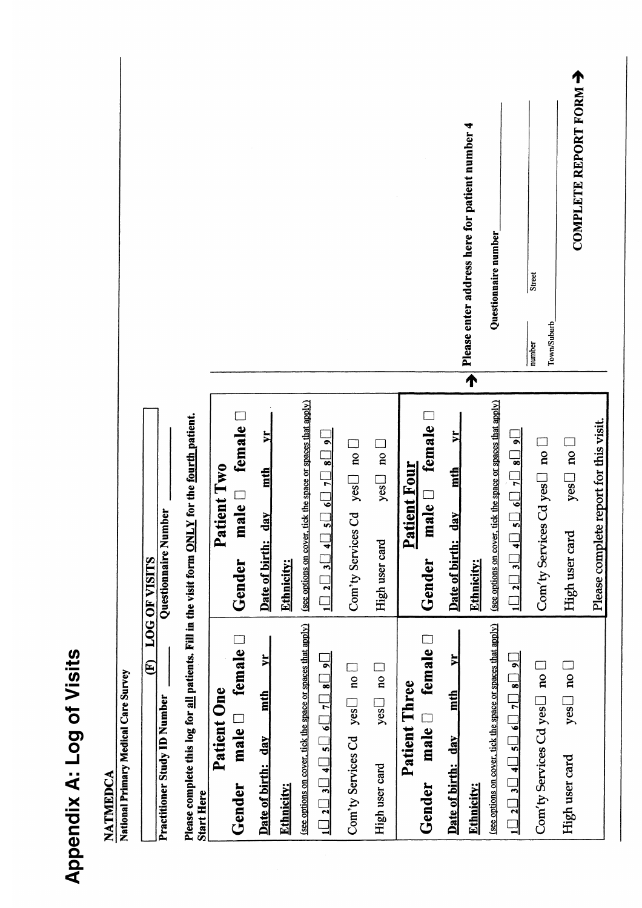# Appendix A: Log of Visits

**NATMEDCA**
**National Primary Medical Care Survey**

**(F) LOG OF VISITS**

**Practitioner Study ID Number** ______ **Questionnaire Number** ______

**Please complete this log for all patients. Fill in the visit form ONLY for the fourth patient.**
**Start Here**

### Patient One

**Gender** male ☐ female ☐

**Date of birth:** day mth yr

**Ethnicity:**
(see options on cover, tick the space or spaces that apply)
1☐ 2☐ 3☐ 4☐ 5☐ 6☐ 7☐ 8☐ 9☐

Com'ty Services Cd yes☐ no ☐

High user card yes☐ no ☐

### Patient Two

**Gender** male ☐ female ☐

**Date of birth:** day mth yr

**Ethnicity:**
(see options on cover, tick the space or spaces that apply)
1☐ 2☐ 3☐ 4☐ 5☐ 6☐ 7☐ 8☐ 9☐

Com'ty Services Cd yes☐ no ☐

High user card yes☐ no ☐

### Patient Three

**Gender** male ☐ female ☐

**Date of birth:** day mth yr

**Ethnicity:**
(see options on cover, tick the space or spaces that apply)
1☐ 2☐ 3☐ 4☐ 5☐ 6☐ 7☐ 8☐ 9☐

Com'ty Services Cd yes☐ no ☐

High user card yes☐ no ☐

### Patient Four

**Gender** male ☐ female ☐

**Date of birth:** day mth yr

**Ethnicity:**
(see options on cover, tick the space or spaces that apply)
1☐ 2☐ 3☐ 4☐ 5☐ 6☐ 7☐ 8☐ 9☐

Com'ty Services Cd yes☐ no ☐

High user card yes☐ no ☐

Please complete report for this visit.

**Please enter address here for patient number 4**

**Questionnaire number** ______

number ______ Street ______

Town/Suburb ______

**COMPLETE REPORT FORM →**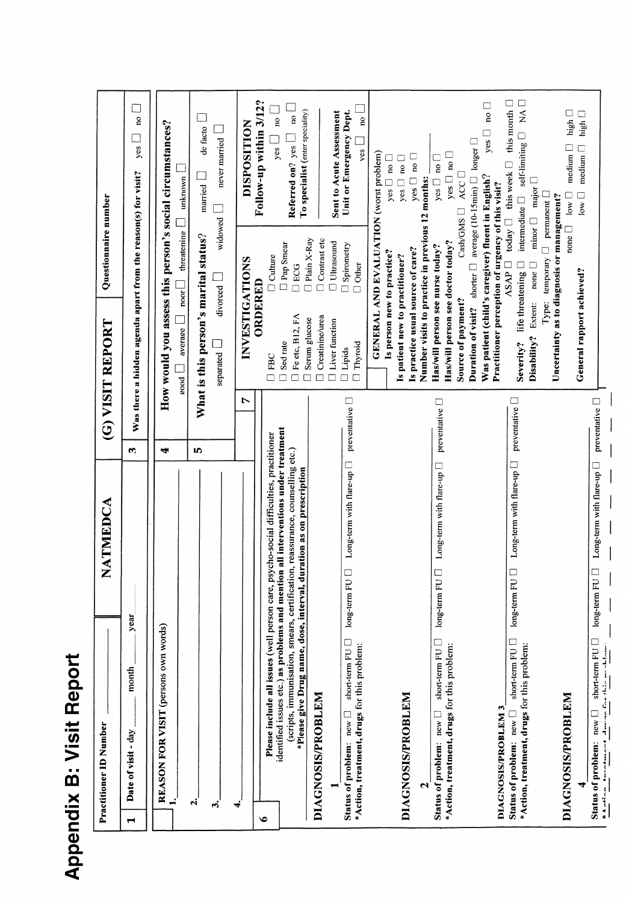# Appendix B: Visit Report

**Practitioner ID Number** \_\_\_\_\_\_\_\_ **NATMEDCA** **(G) VISIT REPORT** **Questionnaire number**

**1** Date of visit - day \_\_\_\_ month \_\_\_\_ year \_\_\_\_

**3** Was there a hidden agenda apart from the reason(s) for visit? yes ☐ no ☐

**REASON FOR VISIT** (persons own words)

1. \_\_\_\_\_\_\_\_
2. \_\_\_\_\_\_\_\_
3. \_\_\_\_\_\_\_\_
4. \_\_\_\_\_\_\_\_

**4** **How would you assess this person's social circumstances?**
good ☐ average ☐ poor ☐ threatening ☐ unknown ☐

**5** **What is this person's marital status?**
married ☐ de facto ☐ separated ☐ divorced ☐ widowed ☐ never married ☐

**6** **Please include all issues (well person care, psycho-social difficulties, practitioner identified issues etc.) as problems and mention all interventions under treatment** (scripts, immunisation, smears, certification, reassurance, counselling etc.)
**\*Please give Drug name, dose, interval, duration as on prescription**

**DIAGNOSIS/PROBLEM**

**1** \_\_\_\_\_\_\_\_

**Status of problem:** new ☐ short-term FU ☐ long-term FU ☐ Long-term with flare-up ☐ preventative ☐
**\*Action, treatment, drugs** for this problem:

**DIAGNOSIS/PROBLEM**

**2** \_\_\_\_\_\_\_\_

**Status of problem:** new ☐ short-term FU ☐ long-term FU ☐ Long-term with flare-up ☐ preventative ☐
**\*Action, treatment, drugs** for this problem:

**DIAGNOSIS/PROBLEM 3**

**Status of problem:** new ☐ short-term FU ☐ long-term FU ☐ Long-term with flare-up ☐ preventative ☐
**\*Action, treatment, drugs** for this problem:

**DIAGNOSIS/PROBLEM**

**4** \_\_\_\_\_\_\_\_

**Status of problem:** new ☐ short-term FU ☐ long-term FU ☐ Long-term with flare-up ☐ preventative ☐
**\*Action, treatment, drugs for this problem:**

**7** **INVESTIGATIONS ORDERED**

| | |
|---|---|
| ☐ FBC | ☐ Culture |
| ☐ Sed rate | ☐ Pap Smear |
| ☐ Fe etc, B12, FA | ☐ ECG |
| ☐ Serum glucose | ☐ Plain X-Ray |
| ☐ Creatinine/urea | ☐ Contrast etc |
| ☐ Liver function | ☐ Ultrasound |
| ☐ Lipids | ☐ Spirometry |
| ☐ Thyroid | ☐ Other |

**DISPOSITION**

**Follow-up within 3/12?** yes ☐ no ☐

**Referred on?** yes ☐ no ☐
**To specialist** (enter speciality)

**Sent to Acute Assessment Unit or Emergency Dept.** yes ☐ no ☐

**GENERAL AND EVALUATION** (worst problem)

**Is person new to practice?** yes ☐ no ☐
**Is patient new to practitioner?** yes ☐ no ☐
**Is practice usual source of care?** yes ☐ no ☐
**Number visits to practice in previous 12 months:**
**Has/will person see nurse today?** yes ☐ no ☐
**Has/will person see doctor today?** yes ☐ no ☐
**Source of payment?** Cash/GMS ☐ ACC ☐
**Duration of visit?** shorter ☐ average (10-15min) ☐ longer ☐
**Was patient (child's caregiver) fluent in English?** yes ☐ no ☐
**Practitioner perception of urgency of this visit?**
ASAP ☐ today ☐ this week ☐ this month ☐
**Severity?** life threatening ☐ intermediate ☐ self-limiting ☐ NA ☐
**Disability?** Extent: none ☐ minor ☐ major ☐
Type: temporary ☐ permanent ☐
**Uncertainty as to diagnosis or management?**
none ☐ low ☐ medium ☐ high ☐
**General rapport achieved?** low ☐ medium ☐ high ☐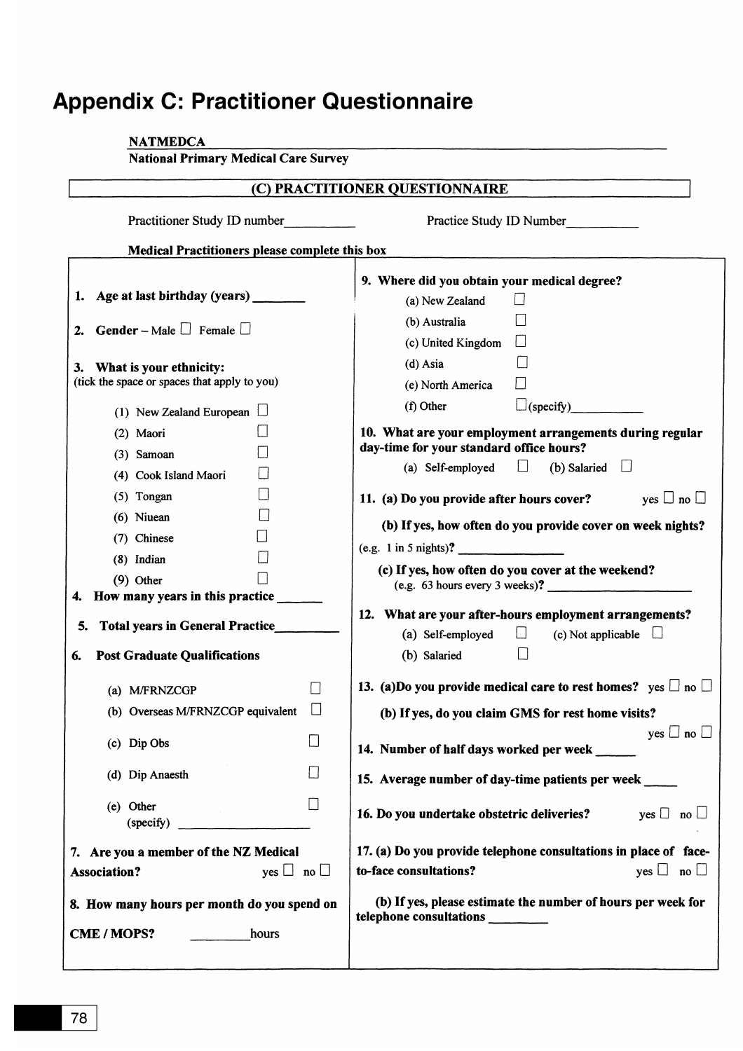# Appendix C: Practitioner Questionnaire

**NATMEDCA**
**National Primary Medical Care Survey**

## (C) PRACTITIONER QUESTIONNAIRE

Practitioner Study ID number__________ Practice Study ID Number__________

**Medical Practitioners please complete this box**

1. **Age at last birthday (years)** ________

2. **Gender** – Male ☐ Female ☐

3. **What is your ethnicity:**
(tick the space or spaces that apply to you)
   - (1) New Zealand European ☐
   - (2) Maori ☐
   - (3) Samoan ☐
   - (4) Cook Island Maori ☐
   - (5) Tongan ☐
   - (6) Niuean ☐
   - (7) Chinese ☐
   - (8) Indian ☐
   - (9) Other ☐

4. **How many years in this practice** _______

5. **Total years in General Practice**_________

6. **Post Graduate Qualifications**
   - (a) M/FRNZCGP ☐
   - (b) Overseas M/FRNZCGP equivalent ☐
   - (c) Dip Obs ☐
   - (d) Dip Anaesth ☐
   - (e) Other ☐
     (specify) ____________________

7. **Are you a member of the NZ Medical Association?** yes ☐ no ☐

8. **How many hours per month do you spend on CME / MOPS?** _________hours

9. **Where did you obtain your medical degree?**
   - (a) New Zealand ☐
   - (b) Australia ☐
   - (c) United Kingdom ☐
   - (d) Asia ☐
   - (e) North America ☐
   - (f) Other ☐(specify)___________

10. **What are your employment arrangements during regular day-time for your standard office hours?**
    - (a) Self-employed ☐ (b) Salaried ☐

11. **(a) Do you provide after hours cover?** yes ☐ no ☐

    **(b) If yes, how often do you provide cover on week nights?**
    (e.g. 1 in 5 nights)? ________________

    **(c) If yes, how often do you cover at the weekend?**
    (e.g. 63 hours every 3 weeks)? ____________________

12. **What are your after-hours employment arrangements?**
    - (a) Self-employed ☐ (c) Not applicable ☐
    - (b) Salaried ☐

13. **(a)Do you provide medical care to rest homes?** yes ☐ no ☐

    **(b) If yes, do you claim GMS for rest home visits?** yes ☐ no ☐

14. **Number of half days worked per week** ______

15. **Average number of day-time patients per week** _____

16. **Do you undertake obstetric deliveries?** yes ☐ no ☐

17. **(a) Do you provide telephone consultations in place of face-to-face consultations?** yes ☐ no ☐

    **(b) If yes, please estimate the number of hours per week for telephone consultations** ________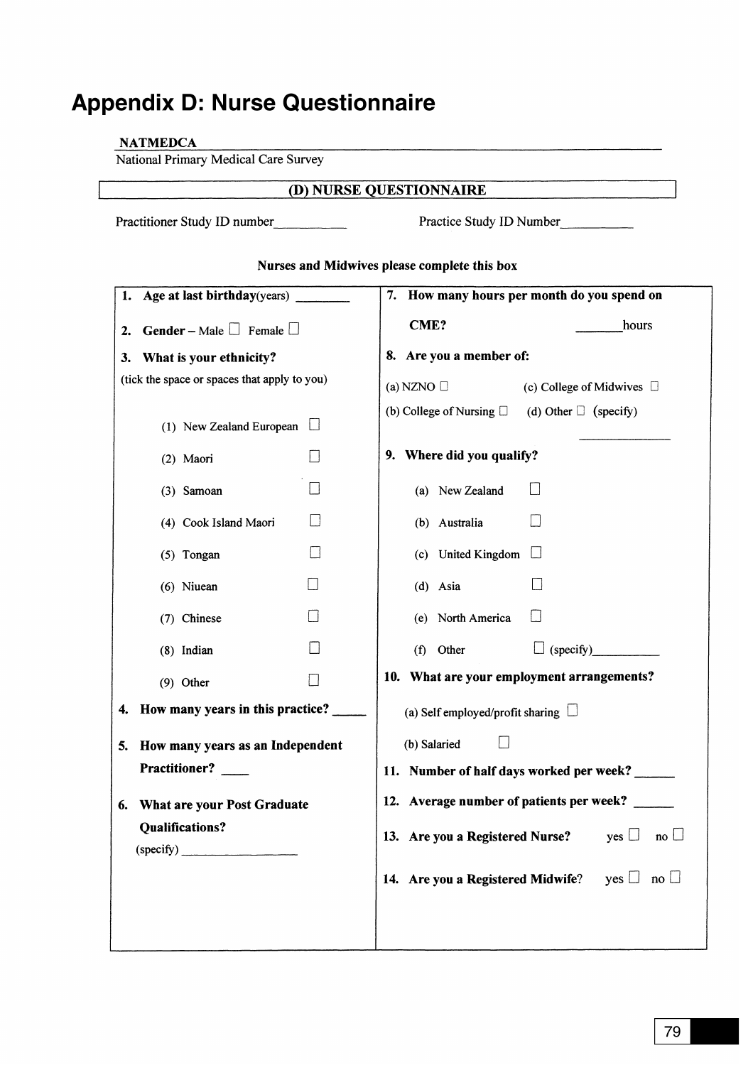# Appendix D: Nurse Questionnaire

**NATMEDCA**

National Primary Medical Care Survey

**(D) NURSE QUESTIONNAIRE**

Practitioner Study ID number__________ Practice Study ID Number__________

**Nurses and Midwives please complete this box**

**1. Age at last birthday**(years) ________

**2. Gender** – Male ☐ Female ☐

**3. What is your ethnicity?**

(tick the space or spaces that apply to you)

(1) New Zealand European ☐

(2) Maori ☐

(3) Samoan ☐

(4) Cook Island Maori ☐

(5) Tongan ☐

(6) Niuean ☐

(7) Chinese ☐

(8) Indian ☐

(9) Other ☐

**4. How many years in this practice?** _____

**5. How many years as an Independent Practitioner?** ____

**6. What are your Post Graduate Qualifications?**

(specify) __________________

**7. How many hours per month do you spend on CME?** _______hours

**8. Are you a member of:**

(a) NZNO ☐

(b) College of Nursing ☐

(c) College of Midwives ☐

(d) Other ☐ (specify) ____________

**9. Where did you qualify?**

(a) New Zealand ☐

(b) Australia ☐

(c) United Kingdom ☐

(d) Asia ☐

(e) North America ☐

(f) Other ☐ (specify)__________

**10. What are your employment arrangements?**

(a) Self employed/profit sharing ☐

(b) Salaried ☐

**11. Number of half days worked per week?** ______

**12. Average number of patients per week?** ______

**13. Are you a Registered Nurse?** yes ☐ no ☐

**14. Are you a Registered Midwife?** yes ☐ no ☐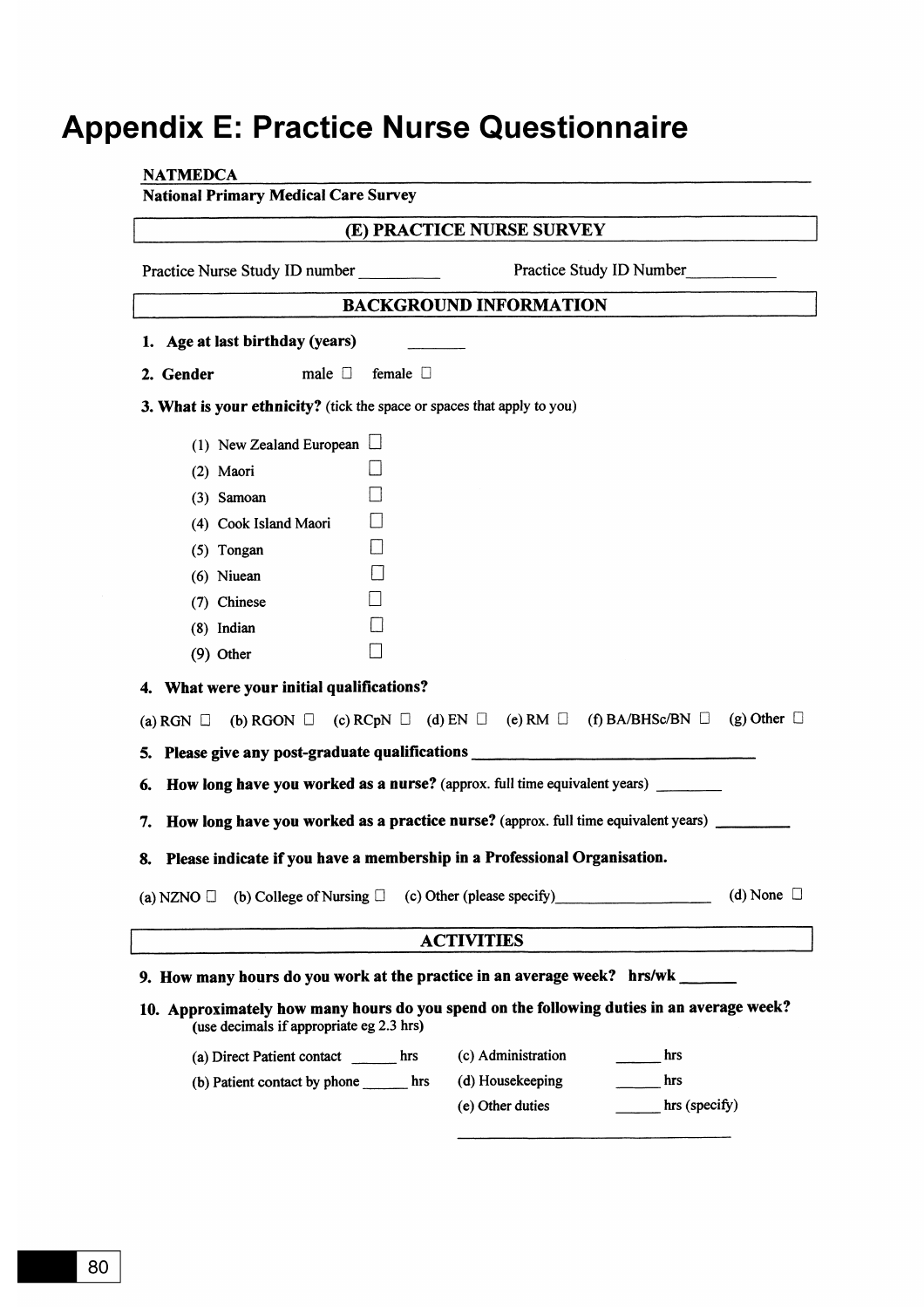# Appendix E: Practice Nurse Questionnaire

**NATMEDCA**
**National Primary Medical Care Survey**

## (E) PRACTICE NURSE SURVEY

Practice Nurse Study ID number _________ Practice Study ID Number__________

## BACKGROUND INFORMATION

**1. Age at last birthday (years)** _______

**2. Gender** male ☐ female ☐

**3. What is your ethnicity?** (tick the space or spaces that apply to you)

- (1) New Zealand European ☐
- (2) Maori ☐
- (3) Samoan ☐
- (4) Cook Island Maori ☐
- (5) Tongan ☐
- (6) Niuean ☐
- (7) Chinese ☐
- (8) Indian ☐
- (9) Other ☐

**4. What were your initial qualifications?**

(a) RGN ☐ (b) RGON ☐ (c) RCpN ☐ (d) EN ☐ (e) RM ☐ (f) BA/BHSc/BN ☐ (g) Other ☐

**5. Please give any post-graduate qualifications** ________________________________

**6. How long have you worked as a nurse?** (approx. full time equivalent years) ________

**7. How long have you worked as a practice nurse?** (approx. full time equivalent years) _________

**8. Please indicate if you have a membership in a Professional Organisation.**

(a) NZNO ☐ (b) College of Nursing ☐ (c) Other (please specify)___________________ (d) None ☐

## ACTIVITIES

**9. How many hours do you work at the practice in an average week? hrs/wk** ______

**10. Approximately how many hours do you spend on the following duties in an average week?**
(use decimals if appropriate eg 2.3 hrs)

(a) Direct Patient contact ______ hrs
(b) Patient contact by phone ______ hrs
(c) Administration ______ hrs
(d) Housekeeping ______ hrs
(e) Other duties ______ hrs (specify)

________________________________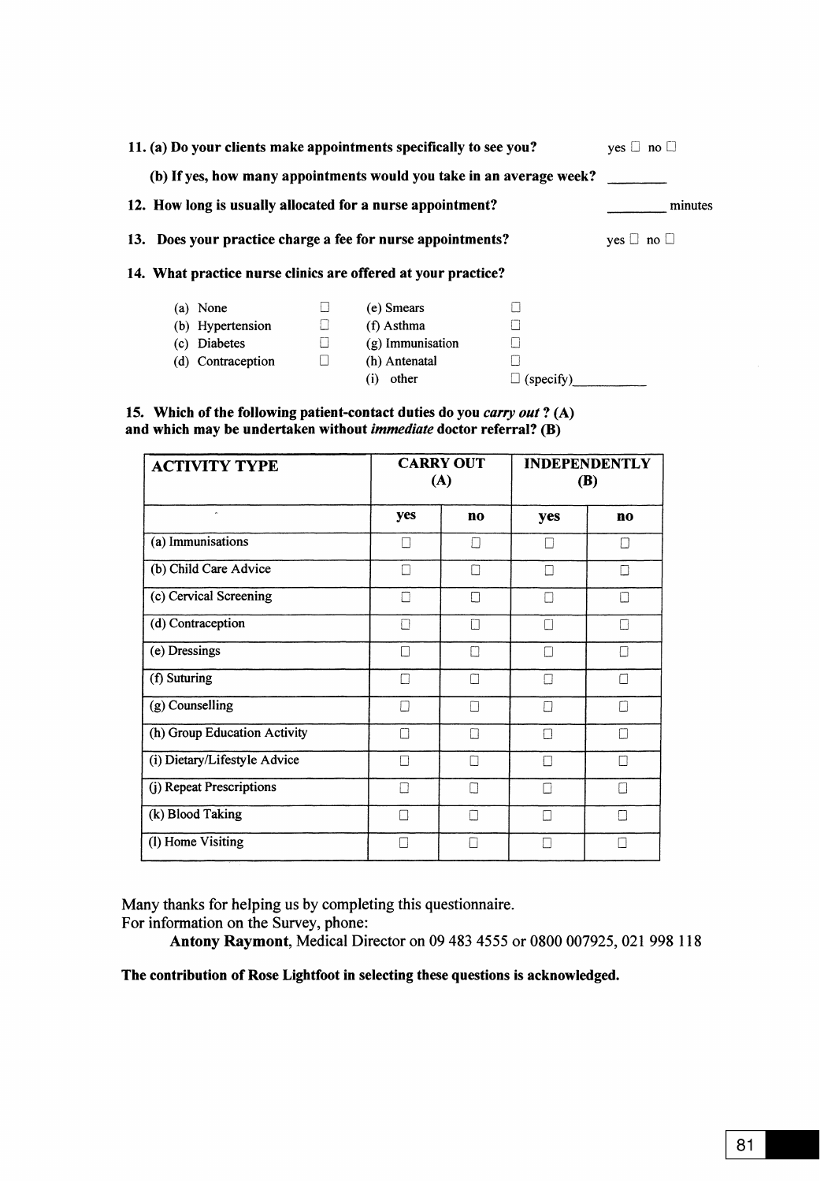**11. (a) Do your clients make appointments specifically to see you?** yes ☐ no ☐

**(b) If yes, how many appointments would you take in an average week?** ________

**12. How long is usually allocated for a nurse appointment?** ________ minutes

**13. Does your practice charge a fee for nurse appointments?** yes ☐ no ☐

**14. What practice nurse clinics are offered at your practice?**

| | | | |
|---|---|---|---|
| (a) None | ☐ | (e) Smears | ☐ |
| (b) Hypertension | ☐ | (f) Asthma | ☐ |
| (c) Diabetes | ☐ | (g) Immunisation | ☐ |
| (d) Contraception | ☐ | (h) Antenatal | ☐ |
| | | (i) other | ☐ (specify)__________ |

**15. Which of the following patient-contact duties do you *carry out* ? (A) and which may be undertaken without *immediate* doctor referral? (B)**

| ACTIVITY TYPE | CARRY OUT (A) | | INDEPENDENTLY (B) | |
|---|---|---|---|---|
| | yes | no | yes | no |
| (a) Immunisations | ☐ | ☐ | ☐ | ☐ |
| (b) Child Care Advice | ☐ | ☐ | ☐ | ☐ |
| (c) Cervical Screening | ☐ | ☐ | ☐ | ☐ |
| (d) Contraception | ☐ | ☐ | ☐ | ☐ |
| (e) Dressings | ☐ | ☐ | ☐ | ☐ |
| (f) Suturing | ☐ | ☐ | ☐ | ☐ |
| (g) Counselling | ☐ | ☐ | ☐ | ☐ |
| (h) Group Education Activity | ☐ | ☐ | ☐ | ☐ |
| (i) Dietary/Lifestyle Advice | ☐ | ☐ | ☐ | ☐ |
| (j) Repeat Prescriptions | ☐ | ☐ | ☐ | ☐ |
| (k) Blood Taking | ☐ | ☐ | ☐ | ☐ |
| (l) Home Visiting | ☐ | ☐ | ☐ | ☐ |

Many thanks for helping us by completing this questionnaire.
For information on the Survey, phone:

**Antony Raymont**, Medical Director on 09 483 4555 or 0800 007925, 021 998 118

**The contribution of Rose Lightfoot in selecting these questions is acknowledged.**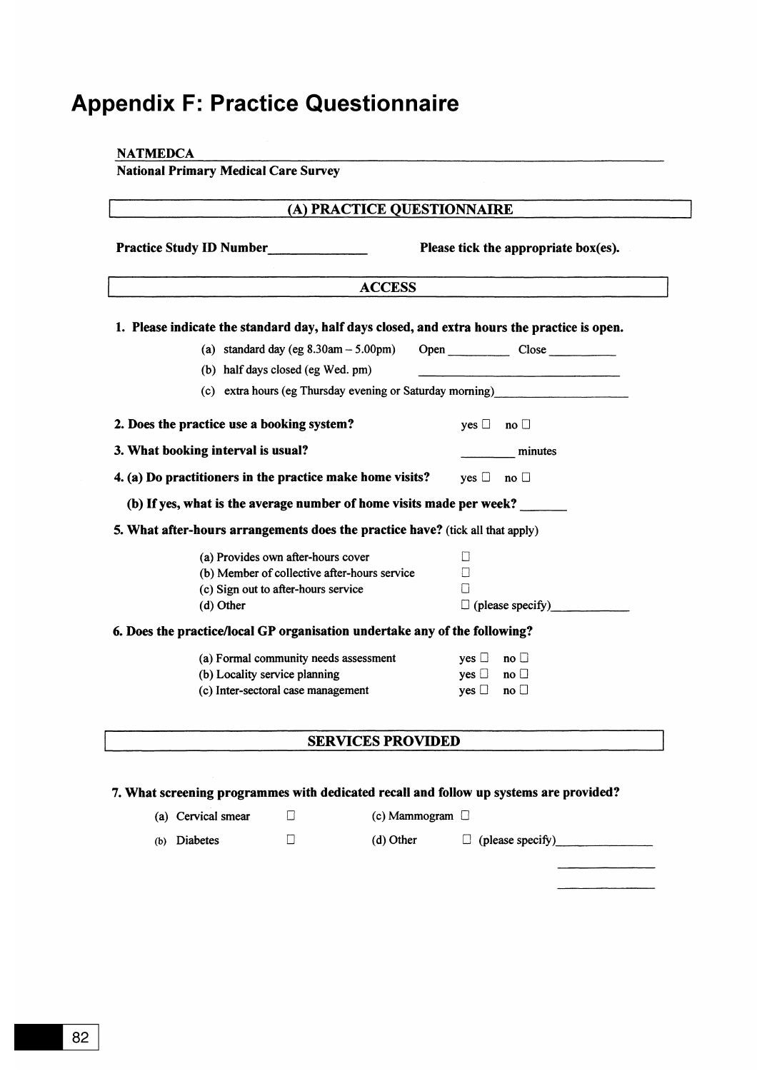# Appendix F: Practice Questionnaire

**NATMEDCA**
**National Primary Medical Care Survey**

## (A) PRACTICE QUESTIONNAIRE

**Practice Study ID Number**______________ **Please tick the appropriate box(es).**

## ACCESS

**1. Please indicate the standard day, half days closed, and extra hours the practice is open.**

(a) standard day (eg 8.30am – 5.00pm) Open __________ Close __________

(b) half days closed (eg Wed. pm) ______________________________

(c) extra hours (eg Thursday evening or Saturday morning)____________________

**2. Does the practice use a booking system?** yes ☐ no ☐

**3. What booking interval is usual?** ________ minutes

**4. (a) Do practitioners in the practice make home visits?** yes ☐ no ☐

**(b) If yes, what is the average number of home visits made per week?** _______

**5. What after-hours arrangements does the practice have?** (tick all that apply)

(a) Provides own after-hours cover ☐
(b) Member of collective after-hours service ☐
(c) Sign out to after-hours service ☐
(d) Other ☐ (please specify)____________

**6. Does the practice/local GP organisation undertake any of the following?**

(a) Formal community needs assessment yes ☐ no ☐
(b) Locality service planning yes ☐ no ☐
(c) Inter-sectoral case management yes ☐ no ☐

## SERVICES PROVIDED

**7. What screening programmes with dedicated recall and follow up systems are provided?**

(a) Cervical smear ☐ (c) Mammogram ☐

(b) Diabetes ☐ (d) Other ☐ (please specify)_______________
_______________
_______________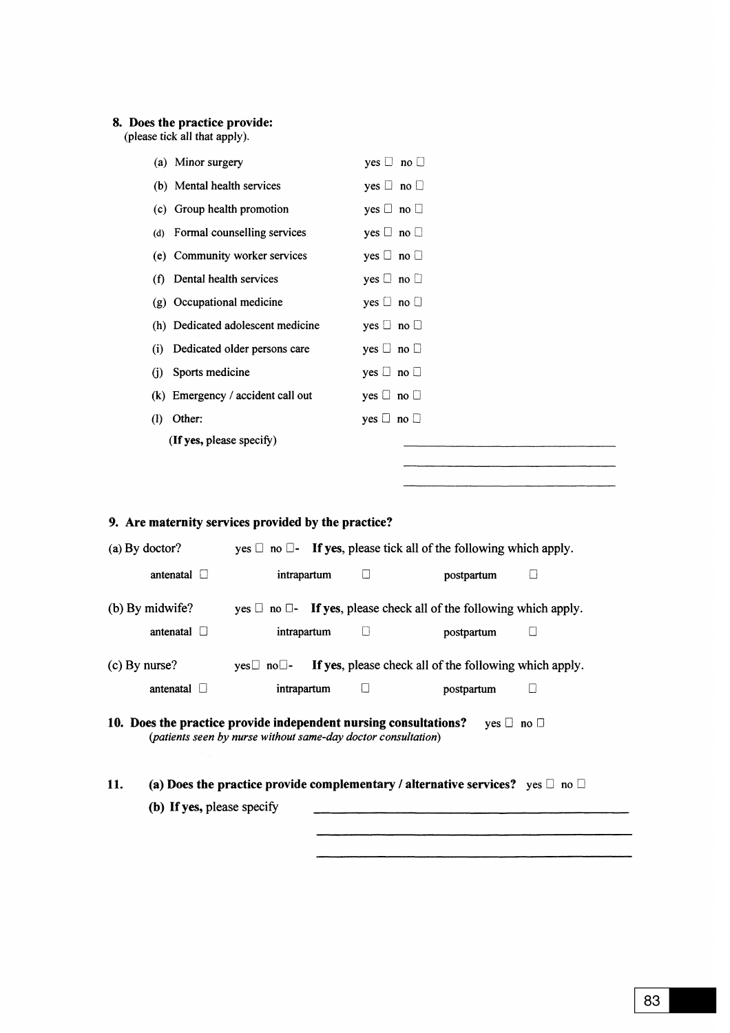**8. Does the practice provide:**
(please tick all that apply).

(a) Minor surgery yes ☐ no ☐

(b) Mental health services yes ☐ no ☐

(c) Group health promotion yes ☐ no ☐

(d) Formal counselling services yes ☐ no ☐

(e) Community worker services yes ☐ no ☐

(f) Dental health services yes ☐ no ☐

(g) Occupational medicine yes ☐ no ☐

(h) Dedicated adolescent medicine yes ☐ no ☐

(i) Dedicated older persons care yes ☐ no ☐

(j) Sports medicine yes ☐ no ☐

(k) Emergency / accident call out yes ☐ no ☐

(l) Other: yes ☐ no ☐

**(If yes,** please specify) ______________________________

______________________________

______________________________

**9. Are maternity services provided by the practice?**

(a) By doctor? yes ☐ no ☐- **If yes,** please tick all of the following which apply.

antenatal ☐ intrapartum ☐ postpartum ☐

(b) By midwife? yes ☐ no ☐- **If yes,** please check all of the following which apply.

antenatal ☐ intrapartum ☐ postpartum ☐

(c) By nurse? yes☐ no☐- **If yes,** please check all of the following which apply.

antenatal ☐ intrapartum ☐ postpartum ☐

**10. Does the practice provide independent nursing consultations?** yes ☐ no ☐
*(patients seen by nurse without same-day doctor consultation)*

**11.** **(a) Does the practice provide complementary / alternative services?** yes ☐ no ☐

**(b) If yes,** please specify ______________________________

______________________________

______________________________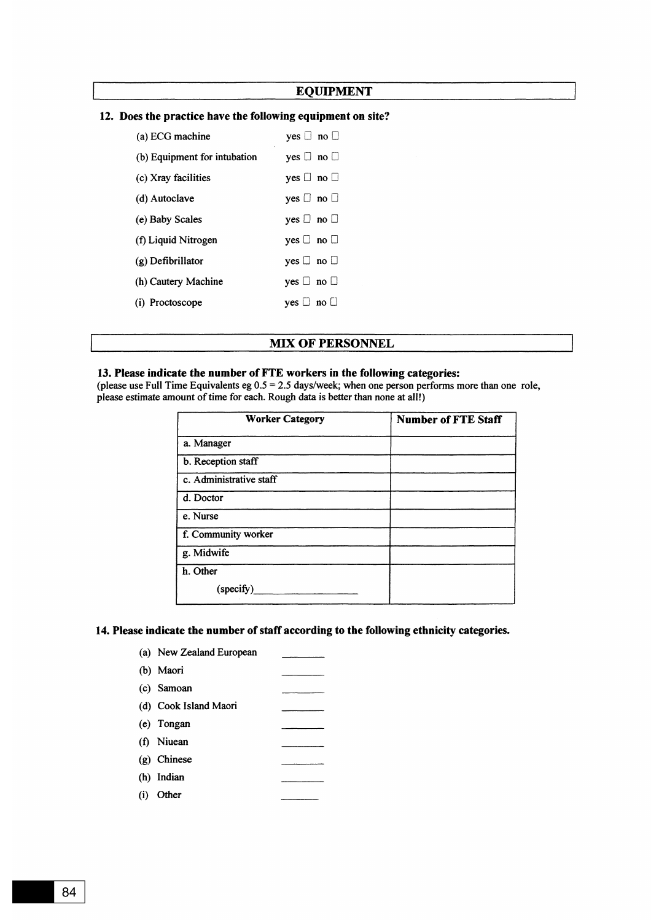## EQUIPMENT

**12. Does the practice have the following equipment on site?**

(a) ECG machine yes ☐ no ☐

(b) Equipment for intubation yes ☐ no ☐

(c) Xray facilities yes ☐ no ☐

(d) Autoclave yes ☐ no ☐

(e) Baby Scales yes ☐ no ☐

(f) Liquid Nitrogen yes ☐ no ☐

(g) Defibrillator yes ☐ no ☐

(h) Cautery Machine yes ☐ no ☐

(i) Proctoscope yes ☐ no ☐

## MIX OF PERSONNEL

**13. Please indicate the number of FTE workers in the following categories:**
(please use Full Time Equivalents eg 0.5 = 2.5 days/week; when one person performs more than one role, please estimate amount of time for each. Rough data is better than none at all!)

| Worker Category | Number of FTE Staff |
|---|---|
| a. Manager | |
| b. Reception staff | |
| c. Administrative staff | |
| d. Doctor | |
| e. Nurse | |
| f. Community worker | |
| g. Midwife | |
| h. Other (specify)_______________ | |

**14. Please indicate the number of staff according to the following ethnicity categories.**

(a) New Zealand European _______

(b) Maori _______

(c) Samoan _______

(d) Cook Island Maori _______

(e) Tongan _______

(f) Niuean _______

(g) Chinese _______

(h) Indian _______

(i) Other _______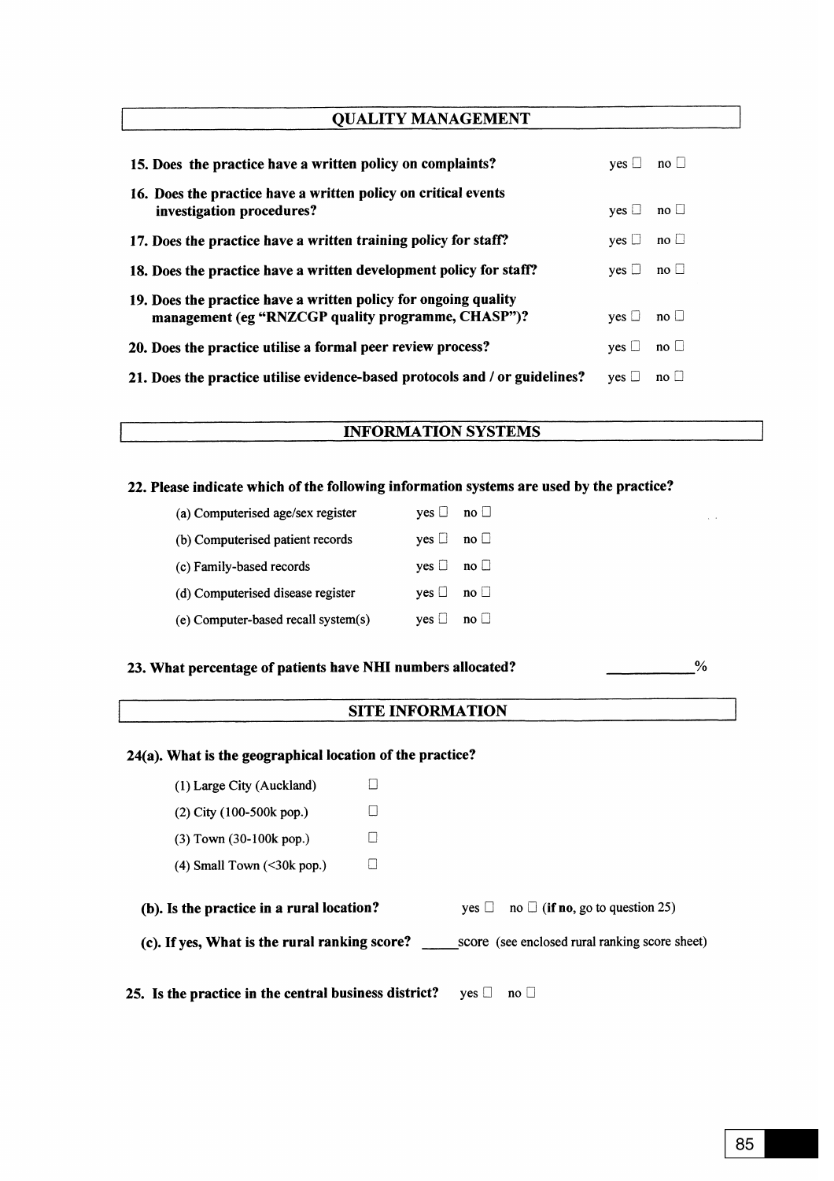## QUALITY MANAGEMENT

**15. Does the practice have a written policy on complaints?** yes ☐ no ☐

**16. Does the practice have a written policy on critical events investigation procedures?** yes ☐ no ☐

**17. Does the practice have a written training policy for staff?** yes ☐ no ☐

**18. Does the practice have a written development policy for staff?** yes ☐ no ☐

**19. Does the practice have a written policy for ongoing quality management (eg "RNZCGP quality programme, CHASP")?** yes ☐ no ☐

**20. Does the practice utilise a formal peer review process?** yes ☐ no ☐

**21. Does the practice utilise evidence-based protocols and / or guidelines?** yes ☐ no ☐

## INFORMATION SYSTEMS

**22. Please indicate which of the following information systems are used by the practice?**

(a) Computerised age/sex register yes ☐ no ☐

(b) Computerised patient records yes ☐ no ☐

(c) Family-based records yes ☐ no ☐

(d) Computerised disease register yes ☐ no ☐

(e) Computer-based recall system(s) yes ☐ no ☐

**23. What percentage of patients have NHI numbers allocated?** ___________%

## SITE INFORMATION

**24(a). What is the geographical location of the practice?**

(1) Large City (Auckland) ☐

(2) City (100-500k pop.) ☐

(3) Town (30-100k pop.) ☐

(4) Small Town (<30k pop.) ☐

**(b). Is the practice in a rural location?** yes ☐ no ☐ (**if no**, go to question 25)

**(c). If yes, What is the rural ranking score?** _____score (see enclosed rural ranking score sheet)

**25. Is the practice in the central business district?** yes ☐ no ☐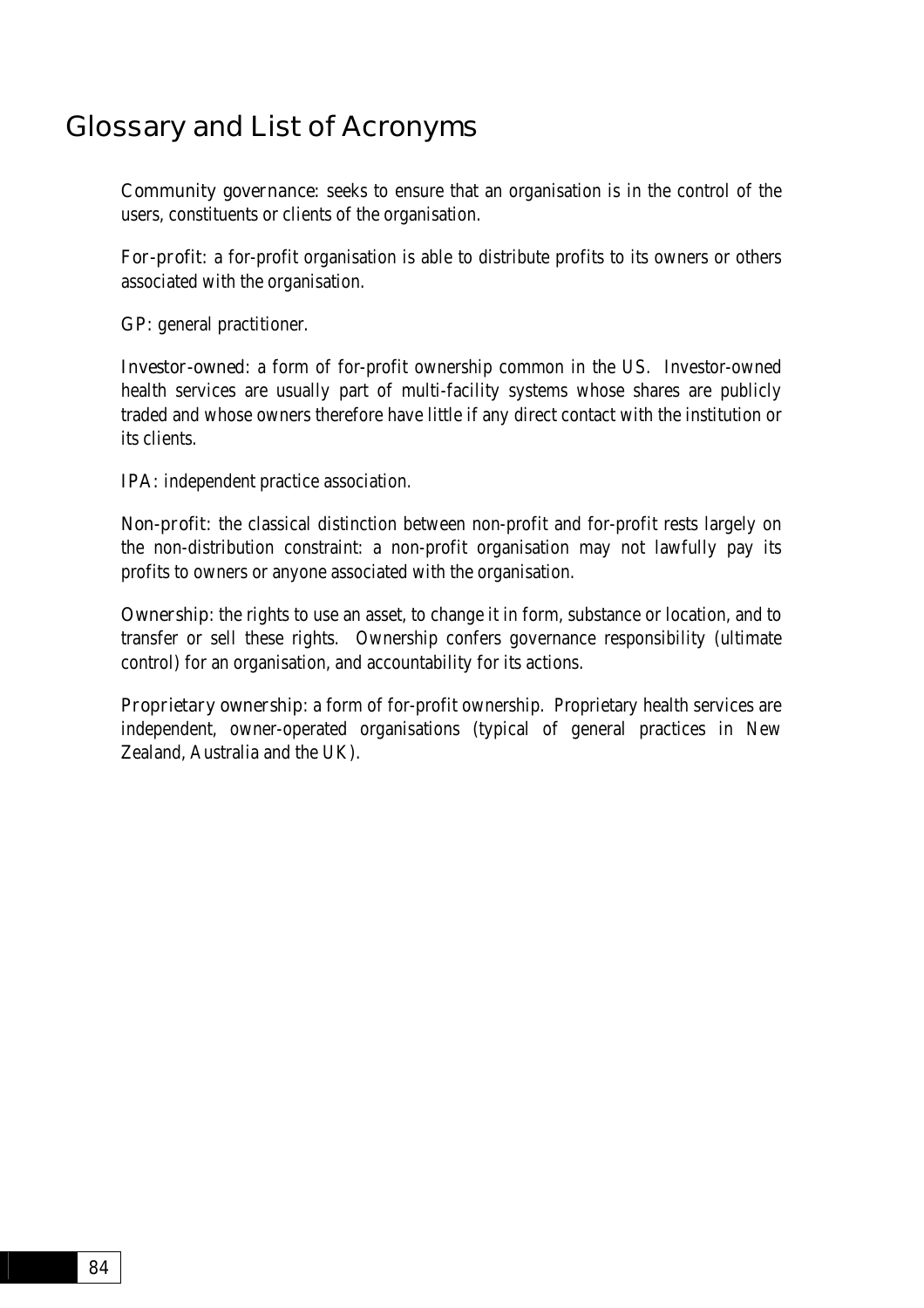# Glossary and List of Acronyms

Community governance: seeks to ensure that an organisation is in the control of the users, constituents or clients of the organisation.

For-profit: a for-profit organisation is able to distribute profits to its owners or others associated with the organisation.

GP: general practitioner.

Investor-owned: a form of for-profit ownership common in the US. Investor-owned health services are usually part of multi-facility systems whose shares are publicly traded and whose owners therefore have little if any direct contact with the institution or its clients.

IPA: independent practice association.

Non-profit: the classical distinction between non-profit and for-profit rests largely on the non-distribution constraint: a non-profit organisation may not lawfully pay its profits to owners or anyone associated with the organisation.

Ownership: the rights to use an asset, to change it in form, substance or location, and to transfer or sell these rights. Ownership confers governance responsibility (ultimate control) for an organisation, and accountability for its actions.

Proprietary ownership: a form of for-profit ownership. Proprietary health services are independent, owner-operated organisations (typical of general practices in New Zealand, Australia and the UK).